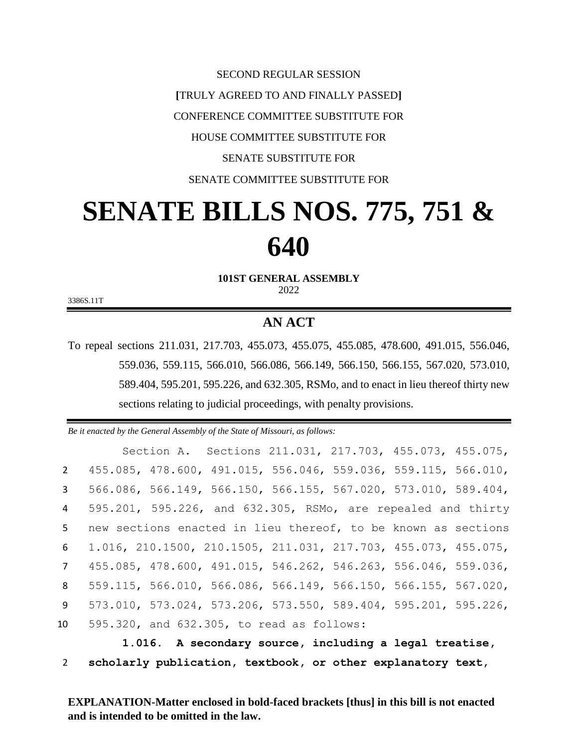SECOND REGULAR SESSION

**[**TRULY AGREED TO AND FINALLY PASSED**]**

CONFERENCE COMMITTEE SUBSTITUTE FOR

HOUSE COMMITTEE SUBSTITUTE FOR

SENATE SUBSTITUTE FOR

SENATE COMMITTEE SUBSTITUTE FOR

# SENATE BILLS NOS. 775, 751 & 640

**101ST GENERAL ASSEMBLY**
2022

3386S.11T

## AN ACT

To repeal sections 211.031, 217.703, 455.073, 455.075, 455.085, 478.600, 491.015, 556.046, 559.036, 559.115, 566.010, 566.086, 566.149, 566.150, 566.155, 567.020, 573.010, 589.404, 595.201, 595.226, and 632.305, RSMo, and to enact in lieu thereof thirty new sections relating to judicial proceedings, with penalty provisions.

*Be it enacted by the General Assembly of the State of Missouri, as follows:*

Section A. Sections 211.031, 217.703, 455.073, 455.075, 455.085, 478.600, 491.015, 556.046, 559.036, 559.115, 566.010, 566.086, 566.149, 566.150, 566.155, 567.020, 573.010, 589.404, 595.201, 595.226, and 632.305, RSMo, are repealed and thirty new sections enacted in lieu thereof, to be known as sections 1.016, 210.1500, 210.1505, 211.031, 217.703, 455.073, 455.075, 455.085, 478.600, 491.015, 546.262, 546.263, 556.046, 559.036, 559.115, 566.010, 566.086, 566.149, 566.150, 566.155, 567.020, 573.010, 573.024, 573.206, 573.550, 589.404, 595.201, 595.226, 595.320, and 632.305, to read as follows:

**1.016. A secondary source, including a legal treatise, scholarly publication, textbook, or other explanatory text,**

**EXPLANATION-Matter enclosed in bold-faced brackets [thus] in this bill is not enacted and is intended to be omitted in the law.**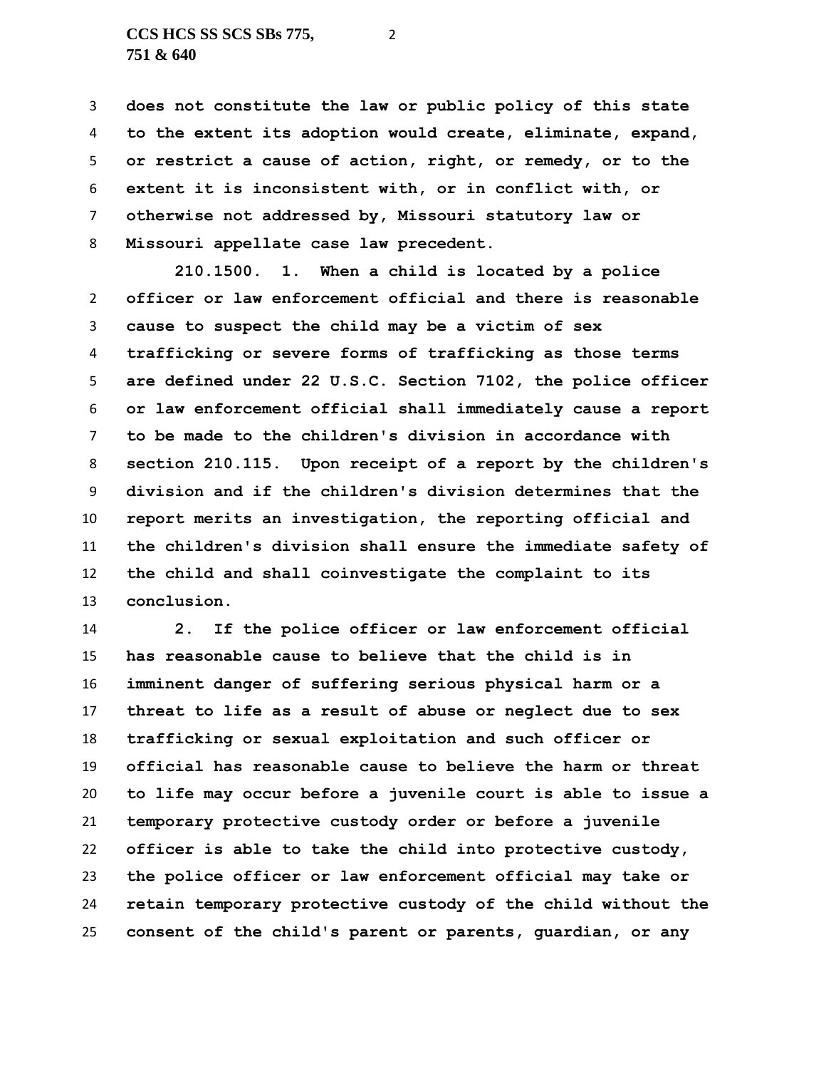**does not constitute the law or public policy of this state to the extent its adoption would create, eliminate, expand, or restrict a cause of action, right, or remedy, or to the extent it is inconsistent with, or in conflict with, or otherwise not addressed by, Missouri statutory law or Missouri appellate case law precedent.**

**210.1500. 1. When a child is located by a police officer or law enforcement official and there is reasonable cause to suspect the child may be a victim of sex trafficking or severe forms of trafficking as those terms are defined under 22 U.S.C. Section 7102, the police officer or law enforcement official shall immediately cause a report to be made to the children's division in accordance with section 210.115. Upon receipt of a report by the children's division and if the children's division determines that the report merits an investigation, the reporting official and the children's division shall ensure the immediate safety of the child and shall coinvestigate the complaint to its conclusion.**

**2. If the police officer or law enforcement official has reasonable cause to believe that the child is in imminent danger of suffering serious physical harm or a threat to life as a result of abuse or neglect due to sex trafficking or sexual exploitation and such officer or official has reasonable cause to believe the harm or threat to life may occur before a juvenile court is able to issue a temporary protective custody order or before a juvenile officer is able to take the child into protective custody, the police officer or law enforcement official may take or retain temporary protective custody of the child without the consent of the child's parent or parents, guardian, or any**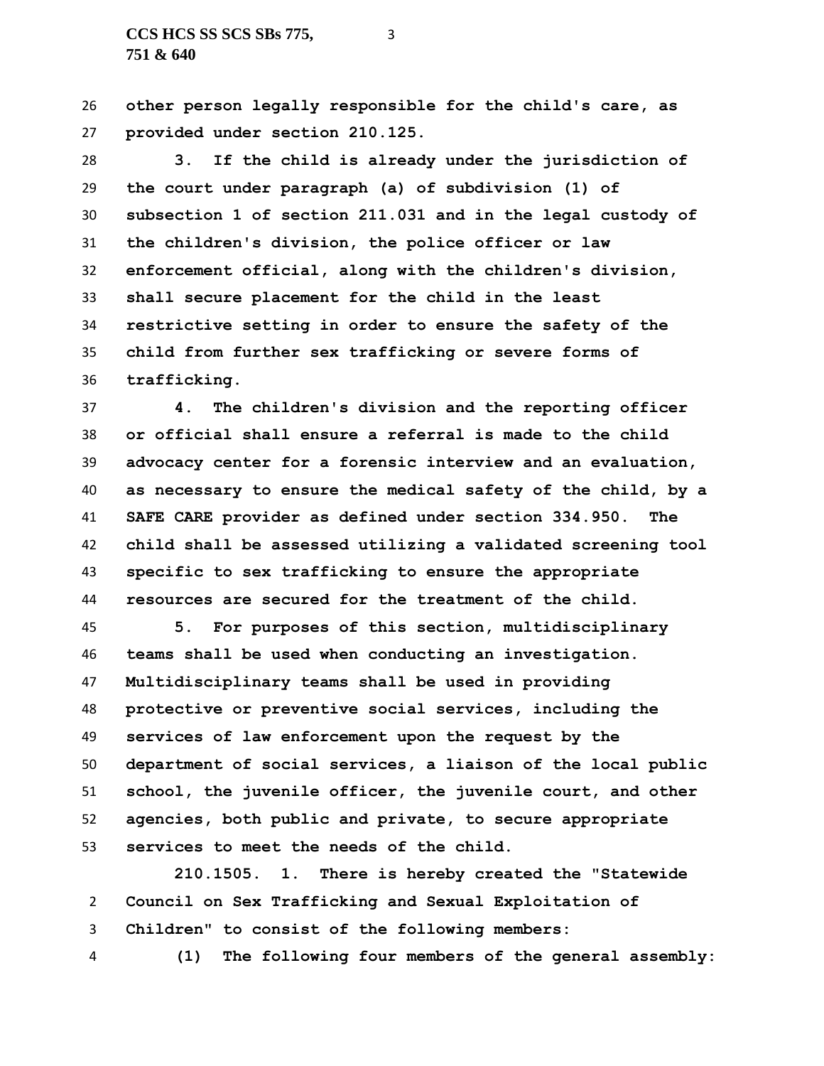**other person legally responsible for the child's care, as provided under section 210.125.**

**3. If the child is already under the jurisdiction of the court under paragraph (a) of subdivision (1) of subsection 1 of section 211.031 and in the legal custody of the children's division, the police officer or law enforcement official, along with the children's division, shall secure placement for the child in the least restrictive setting in order to ensure the safety of the child from further sex trafficking or severe forms of trafficking.**

**4. The children's division and the reporting officer or official shall ensure a referral is made to the child advocacy center for a forensic interview and an evaluation, as necessary to ensure the medical safety of the child, by a SAFE CARE provider as defined under section 334.950. The child shall be assessed utilizing a validated screening tool specific to sex trafficking to ensure the appropriate resources are secured for the treatment of the child.**

**5. For purposes of this section, multidisciplinary teams shall be used when conducting an investigation. Multidisciplinary teams shall be used in providing protective or preventive social services, including the services of law enforcement upon the request by the department of social services, a liaison of the local public school, the juvenile officer, the juvenile court, and other agencies, both public and private, to secure appropriate services to meet the needs of the child.**

**210.1505. 1. There is hereby created the "Statewide Council on Sex Trafficking and Sexual Exploitation of Children" to consist of the following members:**

**(1) The following four members of the general assembly:**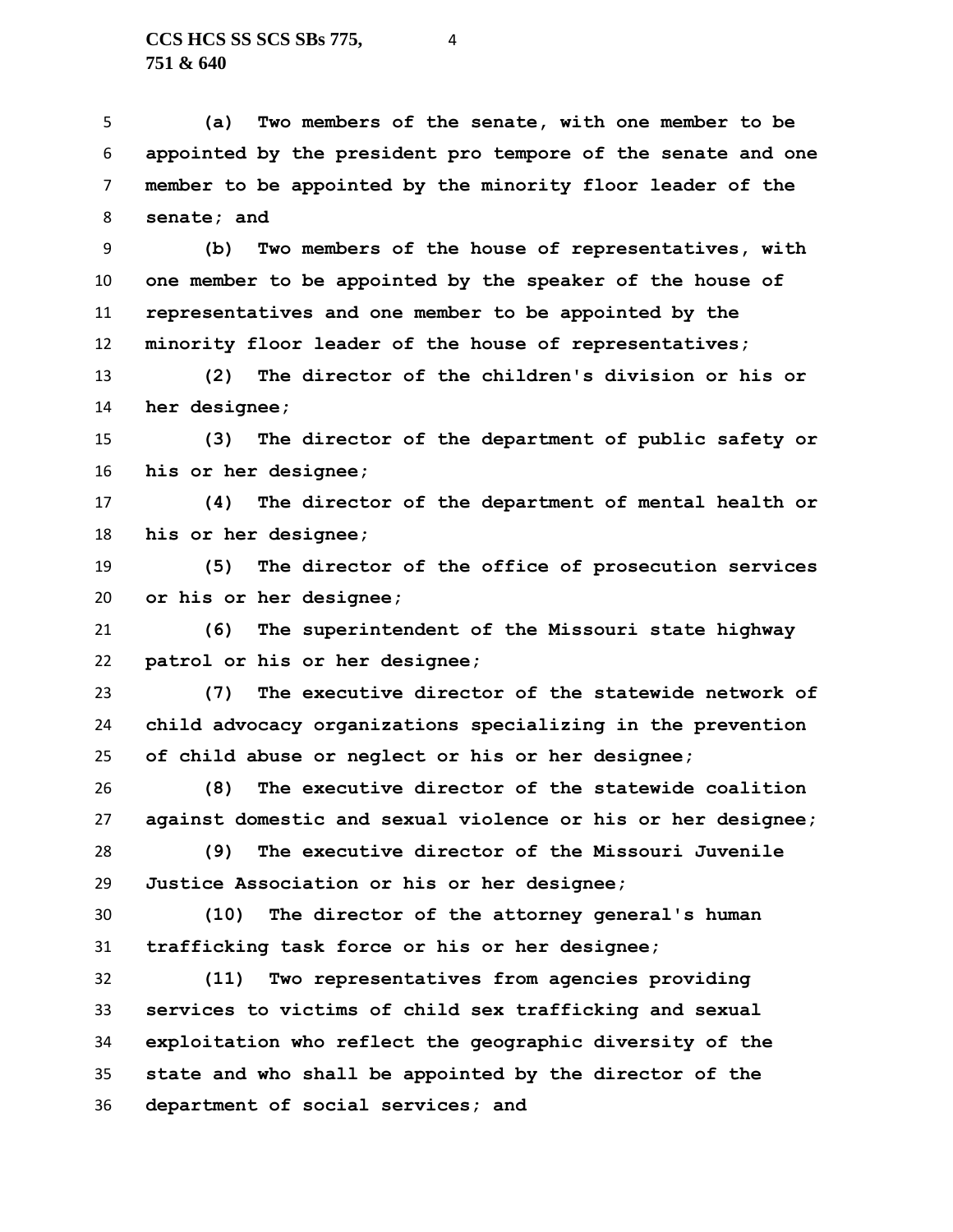**(a) Two members of the senate, with one member to be appointed by the president pro tempore of the senate and one member to be appointed by the minority floor leader of the senate; and**

**(b) Two members of the house of representatives, with one member to be appointed by the speaker of the house of representatives and one member to be appointed by the minority floor leader of the house of representatives;**

**(2) The director of the children's division or his or her designee;**

**(3) The director of the department of public safety or his or her designee;**

**(4) The director of the department of mental health or his or her designee;**

**(5) The director of the office of prosecution services or his or her designee;**

**(6) The superintendent of the Missouri state highway patrol or his or her designee;**

**(7) The executive director of the statewide network of child advocacy organizations specializing in the prevention of child abuse or neglect or his or her designee;**

**(8) The executive director of the statewide coalition against domestic and sexual violence or his or her designee;**

**(9) The executive director of the Missouri Juvenile Justice Association or his or her designee;**

**(10) The director of the attorney general's human trafficking task force or his or her designee;**

**(11) Two representatives from agencies providing services to victims of child sex trafficking and sexual exploitation who reflect the geographic diversity of the state and who shall be appointed by the director of the department of social services; and**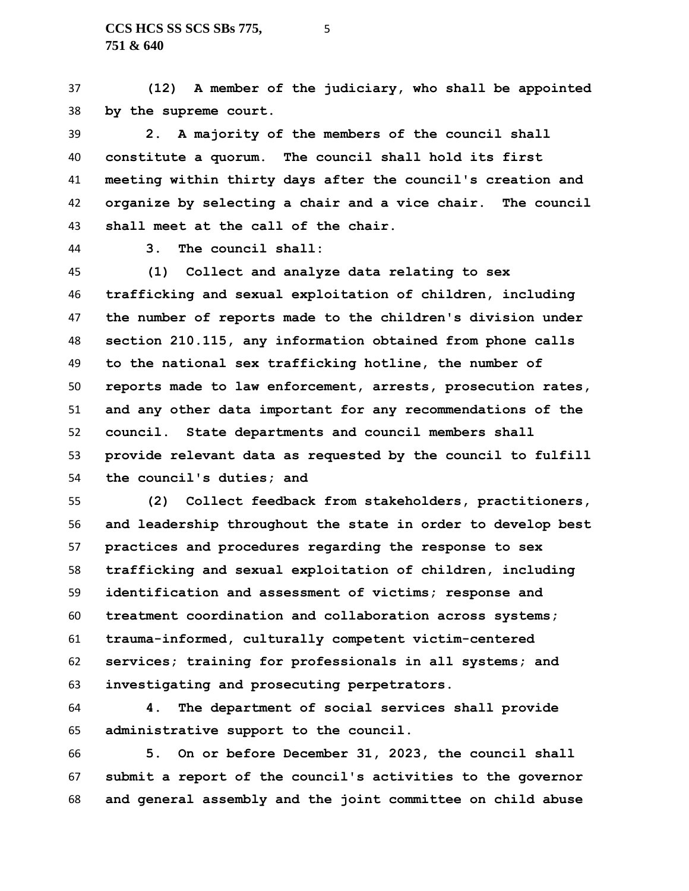**(12) A member of the judiciary, who shall be appointed by the supreme court.**

**2. A majority of the members of the council shall constitute a quorum. The council shall hold its first meeting within thirty days after the council's creation and organize by selecting a chair and a vice chair. The council shall meet at the call of the chair.**

**3. The council shall:**

**(1) Collect and analyze data relating to sex trafficking and sexual exploitation of children, including the number of reports made to the children's division under section 210.115, any information obtained from phone calls to the national sex trafficking hotline, the number of reports made to law enforcement, arrests, prosecution rates, and any other data important for any recommendations of the council. State departments and council members shall provide relevant data as requested by the council to fulfill the council's duties; and**

**(2) Collect feedback from stakeholders, practitioners, and leadership throughout the state in order to develop best practices and procedures regarding the response to sex trafficking and sexual exploitation of children, including identification and assessment of victims; response and treatment coordination and collaboration across systems; trauma-informed, culturally competent victim-centered services; training for professionals in all systems; and investigating and prosecuting perpetrators.**

**4. The department of social services shall provide administrative support to the council.**

**5. On or before December 31, 2023, the council shall submit a report of the council's activities to the governor and general assembly and the joint committee on child abuse**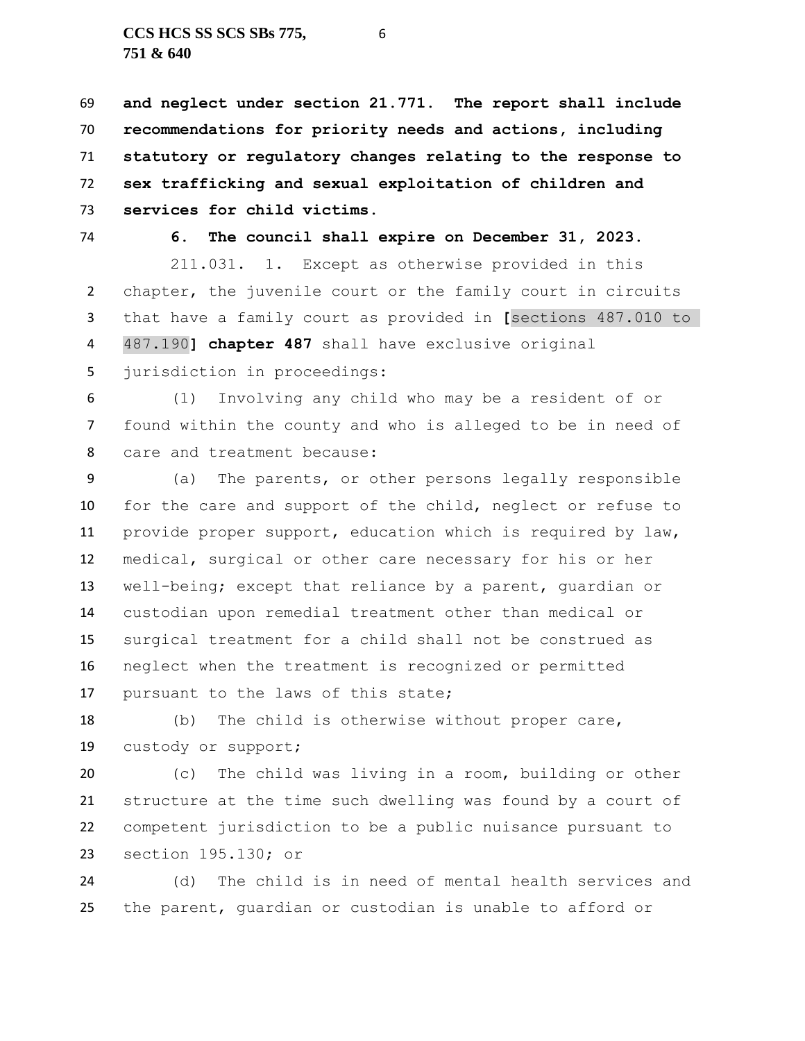**and neglect under section 21.771. The report shall include recommendations for priority needs and actions, including statutory or regulatory changes relating to the response to sex trafficking and sexual exploitation of children and services for child victims.**

**6. The council shall expire on December 31, 2023.**

211.031. 1. Except as otherwise provided in this chapter, the juvenile court or the family court in circuits that have a family court as provided in **[**sections 487.010 to 487.190**] chapter 487** shall have exclusive original jurisdiction in proceedings:

(1) Involving any child who may be a resident of or found within the county and who is alleged to be in need of care and treatment because:

(a) The parents, or other persons legally responsible for the care and support of the child, neglect or refuse to provide proper support, education which is required by law, medical, surgical or other care necessary for his or her well-being; except that reliance by a parent, guardian or custodian upon remedial treatment other than medical or surgical treatment for a child shall not be construed as neglect when the treatment is recognized or permitted pursuant to the laws of this state;

(b) The child is otherwise without proper care, custody or support;

(c) The child was living in a room, building or other structure at the time such dwelling was found by a court of competent jurisdiction to be a public nuisance pursuant to section 195.130; or

(d) The child is in need of mental health services and the parent, guardian or custodian is unable to afford or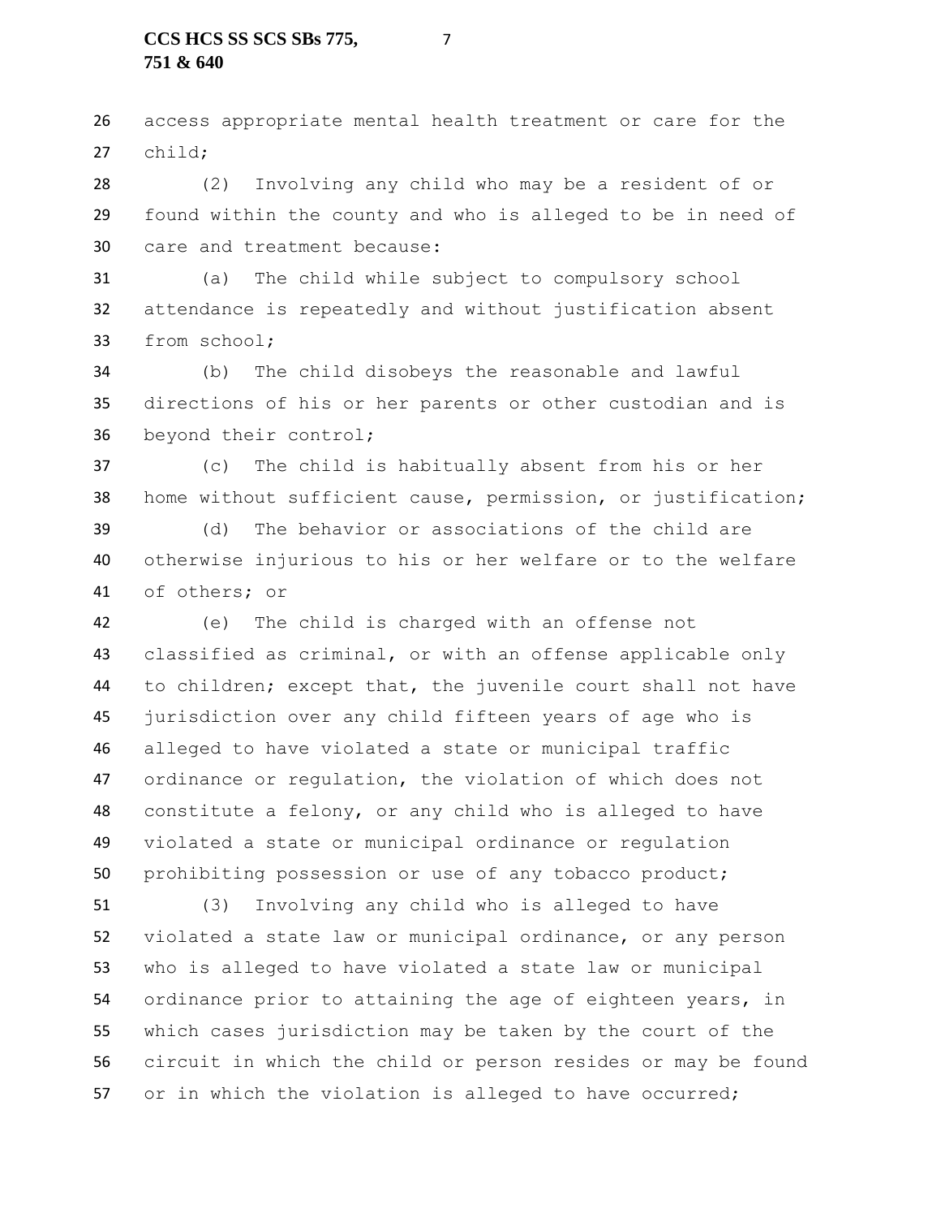access appropriate mental health treatment or care for the child;

(2) Involving any child who may be a resident of or found within the county and who is alleged to be in need of care and treatment because:

(a) The child while subject to compulsory school attendance is repeatedly and without justification absent from school;

(b) The child disobeys the reasonable and lawful directions of his or her parents or other custodian and is beyond their control;

(c) The child is habitually absent from his or her home without sufficient cause, permission, or justification;

(d) The behavior or associations of the child are otherwise injurious to his or her welfare or to the welfare of others; or

(e) The child is charged with an offense not classified as criminal, or with an offense applicable only to children; except that, the juvenile court shall not have jurisdiction over any child fifteen years of age who is alleged to have violated a state or municipal traffic ordinance or regulation, the violation of which does not constitute a felony, or any child who is alleged to have violated a state or municipal ordinance or regulation prohibiting possession or use of any tobacco product;

(3) Involving any child who is alleged to have violated a state law or municipal ordinance, or any person who is alleged to have violated a state law or municipal ordinance prior to attaining the age of eighteen years, in which cases jurisdiction may be taken by the court of the circuit in which the child or person resides or may be found or in which the violation is alleged to have occurred;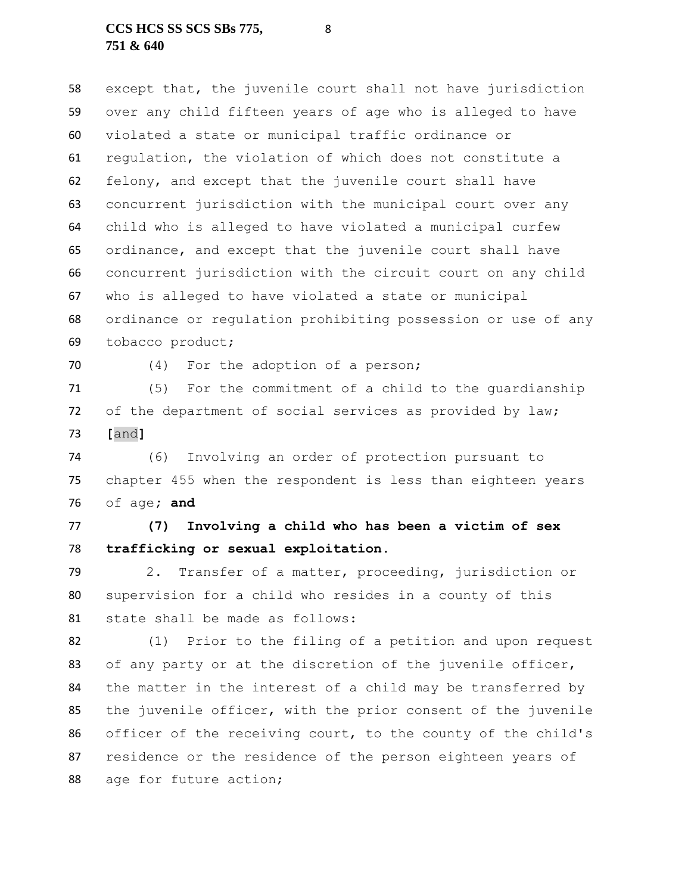except that, the juvenile court shall not have jurisdiction over any child fifteen years of age who is alleged to have violated a state or municipal traffic ordinance or regulation, the violation of which does not constitute a felony, and except that the juvenile court shall have concurrent jurisdiction with the municipal court over any child who is alleged to have violated a municipal curfew ordinance, and except that the juvenile court shall have concurrent jurisdiction with the circuit court on any child who is alleged to have violated a state or municipal ordinance or regulation prohibiting possession or use of any tobacco product;

(4) For the adoption of a person;

(5) For the commitment of a child to the guardianship of the department of social services as provided by law; [and]

(6) Involving an order of protection pursuant to chapter 455 when the respondent is less than eighteen years of age; **and**

**(7) Involving a child who has been a victim of sex trafficking or sexual exploitation.**

2. Transfer of a matter, proceeding, jurisdiction or supervision for a child who resides in a county of this state shall be made as follows:

(1) Prior to the filing of a petition and upon request of any party or at the discretion of the juvenile officer, the matter in the interest of a child may be transferred by the juvenile officer, with the prior consent of the juvenile officer of the receiving court, to the county of the child's residence or the residence of the person eighteen years of age for future action;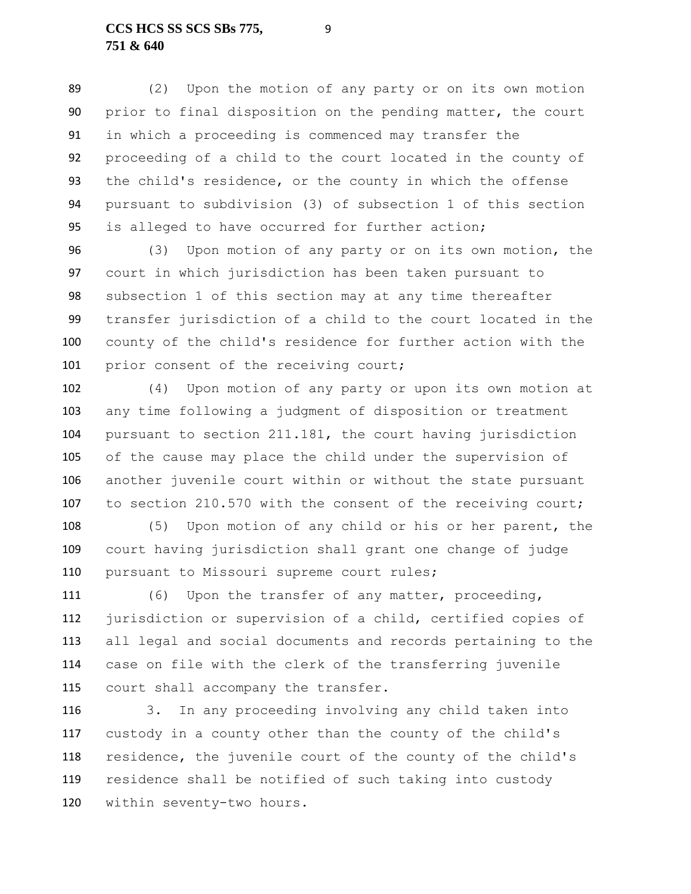(2) Upon the motion of any party or on its own motion prior to final disposition on the pending matter, the court in which a proceeding is commenced may transfer the proceeding of a child to the court located in the county of the child's residence, or the county in which the offense pursuant to subdivision (3) of subsection 1 of this section is alleged to have occurred for further action;

(3) Upon motion of any party or on its own motion, the court in which jurisdiction has been taken pursuant to subsection 1 of this section may at any time thereafter transfer jurisdiction of a child to the court located in the county of the child's residence for further action with the prior consent of the receiving court;

(4) Upon motion of any party or upon its own motion at any time following a judgment of disposition or treatment pursuant to section 211.181, the court having jurisdiction of the cause may place the child under the supervision of another juvenile court within or without the state pursuant to section 210.570 with the consent of the receiving court;

(5) Upon motion of any child or his or her parent, the court having jurisdiction shall grant one change of judge pursuant to Missouri supreme court rules;

(6) Upon the transfer of any matter, proceeding, jurisdiction or supervision of a child, certified copies of all legal and social documents and records pertaining to the case on file with the clerk of the transferring juvenile court shall accompany the transfer.

3. In any proceeding involving any child taken into custody in a county other than the county of the child's residence, the juvenile court of the county of the child's residence shall be notified of such taking into custody within seventy-two hours.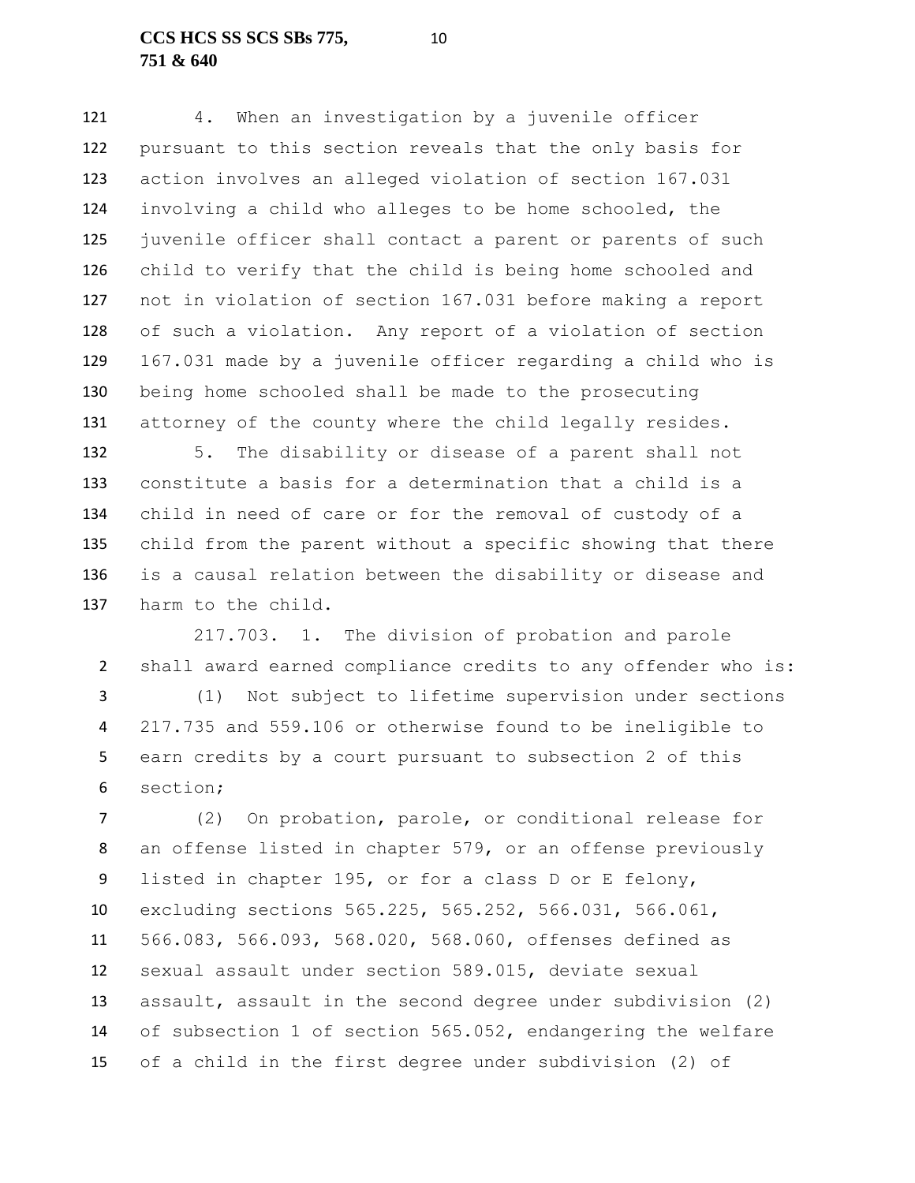4. When an investigation by a juvenile officer pursuant to this section reveals that the only basis for action involves an alleged violation of section 167.031 involving a child who alleges to be home schooled, the juvenile officer shall contact a parent or parents of such child to verify that the child is being home schooled and not in violation of section 167.031 before making a report of such a violation. Any report of a violation of section 167.031 made by a juvenile officer regarding a child who is being home schooled shall be made to the prosecuting attorney of the county where the child legally resides.

5. The disability or disease of a parent shall not constitute a basis for a determination that a child is a child in need of care or for the removal of custody of a child from the parent without a specific showing that there is a causal relation between the disability or disease and harm to the child.

217.703. 1. The division of probation and parole shall award earned compliance credits to any offender who is:

(1) Not subject to lifetime supervision under sections 217.735 and 559.106 or otherwise found to be ineligible to earn credits by a court pursuant to subsection 2 of this section;

(2) On probation, parole, or conditional release for an offense listed in chapter 579, or an offense previously listed in chapter 195, or for a class D or E felony, excluding sections 565.225, 565.252, 566.031, 566.061, 566.083, 566.093, 568.020, 568.060, offenses defined as sexual assault under section 589.015, deviate sexual assault, assault in the second degree under subdivision (2) of subsection 1 of section 565.052, endangering the welfare of a child in the first degree under subdivision (2) of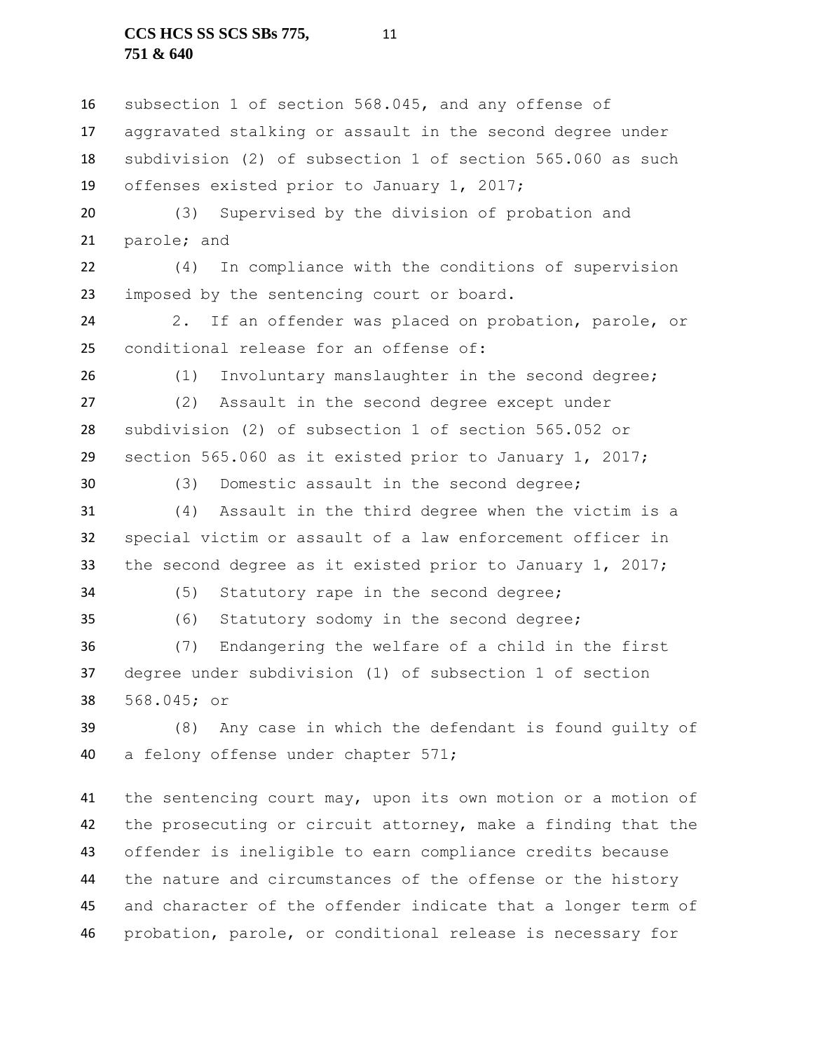subsection 1 of section 568.045, and any offense of aggravated stalking or assault in the second degree under subdivision (2) of subsection 1 of section 565.060 as such offenses existed prior to January 1, 2017;

(3) Supervised by the division of probation and parole; and

(4) In compliance with the conditions of supervision imposed by the sentencing court or board.

2. If an offender was placed on probation, parole, or conditional release for an offense of:

(1) Involuntary manslaughter in the second degree;

(2) Assault in the second degree except under subdivision (2) of subsection 1 of section 565.052 or section 565.060 as it existed prior to January 1, 2017;

(3) Domestic assault in the second degree;

(4) Assault in the third degree when the victim is a special victim or assault of a law enforcement officer in the second degree as it existed prior to January 1, 2017;

(5) Statutory rape in the second degree;

(6) Statutory sodomy in the second degree;

(7) Endangering the welfare of a child in the first degree under subdivision (1) of subsection 1 of section 568.045; or

(8) Any case in which the defendant is found guilty of a felony offense under chapter 571;

the sentencing court may, upon its own motion or a motion of the prosecuting or circuit attorney, make a finding that the offender is ineligible to earn compliance credits because the nature and circumstances of the offense or the history and character of the offender indicate that a longer term of probation, parole, or conditional release is necessary for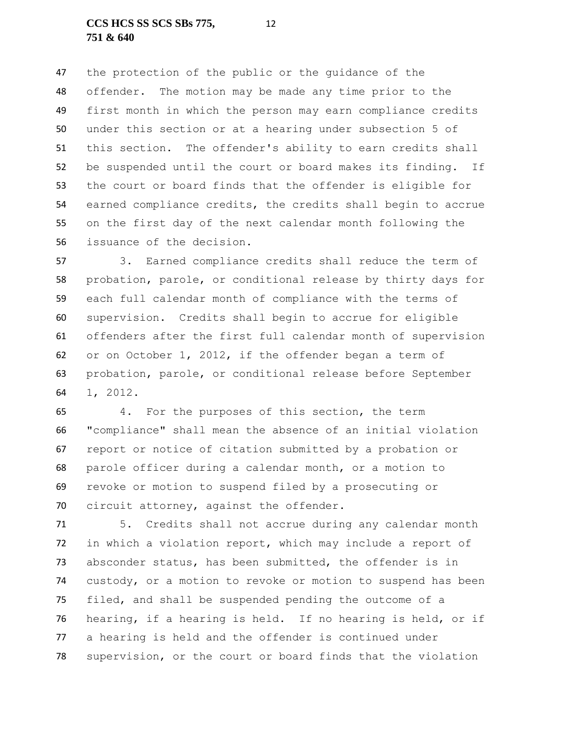the protection of the public or the guidance of the offender. The motion may be made any time prior to the first month in which the person may earn compliance credits under this section or at a hearing under subsection 5 of this section. The offender's ability to earn credits shall be suspended until the court or board makes its finding. If the court or board finds that the offender is eligible for earned compliance credits, the credits shall begin to accrue on the first day of the next calendar month following the issuance of the decision.

3. Earned compliance credits shall reduce the term of probation, parole, or conditional release by thirty days for each full calendar month of compliance with the terms of supervision. Credits shall begin to accrue for eligible offenders after the first full calendar month of supervision or on October 1, 2012, if the offender began a term of probation, parole, or conditional release before September 1, 2012.

4. For the purposes of this section, the term "compliance" shall mean the absence of an initial violation report or notice of citation submitted by a probation or parole officer during a calendar month, or a motion to revoke or motion to suspend filed by a prosecuting or circuit attorney, against the offender.

5. Credits shall not accrue during any calendar month in which a violation report, which may include a report of absconder status, has been submitted, the offender is in custody, or a motion to revoke or motion to suspend has been filed, and shall be suspended pending the outcome of a hearing, if a hearing is held. If no hearing is held, or if a hearing is held and the offender is continued under supervision, or the court or board finds that the violation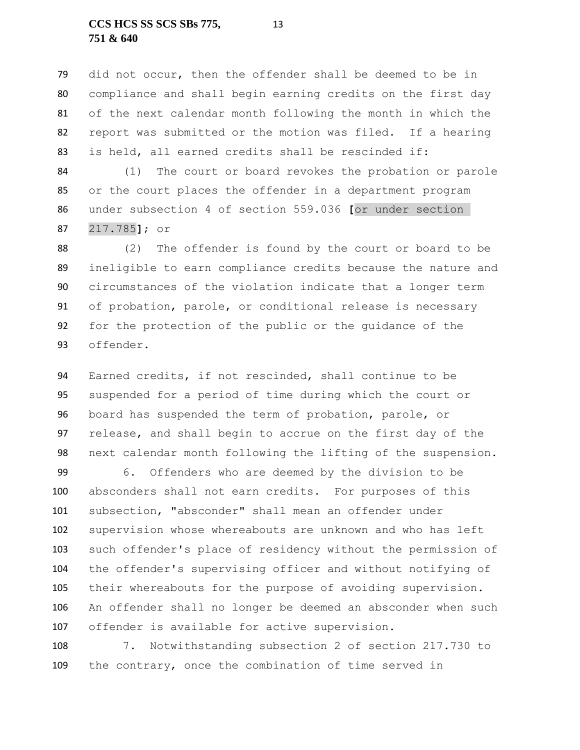did not occur, then the offender shall be deemed to be in compliance and shall begin earning credits on the first day of the next calendar month following the month in which the report was submitted or the motion was filed. If a hearing is held, all earned credits shall be rescinded if:

(1) The court or board revokes the probation or parole or the court places the offender in a department program under subsection 4 of section 559.036 **[**or under section 217.785**]**; or

(2) The offender is found by the court or board to be ineligible to earn compliance credits because the nature and circumstances of the violation indicate that a longer term of probation, parole, or conditional release is necessary for the protection of the public or the guidance of the offender.

Earned credits, if not rescinded, shall continue to be suspended for a period of time during which the court or board has suspended the term of probation, parole, or release, and shall begin to accrue on the first day of the next calendar month following the lifting of the suspension.

6. Offenders who are deemed by the division to be absconders shall not earn credits. For purposes of this subsection, "absconder" shall mean an offender under supervision whose whereabouts are unknown and who has left such offender's place of residency without the permission of the offender's supervising officer and without notifying of their whereabouts for the purpose of avoiding supervision. An offender shall no longer be deemed an absconder when such offender is available for active supervision.

7. Notwithstanding subsection 2 of section 217.730 to the contrary, once the combination of time served in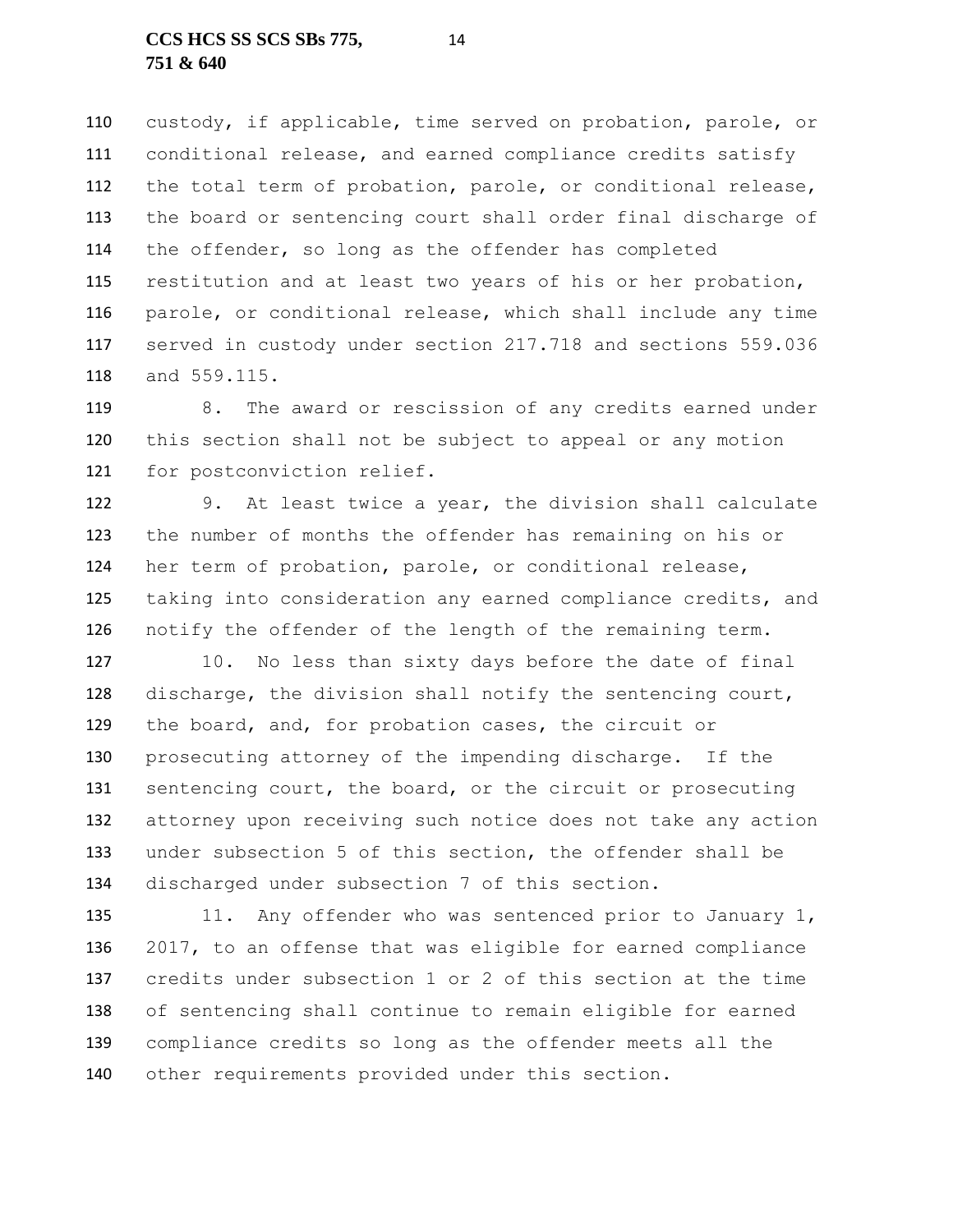custody, if applicable, time served on probation, parole, or conditional release, and earned compliance credits satisfy the total term of probation, parole, or conditional release, the board or sentencing court shall order final discharge of the offender, so long as the offender has completed restitution and at least two years of his or her probation, parole, or conditional release, which shall include any time served in custody under section 217.718 and sections 559.036 and 559.115.

8. The award or rescission of any credits earned under this section shall not be subject to appeal or any motion for postconviction relief.

9. At least twice a year, the division shall calculate the number of months the offender has remaining on his or her term of probation, parole, or conditional release, taking into consideration any earned compliance credits, and notify the offender of the length of the remaining term.

10. No less than sixty days before the date of final discharge, the division shall notify the sentencing court, the board, and, for probation cases, the circuit or prosecuting attorney of the impending discharge. If the sentencing court, the board, or the circuit or prosecuting attorney upon receiving such notice does not take any action under subsection 5 of this section, the offender shall be discharged under subsection 7 of this section.

11. Any offender who was sentenced prior to January 1, 2017, to an offense that was eligible for earned compliance credits under subsection 1 or 2 of this section at the time of sentencing shall continue to remain eligible for earned compliance credits so long as the offender meets all the other requirements provided under this section.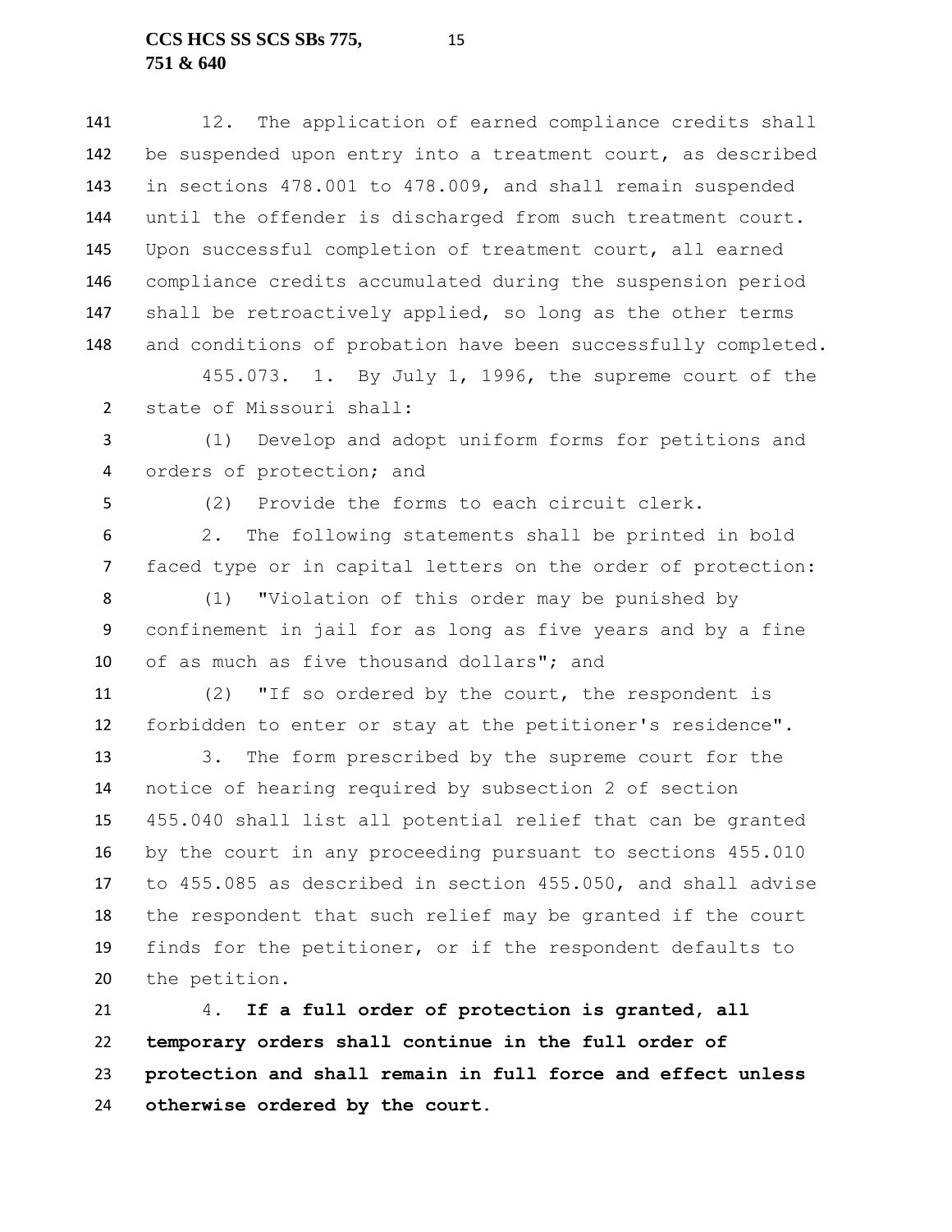12. The application of earned compliance credits shall be suspended upon entry into a treatment court, as described in sections 478.001 to 478.009, and shall remain suspended until the offender is discharged from such treatment court. Upon successful completion of treatment court, all earned compliance credits accumulated during the suspension period shall be retroactively applied, so long as the other terms and conditions of probation have been successfully completed.

455.073. 1. By July 1, 1996, the supreme court of the state of Missouri shall:

(1) Develop and adopt uniform forms for petitions and orders of protection; and

(2) Provide the forms to each circuit clerk.

2. The following statements shall be printed in bold faced type or in capital letters on the order of protection:

(1) "Violation of this order may be punished by confinement in jail for as long as five years and by a fine of as much as five thousand dollars"; and

(2) "If so ordered by the court, the respondent is forbidden to enter or stay at the petitioner's residence".

3. The form prescribed by the supreme court for the notice of hearing required by subsection 2 of section 455.040 shall list all potential relief that can be granted by the court in any proceeding pursuant to sections 455.010 to 455.085 as described in section 455.050, and shall advise the respondent that such relief may be granted if the court finds for the petitioner, or if the respondent defaults to the petition.

4. **If a full order of protection is granted, all temporary orders shall continue in the full order of protection and shall remain in full force and effect unless otherwise ordered by the court.**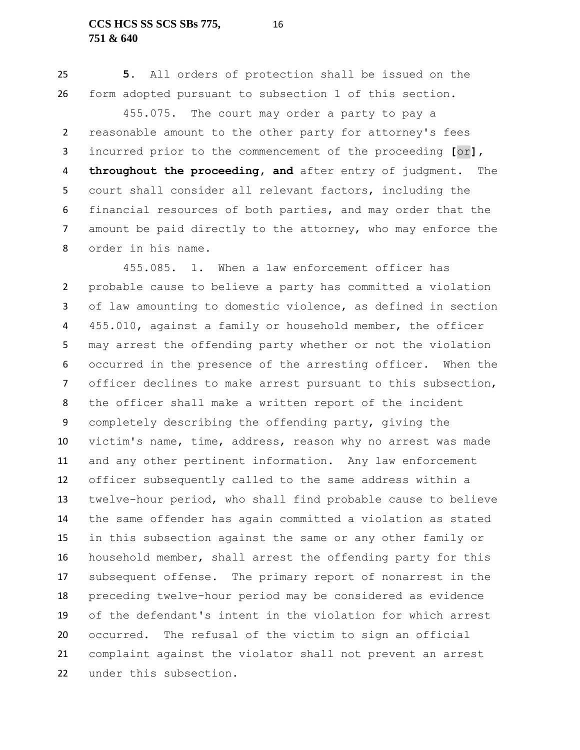**5.** All orders of protection shall be issued on the form adopted pursuant to subsection 1 of this section.

455.075. The court may order a party to pay a reasonable amount to the other party for attorney's fees incurred prior to the commencement of the proceeding **[**or**]**, **throughout the proceeding, and** after entry of judgment. The court shall consider all relevant factors, including the financial resources of both parties, and may order that the amount be paid directly to the attorney, who may enforce the order in his name.

455.085. 1. When a law enforcement officer has probable cause to believe a party has committed a violation of law amounting to domestic violence, as defined in section 455.010, against a family or household member, the officer may arrest the offending party whether or not the violation occurred in the presence of the arresting officer. When the officer declines to make arrest pursuant to this subsection, the officer shall make a written report of the incident completely describing the offending party, giving the victim's name, time, address, reason why no arrest was made and any other pertinent information. Any law enforcement officer subsequently called to the same address within a twelve-hour period, who shall find probable cause to believe the same offender has again committed a violation as stated in this subsection against the same or any other family or household member, shall arrest the offending party for this subsequent offense. The primary report of nonarrest in the preceding twelve-hour period may be considered as evidence of the defendant's intent in the violation for which arrest occurred. The refusal of the victim to sign an official complaint against the violator shall not prevent an arrest under this subsection.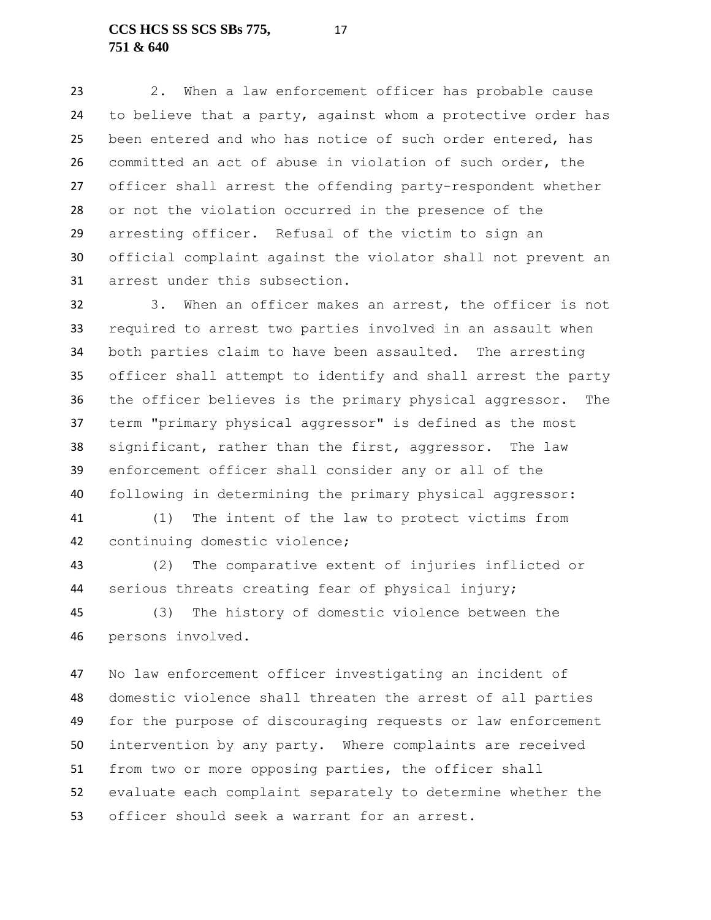2. When a law enforcement officer has probable cause to believe that a party, against whom a protective order has been entered and who has notice of such order entered, has committed an act of abuse in violation of such order, the officer shall arrest the offending party-respondent whether or not the violation occurred in the presence of the arresting officer. Refusal of the victim to sign an official complaint against the violator shall not prevent an arrest under this subsection.

3. When an officer makes an arrest, the officer is not required to arrest two parties involved in an assault when both parties claim to have been assaulted. The arresting officer shall attempt to identify and shall arrest the party the officer believes is the primary physical aggressor. The term "primary physical aggressor" is defined as the most significant, rather than the first, aggressor. The law enforcement officer shall consider any or all of the following in determining the primary physical aggressor:

(1) The intent of the law to protect victims from continuing domestic violence;

(2) The comparative extent of injuries inflicted or serious threats creating fear of physical injury;

(3) The history of domestic violence between the persons involved.

No law enforcement officer investigating an incident of domestic violence shall threaten the arrest of all parties for the purpose of discouraging requests or law enforcement intervention by any party. Where complaints are received from two or more opposing parties, the officer shall evaluate each complaint separately to determine whether the officer should seek a warrant for an arrest.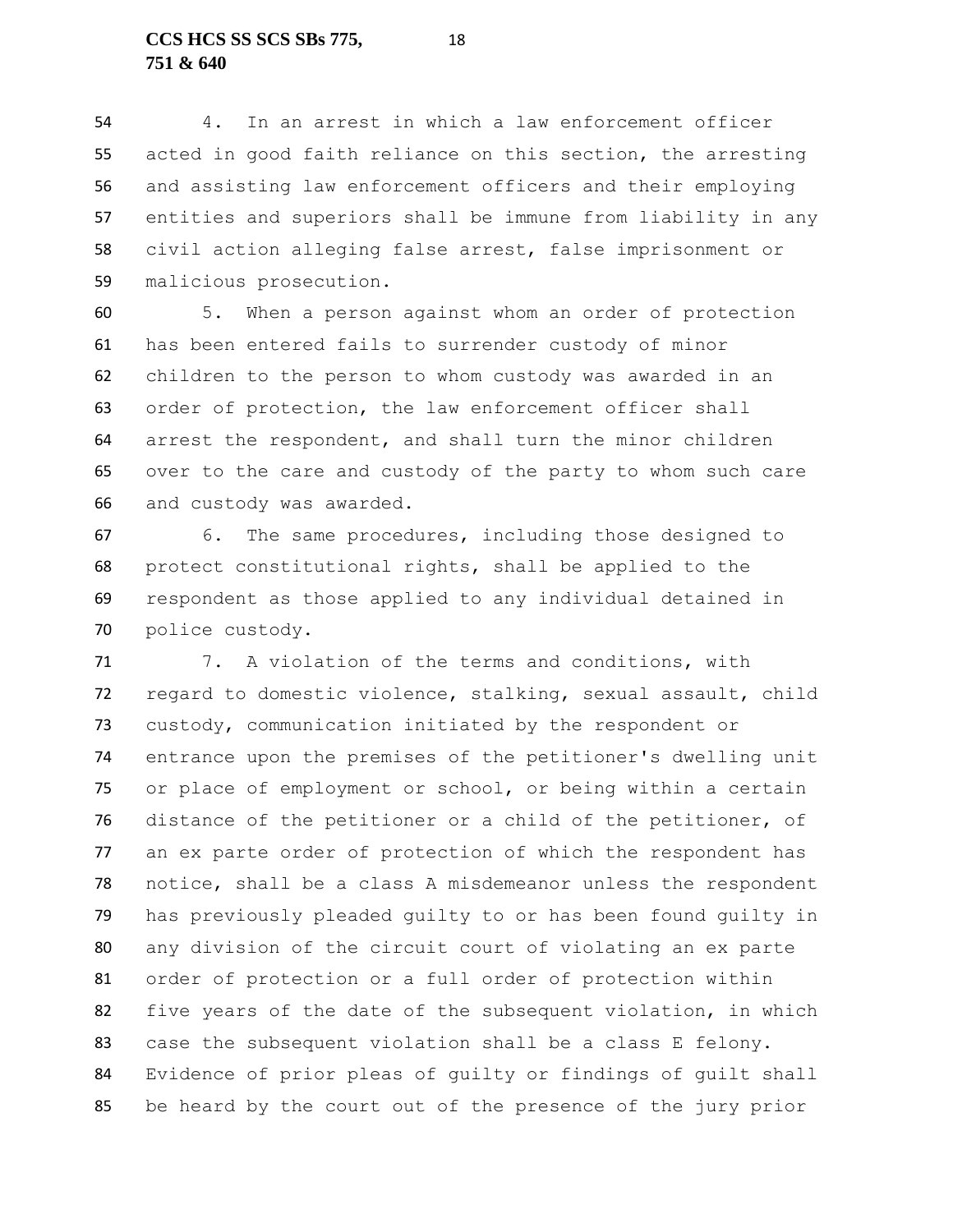4. In an arrest in which a law enforcement officer acted in good faith reliance on this section, the arresting and assisting law enforcement officers and their employing entities and superiors shall be immune from liability in any civil action alleging false arrest, false imprisonment or malicious prosecution.

5. When a person against whom an order of protection has been entered fails to surrender custody of minor children to the person to whom custody was awarded in an order of protection, the law enforcement officer shall arrest the respondent, and shall turn the minor children over to the care and custody of the party to whom such care and custody was awarded.

6. The same procedures, including those designed to protect constitutional rights, shall be applied to the respondent as those applied to any individual detained in police custody.

7. A violation of the terms and conditions, with regard to domestic violence, stalking, sexual assault, child custody, communication initiated by the respondent or entrance upon the premises of the petitioner's dwelling unit or place of employment or school, or being within a certain distance of the petitioner or a child of the petitioner, of an ex parte order of protection of which the respondent has notice, shall be a class A misdemeanor unless the respondent has previously pleaded guilty to or has been found guilty in any division of the circuit court of violating an ex parte order of protection or a full order of protection within five years of the date of the subsequent violation, in which case the subsequent violation shall be a class E felony. Evidence of prior pleas of guilty or findings of guilt shall be heard by the court out of the presence of the jury prior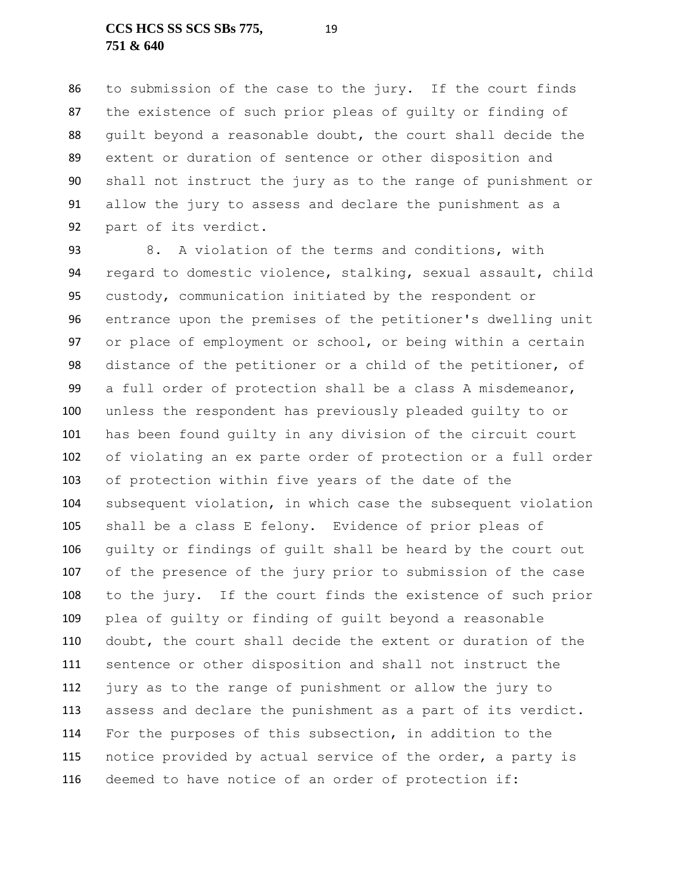to submission of the case to the jury. If the court finds the existence of such prior pleas of guilty or finding of guilt beyond a reasonable doubt, the court shall decide the extent or duration of sentence or other disposition and shall not instruct the jury as to the range of punishment or allow the jury to assess and declare the punishment as a part of its verdict.

8. A violation of the terms and conditions, with regard to domestic violence, stalking, sexual assault, child custody, communication initiated by the respondent or entrance upon the premises of the petitioner's dwelling unit or place of employment or school, or being within a certain distance of the petitioner or a child of the petitioner, of a full order of protection shall be a class A misdemeanor, unless the respondent has previously pleaded guilty to or has been found guilty in any division of the circuit court of violating an ex parte order of protection or a full order of protection within five years of the date of the subsequent violation, in which case the subsequent violation shall be a class E felony. Evidence of prior pleas of guilty or findings of guilt shall be heard by the court out of the presence of the jury prior to submission of the case to the jury. If the court finds the existence of such prior plea of guilty or finding of guilt beyond a reasonable doubt, the court shall decide the extent or duration of the sentence or other disposition and shall not instruct the jury as to the range of punishment or allow the jury to assess and declare the punishment as a part of its verdict. For the purposes of this subsection, in addition to the notice provided by actual service of the order, a party is deemed to have notice of an order of protection if: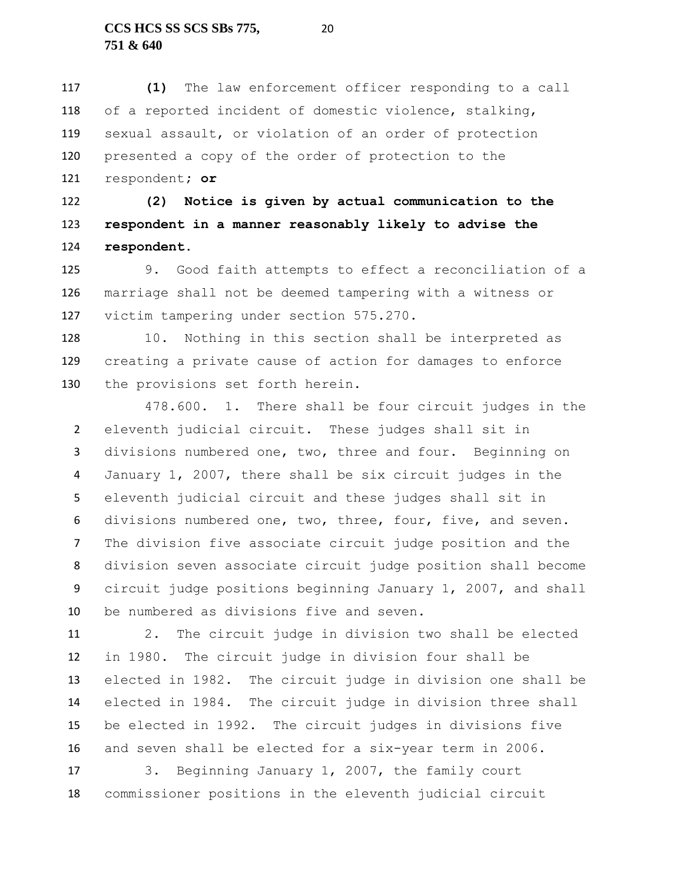**(1)** The law enforcement officer responding to a call of a reported incident of domestic violence, stalking, sexual assault, or violation of an order of protection presented a copy of the order of protection to the respondent**; or**

**(2) Notice is given by actual communication to the respondent in a manner reasonably likely to advise the respondent.**

9. Good faith attempts to effect a reconciliation of a marriage shall not be deemed tampering with a witness or victim tampering under section 575.270.

10. Nothing in this section shall be interpreted as creating a private cause of action for damages to enforce the provisions set forth herein.

478.600. 1. There shall be four circuit judges in the eleventh judicial circuit. These judges shall sit in divisions numbered one, two, three and four. Beginning on January 1, 2007, there shall be six circuit judges in the eleventh judicial circuit and these judges shall sit in divisions numbered one, two, three, four, five, and seven. The division five associate circuit judge position and the division seven associate circuit judge position shall become circuit judge positions beginning January 1, 2007, and shall be numbered as divisions five and seven.

2. The circuit judge in division two shall be elected in 1980. The circuit judge in division four shall be elected in 1982. The circuit judge in division one shall be elected in 1984. The circuit judge in division three shall be elected in 1992. The circuit judges in divisions five and seven shall be elected for a six-year term in 2006.

3. Beginning January 1, 2007, the family court commissioner positions in the eleventh judicial circuit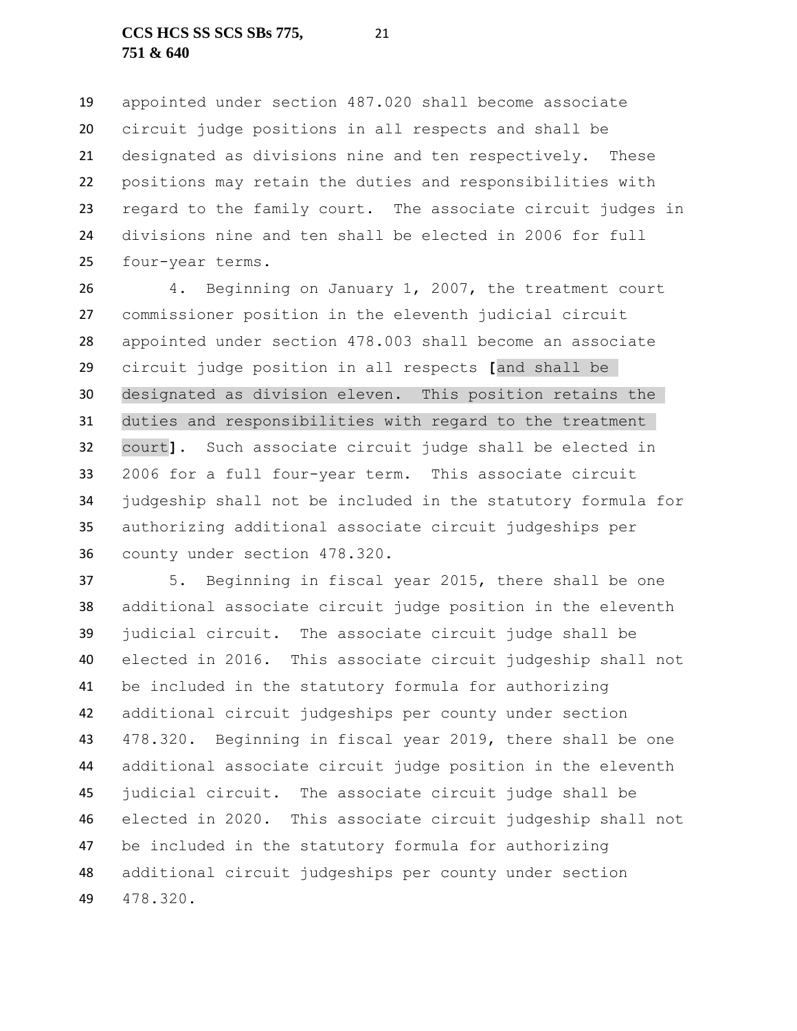appointed under section 487.020 shall become associate circuit judge positions in all respects and shall be designated as divisions nine and ten respectively. These positions may retain the duties and responsibilities with regard to the family court. The associate circuit judges in divisions nine and ten shall be elected in 2006 for full four-year terms.

4. Beginning on January 1, 2007, the treatment court commissioner position in the eleventh judicial circuit appointed under section 478.003 shall become an associate circuit judge position in all respects **[**and shall be designated as division eleven. This position retains the duties and responsibilities with regard to the treatment court**]**. Such associate circuit judge shall be elected in 2006 for a full four-year term. This associate circuit judgeship shall not be included in the statutory formula for authorizing additional associate circuit judgeships per county under section 478.320.

5. Beginning in fiscal year 2015, there shall be one additional associate circuit judge position in the eleventh judicial circuit. The associate circuit judge shall be elected in 2016. This associate circuit judgeship shall not be included in the statutory formula for authorizing additional circuit judgeships per county under section 478.320. Beginning in fiscal year 2019, there shall be one additional associate circuit judge position in the eleventh judicial circuit. The associate circuit judge shall be elected in 2020. This associate circuit judgeship shall not be included in the statutory formula for authorizing additional circuit judgeships per county under section 478.320.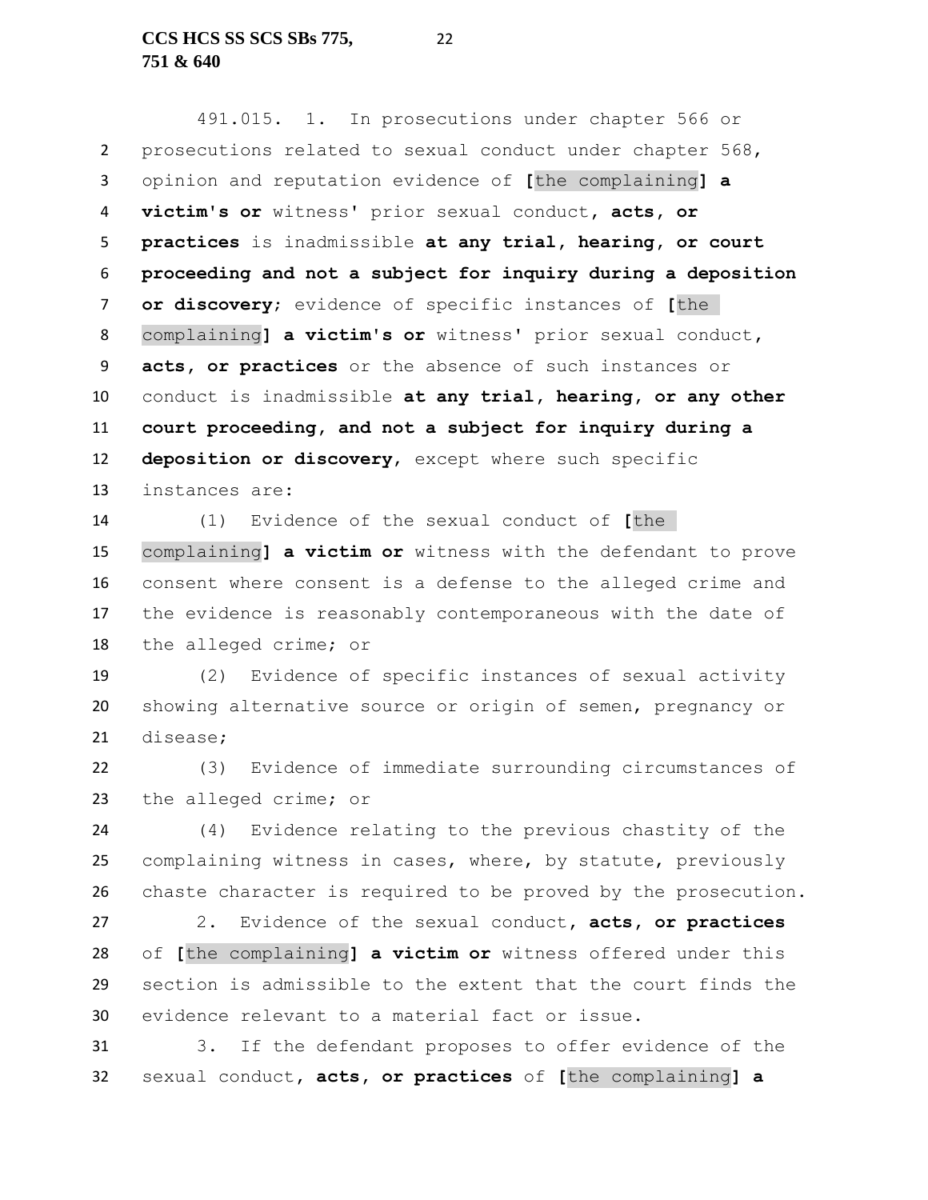491.015. 1. In prosecutions under chapter 566 or prosecutions related to sexual conduct under chapter 568, opinion and reputation evidence of [the complaining] **a victim's or** witness' prior sexual conduct**, acts, or practices** is inadmissible **at any trial, hearing, or court proceeding and not a subject for inquiry during a deposition or discovery**; evidence of specific instances of [the complaining] **a victim's or** witness' prior sexual conduct, **acts, or practices** or the absence of such instances or conduct is inadmissible **at any trial, hearing, or any other court proceeding, and not a subject for inquiry during a deposition or discovery**, except where such specific instances are:

(1) Evidence of the sexual conduct of [the complaining] **a victim or** witness with the defendant to prove consent where consent is a defense to the alleged crime and the evidence is reasonably contemporaneous with the date of the alleged crime; or

(2) Evidence of specific instances of sexual activity showing alternative source or origin of semen, pregnancy or disease;

(3) Evidence of immediate surrounding circumstances of the alleged crime; or

(4) Evidence relating to the previous chastity of the complaining witness in cases, where, by statute, previously chaste character is required to be proved by the prosecution.

2. Evidence of the sexual conduct**, acts, or practices** of [the complaining] **a victim or** witness offered under this section is admissible to the extent that the court finds the evidence relevant to a material fact or issue.

3. If the defendant proposes to offer evidence of the sexual conduct**, acts, or practices** of [the complaining] **a**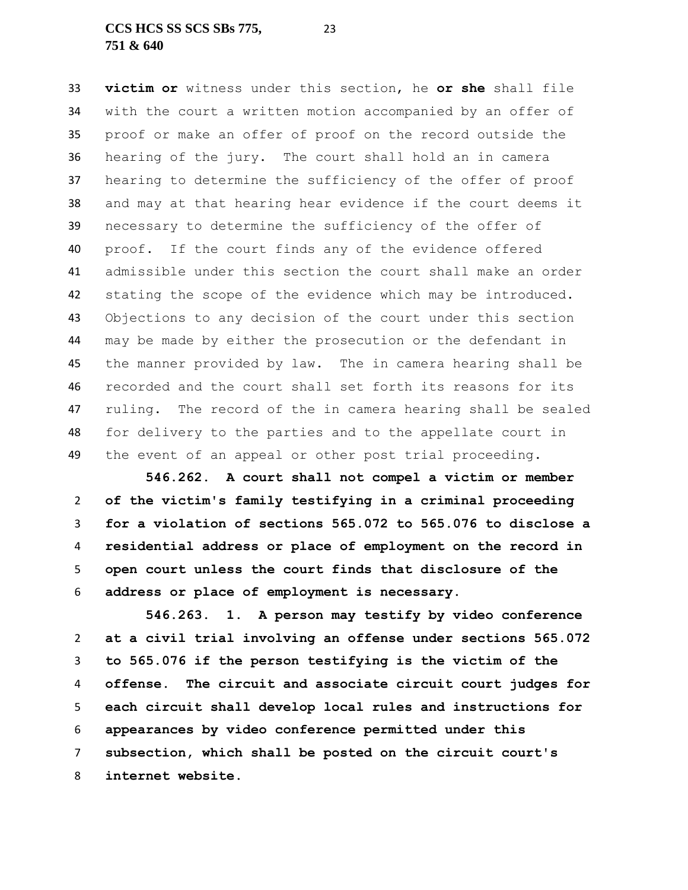**victim or** witness under this section, he **or she** shall file with the court a written motion accompanied by an offer of proof or make an offer of proof on the record outside the hearing of the jury. The court shall hold an in camera hearing to determine the sufficiency of the offer of proof and may at that hearing hear evidence if the court deems it necessary to determine the sufficiency of the offer of proof. If the court finds any of the evidence offered admissible under this section the court shall make an order stating the scope of the evidence which may be introduced. Objections to any decision of the court under this section may be made by either the prosecution or the defendant in the manner provided by law. The in camera hearing shall be recorded and the court shall set forth its reasons for its ruling. The record of the in camera hearing shall be sealed for delivery to the parties and to the appellate court in the event of an appeal or other post trial proceeding.

**546.262. A court shall not compel a victim or member of the victim's family testifying in a criminal proceeding for a violation of sections 565.072 to 565.076 to disclose a residential address or place of employment on the record in open court unless the court finds that disclosure of the address or place of employment is necessary.**

**546.263. 1. A person may testify by video conference at a civil trial involving an offense under sections 565.072 to 565.076 if the person testifying is the victim of the offense. The circuit and associate circuit court judges for each circuit shall develop local rules and instructions for appearances by video conference permitted under this subsection, which shall be posted on the circuit court's internet website.**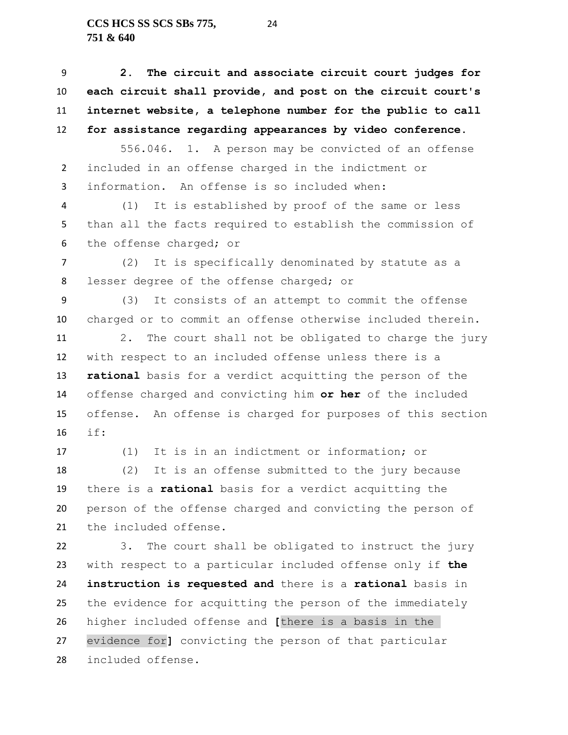**2. The circuit and associate circuit court judges for each circuit shall provide, and post on the circuit court's internet website, a telephone number for the public to call for assistance regarding appearances by video conference.**

556.046. 1. A person may be convicted of an offense included in an offense charged in the indictment or information. An offense is so included when:

(1) It is established by proof of the same or less than all the facts required to establish the commission of the offense charged; or

(2) It is specifically denominated by statute as a lesser degree of the offense charged; or

(3) It consists of an attempt to commit the offense charged or to commit an offense otherwise included therein.

2. The court shall not be obligated to charge the jury with respect to an included offense unless there is a **rational** basis for a verdict acquitting the person of the offense charged and convicting him **or her** of the included offense. An offense is charged for purposes of this section if:

(1) It is in an indictment or information; or

(2) It is an offense submitted to the jury because there is a **rational** basis for a verdict acquitting the person of the offense charged and convicting the person of the included offense.

3. The court shall be obligated to instruct the jury with respect to a particular included offense only if **the instruction is requested and** there is a **rational** basis in the evidence for acquitting the person of the immediately higher included offense and **[**there is a basis in the evidence for**]** convicting the person of that particular included offense.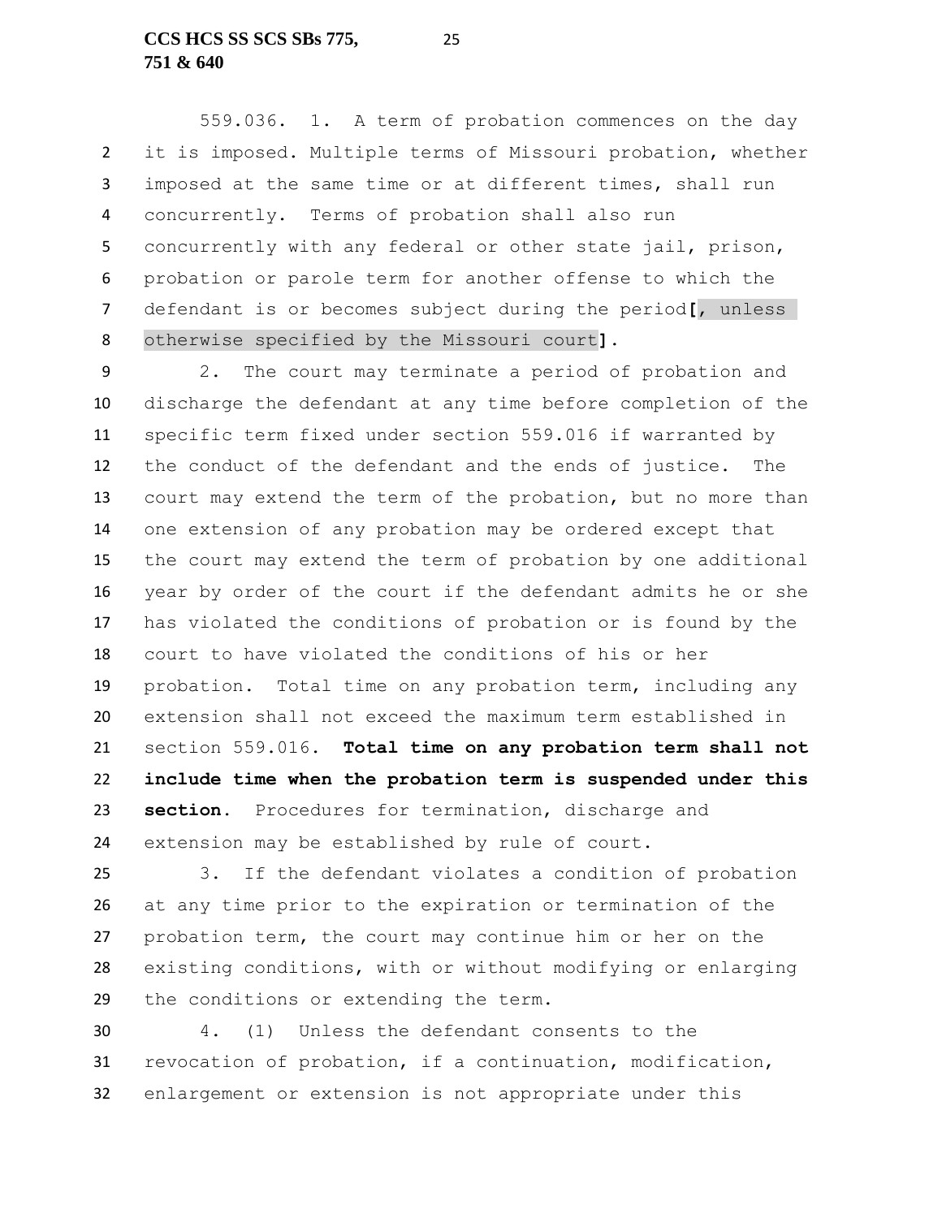559.036. 1. A term of probation commences on the day it is imposed. Multiple terms of Missouri probation, whether imposed at the same time or at different times, shall run concurrently. Terms of probation shall also run concurrently with any federal or other state jail, prison, probation or parole term for another offense to which the defendant is or becomes subject during the period[, unless otherwise specified by the Missouri court].

2. The court may terminate a period of probation and discharge the defendant at any time before completion of the specific term fixed under section 559.016 if warranted by the conduct of the defendant and the ends of justice. The court may extend the term of the probation, but no more than one extension of any probation may be ordered except that the court may extend the term of probation by one additional year by order of the court if the defendant admits he or she has violated the conditions of probation or is found by the court to have violated the conditions of his or her probation. Total time on any probation term, including any extension shall not exceed the maximum term established in section 559.016. **Total time on any probation term shall not include time when the probation term is suspended under this section.** Procedures for termination, discharge and extension may be established by rule of court.

3. If the defendant violates a condition of probation at any time prior to the expiration or termination of the probation term, the court may continue him or her on the existing conditions, with or without modifying or enlarging the conditions or extending the term.

4. (1) Unless the defendant consents to the revocation of probation, if a continuation, modification, enlargement or extension is not appropriate under this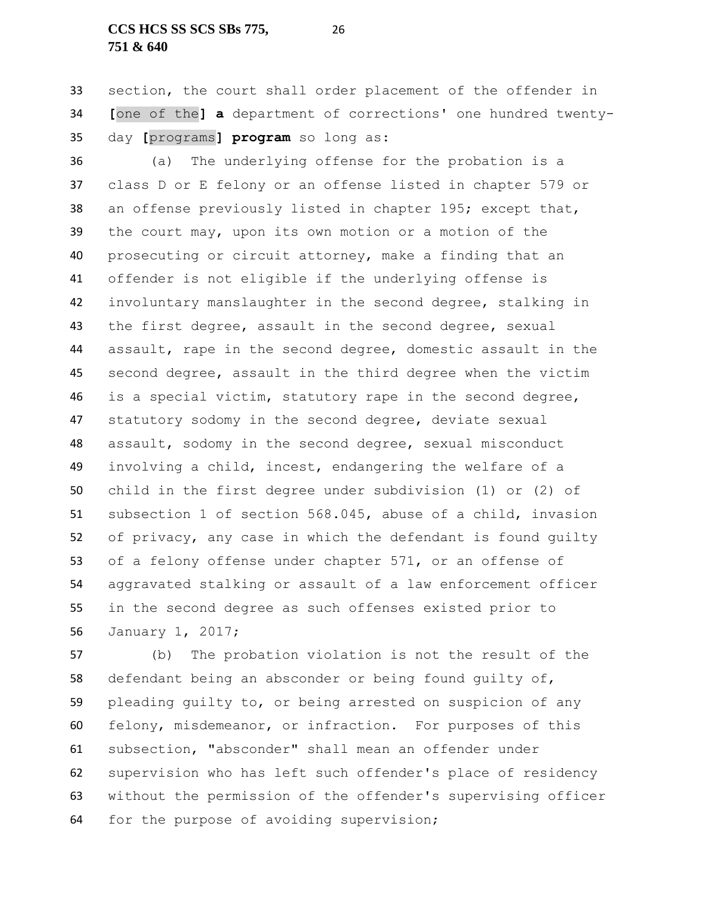section, the court shall order placement of the offender in [one of the] **a** department of corrections' one hundred twenty-day [programs] **program** so long as:

(a) The underlying offense for the probation is a class D or E felony or an offense listed in chapter 579 or an offense previously listed in chapter 195; except that, the court may, upon its own motion or a motion of the prosecuting or circuit attorney, make a finding that an offender is not eligible if the underlying offense is involuntary manslaughter in the second degree, stalking in the first degree, assault in the second degree, sexual assault, rape in the second degree, domestic assault in the second degree, assault in the third degree when the victim is a special victim, statutory rape in the second degree, statutory sodomy in the second degree, deviate sexual assault, sodomy in the second degree, sexual misconduct involving a child, incest, endangering the welfare of a child in the first degree under subdivision (1) or (2) of subsection 1 of section 568.045, abuse of a child, invasion of privacy, any case in which the defendant is found guilty of a felony offense under chapter 571, or an offense of aggravated stalking or assault of a law enforcement officer in the second degree as such offenses existed prior to January 1, 2017;

(b) The probation violation is not the result of the defendant being an absconder or being found guilty of, pleading guilty to, or being arrested on suspicion of any felony, misdemeanor, or infraction. For purposes of this subsection, "absconder" shall mean an offender under supervision who has left such offender's place of residency without the permission of the offender's supervising officer for the purpose of avoiding supervision;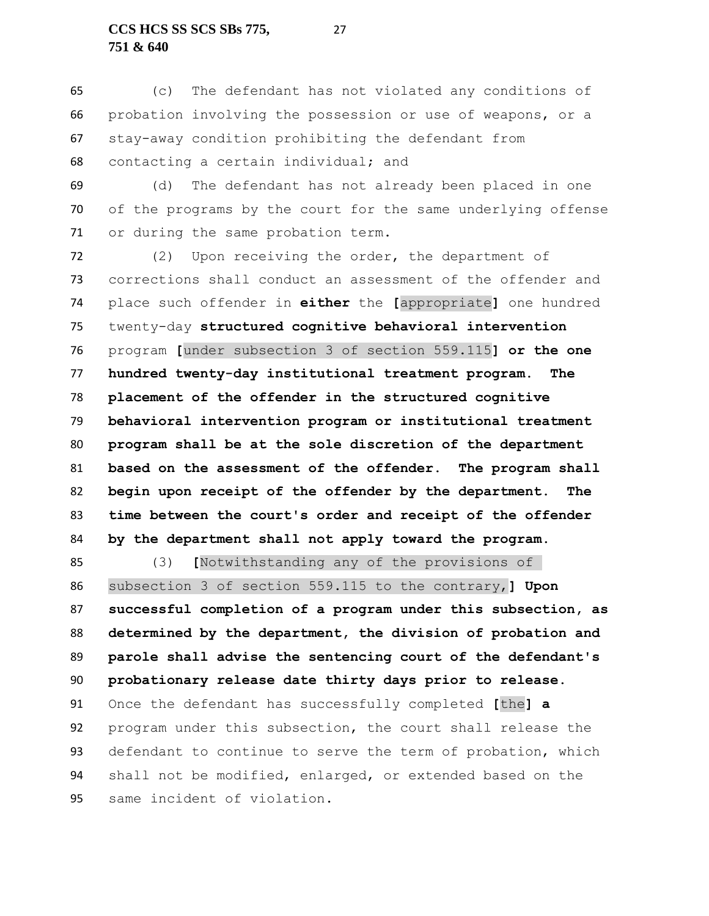(c) The defendant has not violated any conditions of probation involving the possession or use of weapons, or a stay-away condition prohibiting the defendant from contacting a certain individual; and

(d) The defendant has not already been placed in one of the programs by the court for the same underlying offense or during the same probation term.

(2) Upon receiving the order, the department of corrections shall conduct an assessment of the offender and place such offender in **either** the **[**appropriate**]** one hundred twenty-day **structured cognitive behavioral intervention** program **[**under subsection 3 of section 559.115**]** **or the one hundred twenty-day institutional treatment program. The placement of the offender in the structured cognitive behavioral intervention program or institutional treatment program shall be at the sole discretion of the department based on the assessment of the offender. The program shall begin upon receipt of the offender by the department. The time between the court's order and receipt of the offender by the department shall not apply toward the program.**

(3) **[**Notwithstanding any of the provisions of subsection 3 of section 559.115 to the contrary,**]** **Upon successful completion of a program under this subsection, as determined by the department, the division of probation and parole shall advise the sentencing court of the defendant's probationary release date thirty days prior to release.** Once the defendant has successfully completed **[**the**]** **a** program under this subsection, the court shall release the defendant to continue to serve the term of probation, which shall not be modified, enlarged, or extended based on the same incident of violation.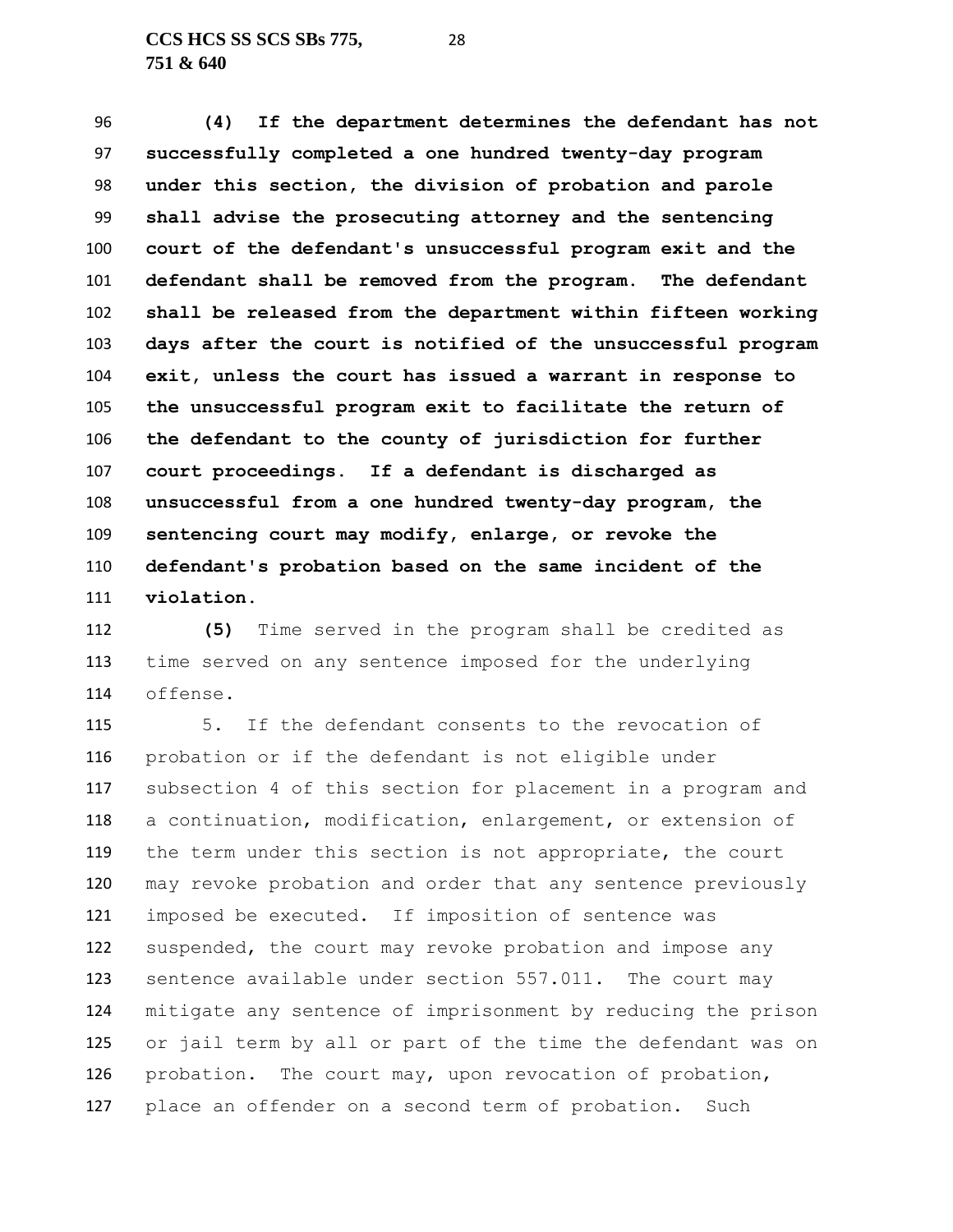**(4) If the department determines the defendant has not successfully completed a one hundred twenty-day program under this section, the division of probation and parole shall advise the prosecuting attorney and the sentencing court of the defendant's unsuccessful program exit and the defendant shall be removed from the program. The defendant shall be released from the department within fifteen working days after the court is notified of the unsuccessful program exit, unless the court has issued a warrant in response to the unsuccessful program exit to facilitate the return of the defendant to the county of jurisdiction for further court proceedings. If a defendant is discharged as unsuccessful from a one hundred twenty-day program, the sentencing court may modify, enlarge, or revoke the defendant's probation based on the same incident of the violation.**

**(5)** Time served in the program shall be credited as time served on any sentence imposed for the underlying offense.

5. If the defendant consents to the revocation of probation or if the defendant is not eligible under subsection 4 of this section for placement in a program and a continuation, modification, enlargement, or extension of the term under this section is not appropriate, the court may revoke probation and order that any sentence previously imposed be executed. If imposition of sentence was suspended, the court may revoke probation and impose any sentence available under section 557.011. The court may mitigate any sentence of imprisonment by reducing the prison or jail term by all or part of the time the defendant was on probation. The court may, upon revocation of probation, place an offender on a second term of probation. Such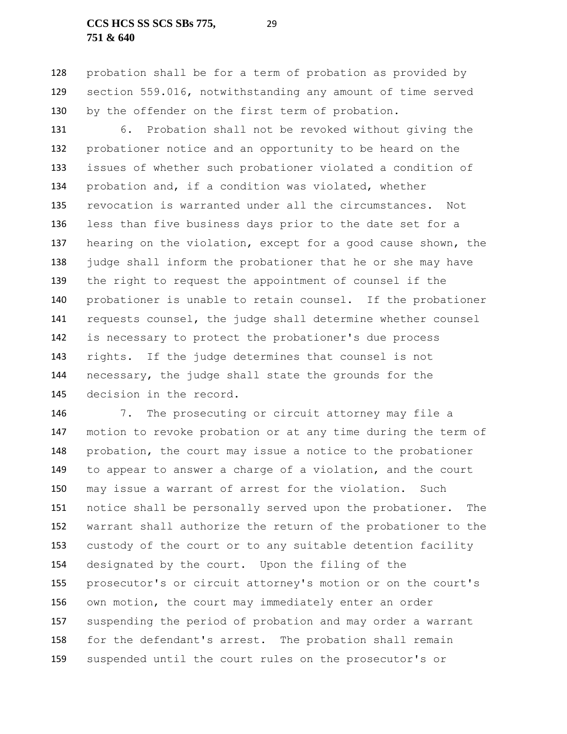probation shall be for a term of probation as provided by section 559.016, notwithstanding any amount of time served by the offender on the first term of probation.

6. Probation shall not be revoked without giving the probationer notice and an opportunity to be heard on the issues of whether such probationer violated a condition of probation and, if a condition was violated, whether revocation is warranted under all the circumstances. Not less than five business days prior to the date set for a hearing on the violation, except for a good cause shown, the judge shall inform the probationer that he or she may have the right to request the appointment of counsel if the probationer is unable to retain counsel. If the probationer requests counsel, the judge shall determine whether counsel is necessary to protect the probationer's due process rights. If the judge determines that counsel is not necessary, the judge shall state the grounds for the decision in the record.

7. The prosecuting or circuit attorney may file a motion to revoke probation or at any time during the term of probation, the court may issue a notice to the probationer to appear to answer a charge of a violation, and the court may issue a warrant of arrest for the violation. Such notice shall be personally served upon the probationer. The warrant shall authorize the return of the probationer to the custody of the court or to any suitable detention facility designated by the court. Upon the filing of the prosecutor's or circuit attorney's motion or on the court's own motion, the court may immediately enter an order suspending the period of probation and may order a warrant for the defendant's arrest. The probation shall remain suspended until the court rules on the prosecutor's or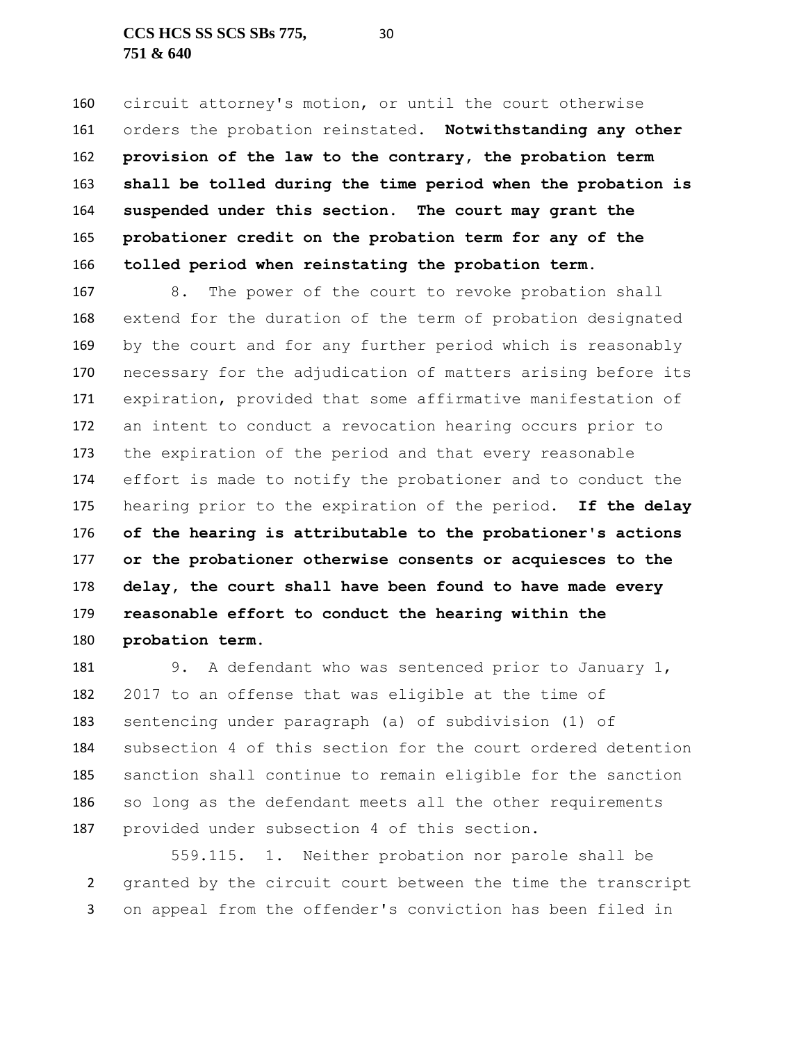circuit attorney's motion, or until the court otherwise orders the probation reinstated. **Notwithstanding any other provision of the law to the contrary, the probation term shall be tolled during the time period when the probation is suspended under this section. The court may grant the probationer credit on the probation term for any of the tolled period when reinstating the probation term.**

8. The power of the court to revoke probation shall extend for the duration of the term of probation designated by the court and for any further period which is reasonably necessary for the adjudication of matters arising before its expiration, provided that some affirmative manifestation of an intent to conduct a revocation hearing occurs prior to the expiration of the period and that every reasonable effort is made to notify the probationer and to conduct the hearing prior to the expiration of the period. **If the delay of the hearing is attributable to the probationer's actions or the probationer otherwise consents or acquiesces to the delay, the court shall have been found to have made every reasonable effort to conduct the hearing within the probation term.**

9. A defendant who was sentenced prior to January 1, 2017 to an offense that was eligible at the time of sentencing under paragraph (a) of subdivision (1) of subsection 4 of this section for the court ordered detention sanction shall continue to remain eligible for the sanction so long as the defendant meets all the other requirements provided under subsection 4 of this section.

559.115. 1. Neither probation nor parole shall be granted by the circuit court between the time the transcript on appeal from the offender's conviction has been filed in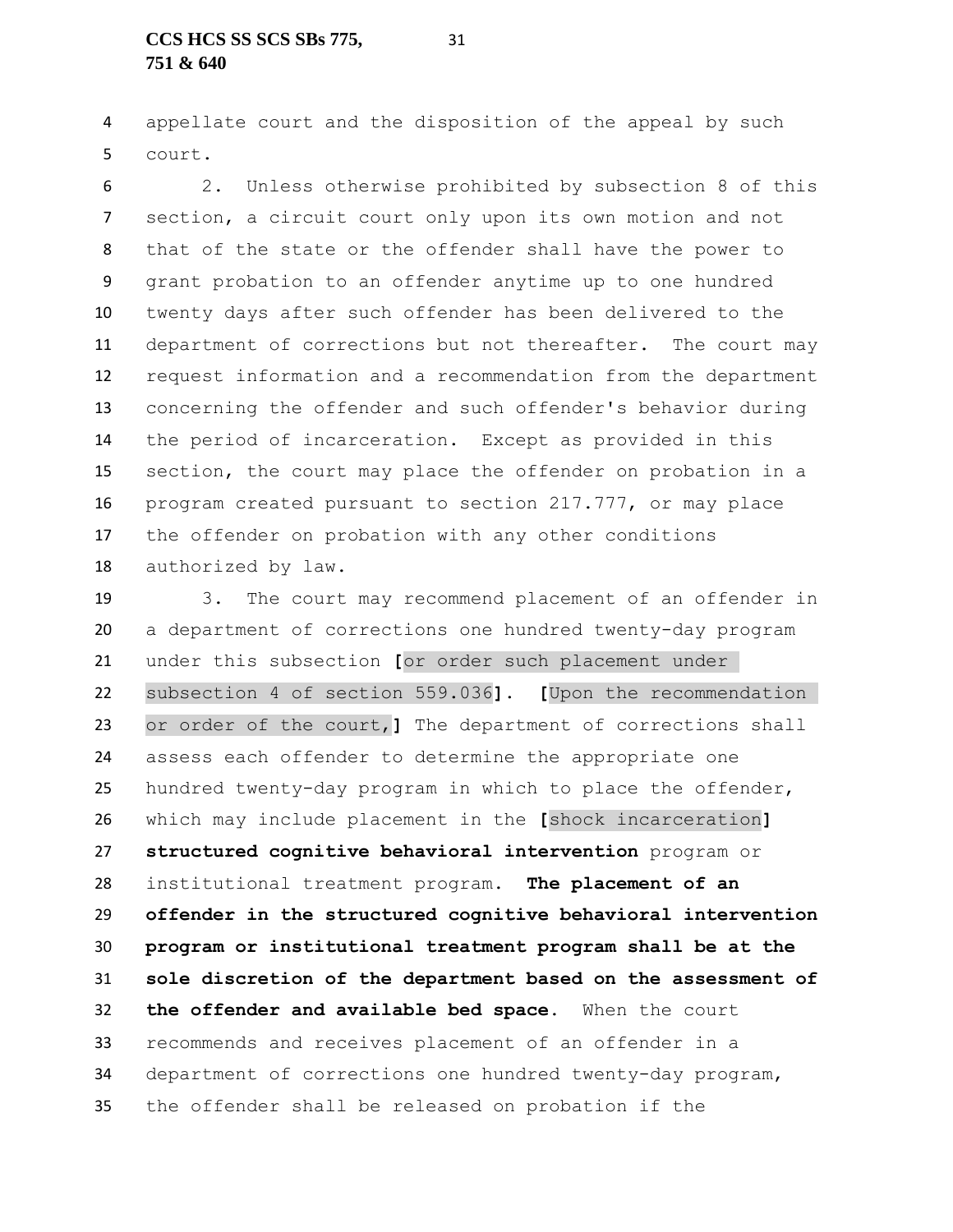appellate court and the disposition of the appeal by such court.

2. Unless otherwise prohibited by subsection 8 of this section, a circuit court only upon its own motion and not that of the state or the offender shall have the power to grant probation to an offender anytime up to one hundred twenty days after such offender has been delivered to the department of corrections but not thereafter. The court may request information and a recommendation from the department concerning the offender and such offender's behavior during the period of incarceration. Except as provided in this section, the court may place the offender on probation in a program created pursuant to section 217.777, or may place the offender on probation with any other conditions authorized by law.

3. The court may recommend placement of an offender in a department of corrections one hundred twenty-day program under this subsection **[**or order such placement under subsection 4 of section 559.036**]**. **[**Upon the recommendation or order of the court,**]** The department of corrections shall assess each offender to determine the appropriate one hundred twenty-day program in which to place the offender, which may include placement in the **[**shock incarceration**]** **structured cognitive behavioral intervention** program or institutional treatment program. **The placement of an offender in the structured cognitive behavioral intervention program or institutional treatment program shall be at the sole discretion of the department based on the assessment of the offender and available bed space.** When the court recommends and receives placement of an offender in a department of corrections one hundred twenty-day program, the offender shall be released on probation if the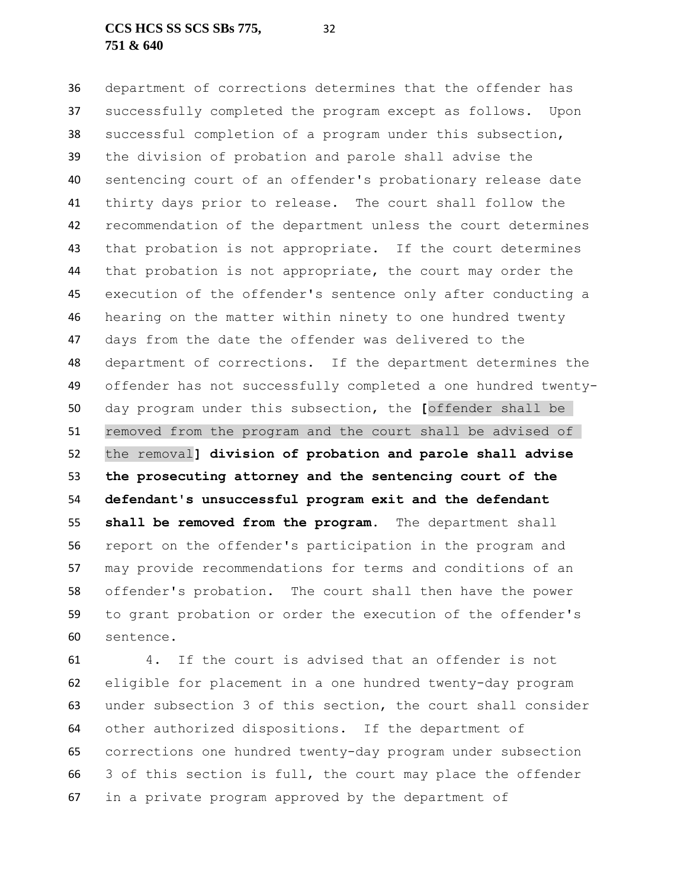department of corrections determines that the offender has successfully completed the program except as follows. Upon successful completion of a program under this subsection, the division of probation and parole shall advise the sentencing court of an offender's probationary release date thirty days prior to release. The court shall follow the recommendation of the department unless the court determines that probation is not appropriate. If the court determines that probation is not appropriate, the court may order the execution of the offender's sentence only after conducting a hearing on the matter within ninety to one hundred twenty days from the date the offender was delivered to the department of corrections. If the department determines the offender has not successfully completed a one hundred twenty-day program under this subsection, the **[**offender shall be removed from the program and the court shall be advised of the removal**]** **division of probation and parole shall advise the prosecuting attorney and the sentencing court of the defendant's unsuccessful program exit and the defendant shall be removed from the program**. The department shall report on the offender's participation in the program and may provide recommendations for terms and conditions of an offender's probation. The court shall then have the power to grant probation or order the execution of the offender's sentence.

4. If the court is advised that an offender is not eligible for placement in a one hundred twenty-day program under subsection 3 of this section, the court shall consider other authorized dispositions. If the department of corrections one hundred twenty-day program under subsection 3 of this section is full, the court may place the offender in a private program approved by the department of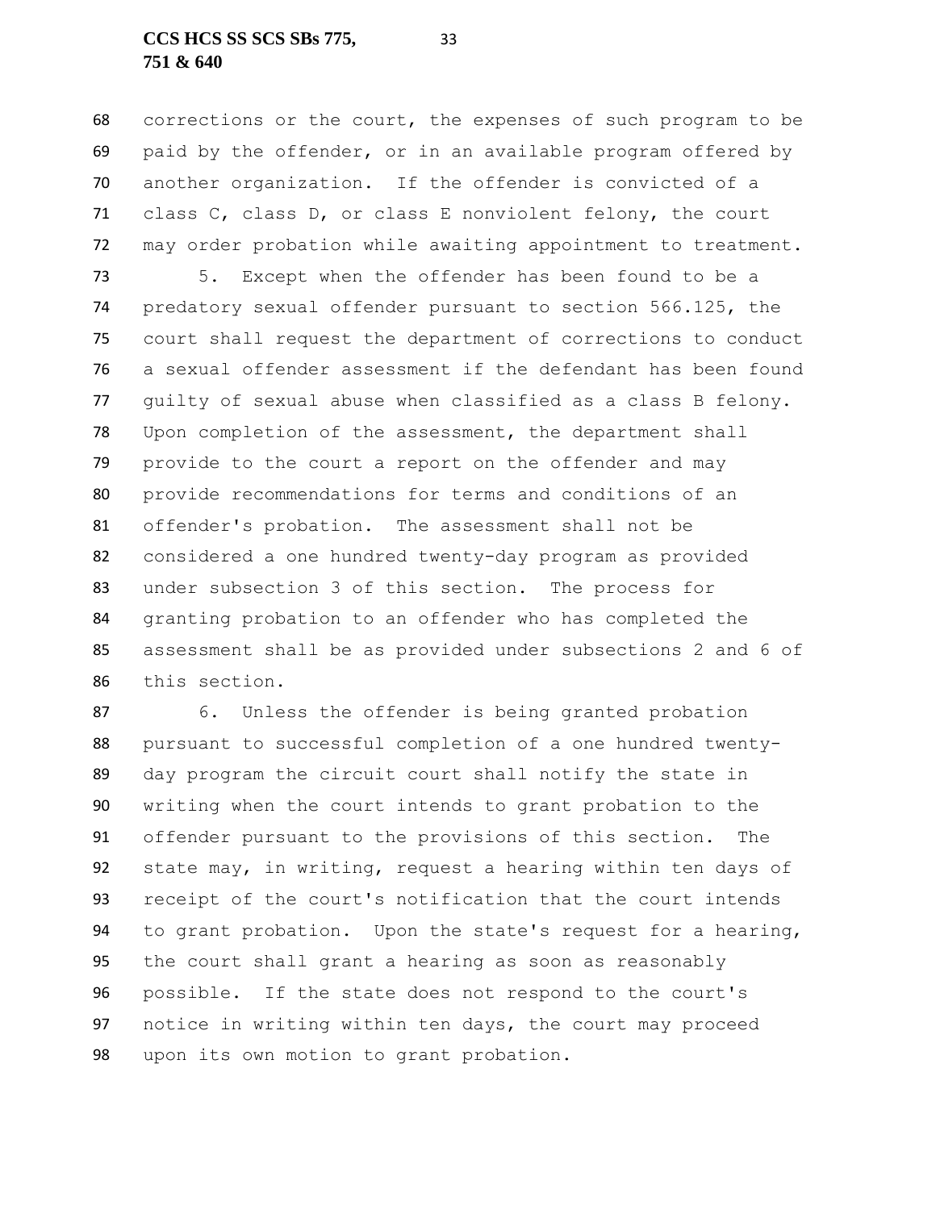corrections or the court, the expenses of such program to be paid by the offender, or in an available program offered by another organization. If the offender is convicted of a class C, class D, or class E nonviolent felony, the court may order probation while awaiting appointment to treatment.

5. Except when the offender has been found to be a predatory sexual offender pursuant to section 566.125, the court shall request the department of corrections to conduct a sexual offender assessment if the defendant has been found guilty of sexual abuse when classified as a class B felony. Upon completion of the assessment, the department shall provide to the court a report on the offender and may provide recommendations for terms and conditions of an offender's probation. The assessment shall not be considered a one hundred twenty-day program as provided under subsection 3 of this section. The process for granting probation to an offender who has completed the assessment shall be as provided under subsections 2 and 6 of this section.

6. Unless the offender is being granted probation pursuant to successful completion of a one hundred twenty-day program the circuit court shall notify the state in writing when the court intends to grant probation to the offender pursuant to the provisions of this section. The state may, in writing, request a hearing within ten days of receipt of the court's notification that the court intends to grant probation. Upon the state's request for a hearing, the court shall grant a hearing as soon as reasonably possible. If the state does not respond to the court's notice in writing within ten days, the court may proceed upon its own motion to grant probation.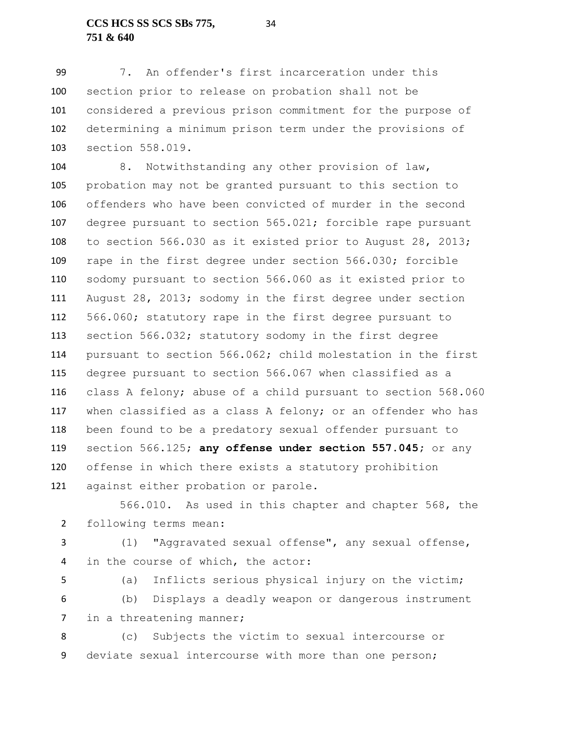7. An offender's first incarceration under this section prior to release on probation shall not be considered a previous prison commitment for the purpose of determining a minimum prison term under the provisions of section 558.019.

8. Notwithstanding any other provision of law, probation may not be granted pursuant to this section to offenders who have been convicted of murder in the second degree pursuant to section 565.021; forcible rape pursuant to section 566.030 as it existed prior to August 28, 2013; rape in the first degree under section 566.030; forcible sodomy pursuant to section 566.060 as it existed prior to August 28, 2013; sodomy in the first degree under section 566.060; statutory rape in the first degree pursuant to section 566.032; statutory sodomy in the first degree pursuant to section 566.062; child molestation in the first degree pursuant to section 566.067 when classified as a class A felony; abuse of a child pursuant to section 568.060 when classified as a class A felony; or an offender who has been found to be a predatory sexual offender pursuant to section 566.125; **any offense under section 557.045**; or any offense in which there exists a statutory prohibition against either probation or parole.

566.010. As used in this chapter and chapter 568, the following terms mean:

(1) "Aggravated sexual offense", any sexual offense, in the course of which, the actor:

(a) Inflicts serious physical injury on the victim;

(b) Displays a deadly weapon or dangerous instrument in a threatening manner;

(c) Subjects the victim to sexual intercourse or deviate sexual intercourse with more than one person;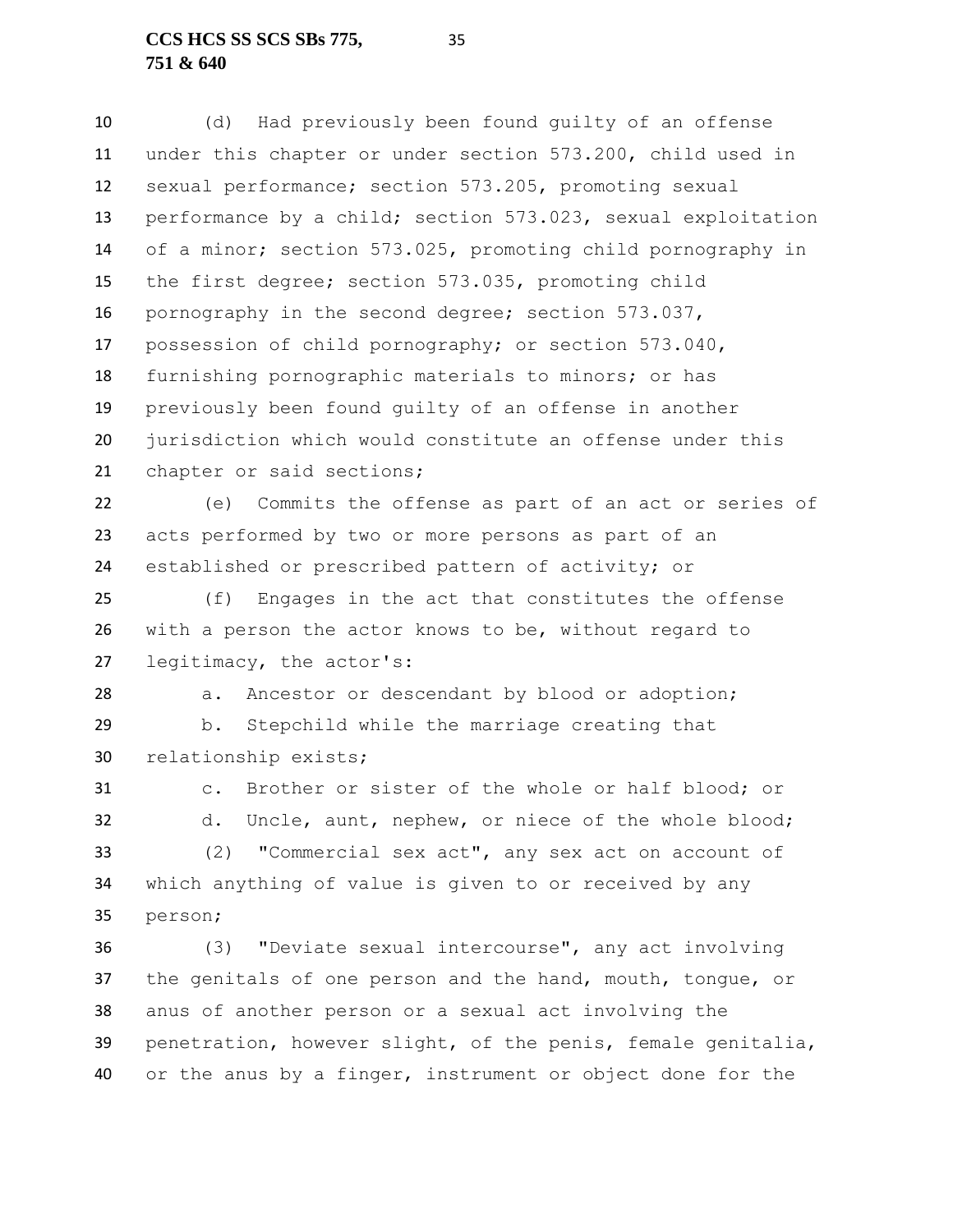(d) Had previously been found guilty of an offense under this chapter or under section 573.200, child used in sexual performance; section 573.205, promoting sexual performance by a child; section 573.023, sexual exploitation of a minor; section 573.025, promoting child pornography in the first degree; section 573.035, promoting child pornography in the second degree; section 573.037, possession of child pornography; or section 573.040, furnishing pornographic materials to minors; or has previously been found guilty of an offense in another jurisdiction which would constitute an offense under this chapter or said sections;

(e) Commits the offense as part of an act or series of acts performed by two or more persons as part of an established or prescribed pattern of activity; or

(f) Engages in the act that constitutes the offense with a person the actor knows to be, without regard to legitimacy, the actor's:

a. Ancestor or descendant by blood or adoption;

b. Stepchild while the marriage creating that relationship exists;

c. Brother or sister of the whole or half blood; or

d. Uncle, aunt, nephew, or niece of the whole blood;

(2) "Commercial sex act", any sex act on account of which anything of value is given to or received by any person;

(3) "Deviate sexual intercourse", any act involving the genitals of one person and the hand, mouth, tongue, or anus of another person or a sexual act involving the penetration, however slight, of the penis, female genitalia, or the anus by a finger, instrument or object done for the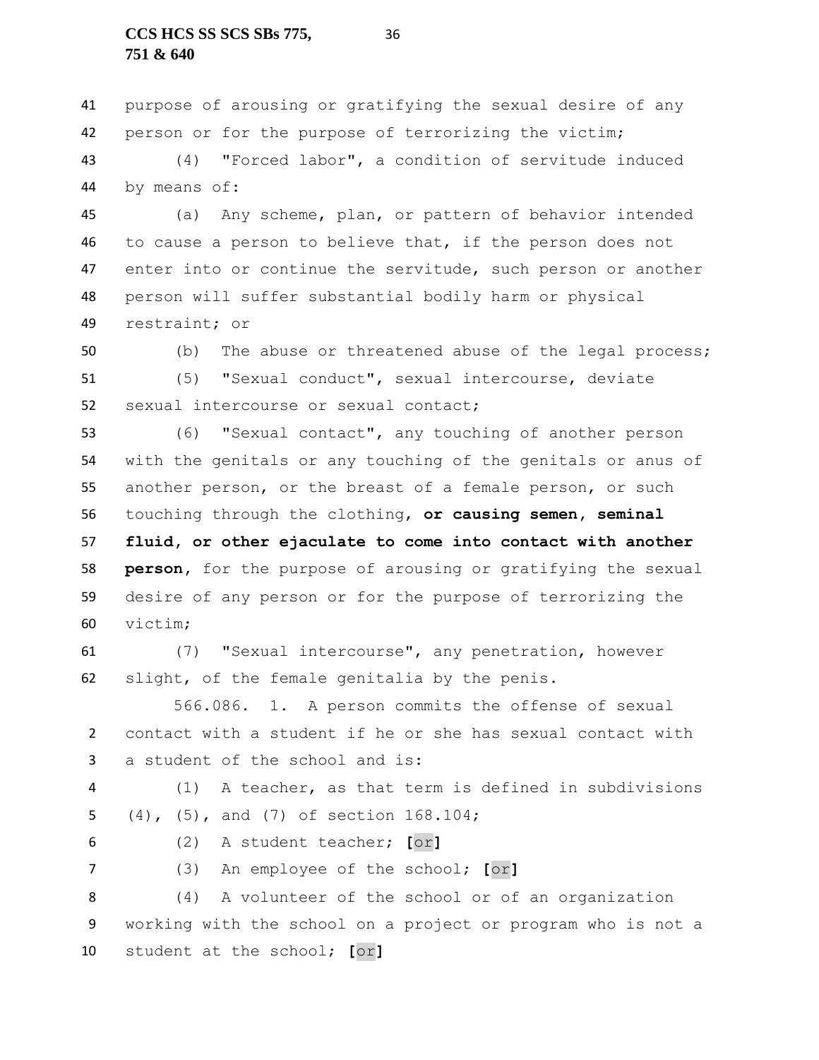purpose of arousing or gratifying the sexual desire of any person or for the purpose of terrorizing the victim;

(4) "Forced labor", a condition of servitude induced by means of:

(a) Any scheme, plan, or pattern of behavior intended to cause a person to believe that, if the person does not enter into or continue the servitude, such person or another person will suffer substantial bodily harm or physical restraint; or

(b) The abuse or threatened abuse of the legal process;

(5) "Sexual conduct", sexual intercourse, deviate sexual intercourse or sexual contact;

(6) "Sexual contact", any touching of another person with the genitals or any touching of the genitals or anus of another person, or the breast of a female person, or such touching through the clothing, **or causing semen, seminal fluid, or other ejaculate to come into contact with another person**, for the purpose of arousing or gratifying the sexual desire of any person or for the purpose of terrorizing the victim;

(7) "Sexual intercourse", any penetration, however slight, of the female genitalia by the penis.

566.086. 1. A person commits the offense of sexual contact with a student if he or she has sexual contact with a student of the school and is:

(1) A teacher, as that term is defined in subdivisions (4), (5), and (7) of section 168.104;

(2) A student teacher; **[**or**]**

(3) An employee of the school; **[**or**]**

(4) A volunteer of the school or of an organization working with the school on a project or program who is not a student at the school; **[**or**]**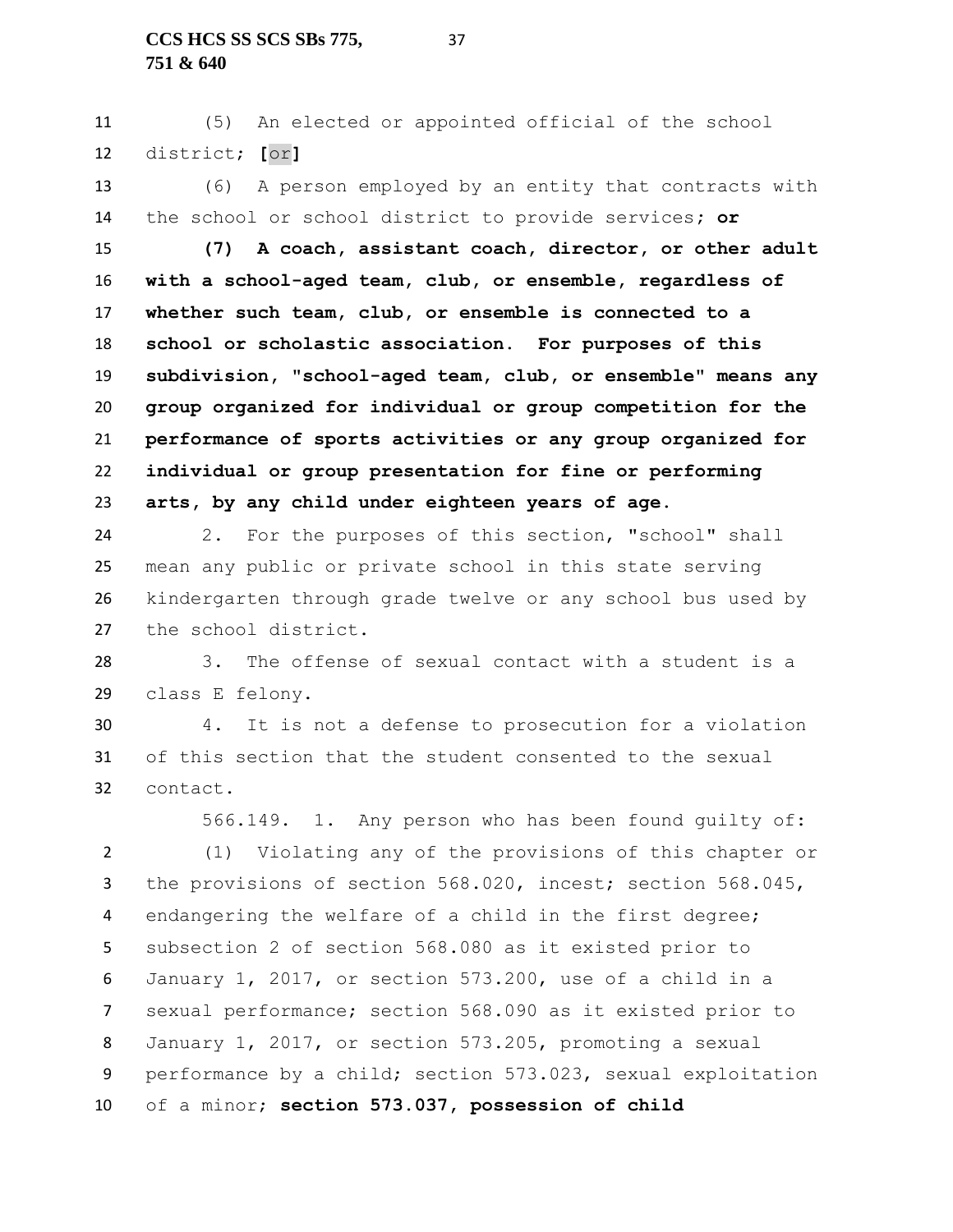(5) An elected or appointed official of the school district; **[**or**]**

(6) A person employed by an entity that contracts with the school or school district to provide services; **or**

**(7) A coach, assistant coach, director, or other adult with a school-aged team, club, or ensemble, regardless of whether such team, club, or ensemble is connected to a school or scholastic association. For purposes of this subdivision, "school-aged team, club, or ensemble" means any group organized for individual or group competition for the performance of sports activities or any group organized for individual or group presentation for fine or performing arts, by any child under eighteen years of age.**

2. For the purposes of this section, "school" shall mean any public or private school in this state serving kindergarten through grade twelve or any school bus used by the school district.

3. The offense of sexual contact with a student is a class E felony.

4. It is not a defense to prosecution for a violation of this section that the student consented to the sexual contact.

566.149. 1. Any person who has been found guilty of:

(1) Violating any of the provisions of this chapter or the provisions of section 568.020, incest; section 568.045, endangering the welfare of a child in the first degree; subsection 2 of section 568.080 as it existed prior to January 1, 2017, or section 573.200, use of a child in a sexual performance; section 568.090 as it existed prior to January 1, 2017, or section 573.205, promoting a sexual performance by a child; section 573.023, sexual exploitation of a minor; **section 573.037, possession of child**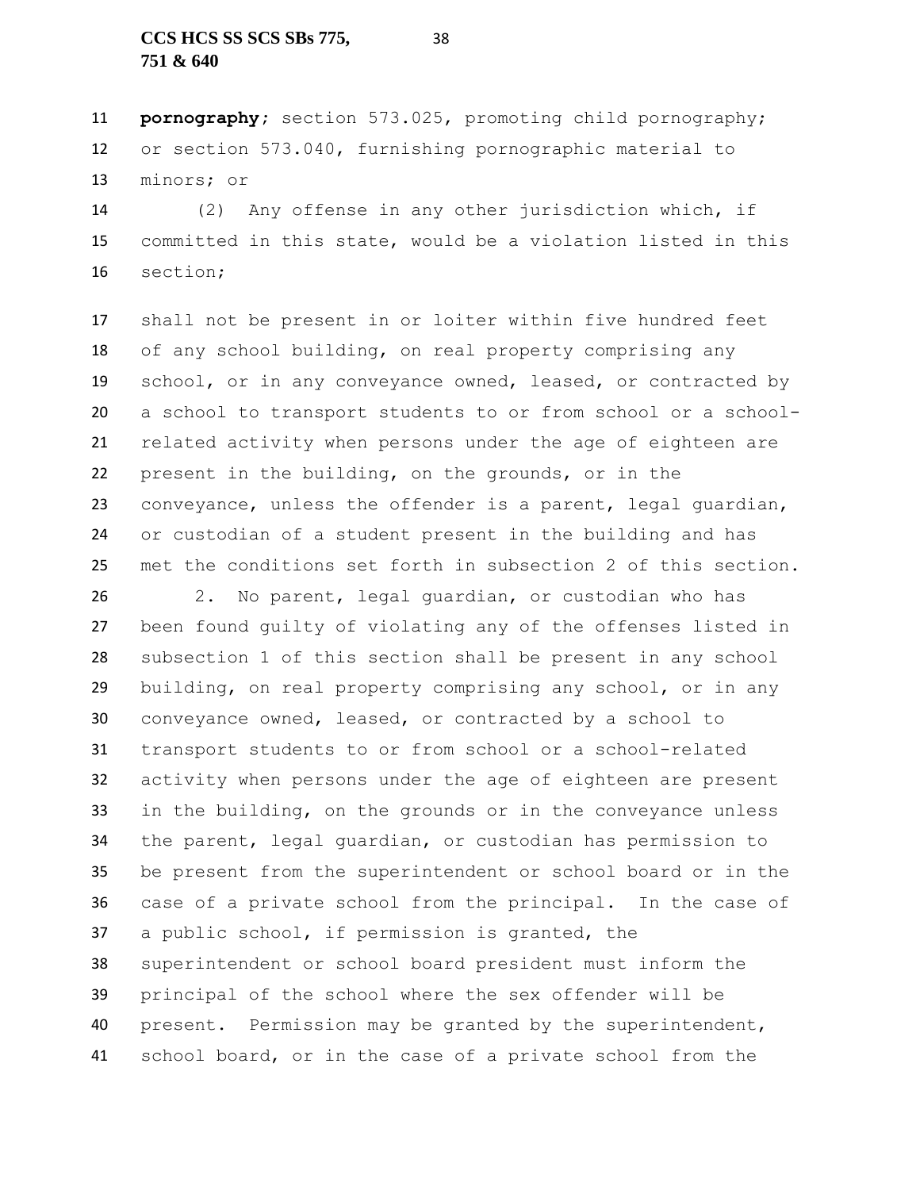**pornography**; section 573.025, promoting child pornography; or section 573.040, furnishing pornographic material to minors; or

(2) Any offense in any other jurisdiction which, if committed in this state, would be a violation listed in this section;

shall not be present in or loiter within five hundred feet of any school building, on real property comprising any school, or in any conveyance owned, leased, or contracted by a school to transport students to or from school or a school-related activity when persons under the age of eighteen are present in the building, on the grounds, or in the conveyance, unless the offender is a parent, legal guardian, or custodian of a student present in the building and has met the conditions set forth in subsection 2 of this section.

2. No parent, legal guardian, or custodian who has been found guilty of violating any of the offenses listed in subsection 1 of this section shall be present in any school building, on real property comprising any school, or in any conveyance owned, leased, or contracted by a school to transport students to or from school or a school-related activity when persons under the age of eighteen are present in the building, on the grounds or in the conveyance unless the parent, legal guardian, or custodian has permission to be present from the superintendent or school board or in the case of a private school from the principal. In the case of a public school, if permission is granted, the superintendent or school board president must inform the principal of the school where the sex offender will be present. Permission may be granted by the superintendent, school board, or in the case of a private school from the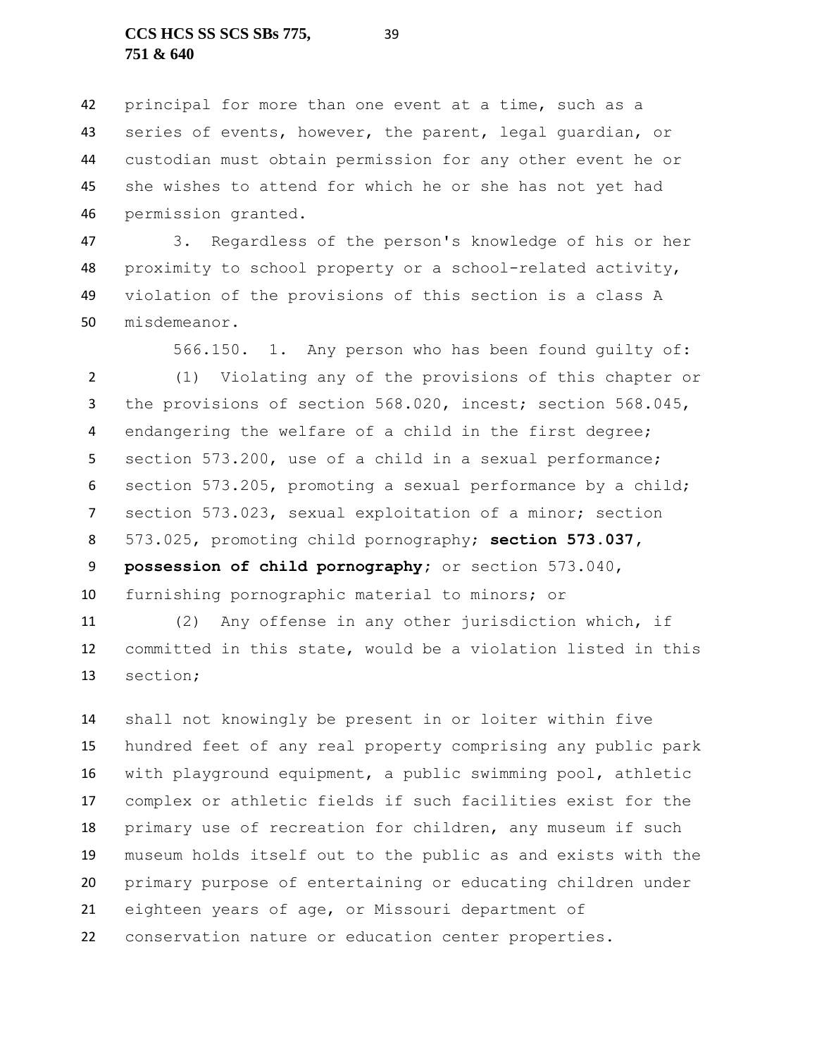principal for more than one event at a time, such as a series of events, however, the parent, legal guardian, or custodian must obtain permission for any other event he or she wishes to attend for which he or she has not yet had permission granted.

3. Regardless of the person's knowledge of his or her proximity to school property or a school-related activity, violation of the provisions of this section is a class A misdemeanor.

566.150. 1. Any person who has been found guilty of:

(1) Violating any of the provisions of this chapter or the provisions of section 568.020, incest; section 568.045, endangering the welfare of a child in the first degree; section 573.200, use of a child in a sexual performance; section 573.205, promoting a sexual performance by a child; section 573.023, sexual exploitation of a minor; section 573.025, promoting child pornography; **section 573.037, possession of child pornography**; or section 573.040, furnishing pornographic material to minors; or

(2) Any offense in any other jurisdiction which, if committed in this state, would be a violation listed in this section;

shall not knowingly be present in or loiter within five hundred feet of any real property comprising any public park with playground equipment, a public swimming pool, athletic complex or athletic fields if such facilities exist for the primary use of recreation for children, any museum if such museum holds itself out to the public as and exists with the primary purpose of entertaining or educating children under eighteen years of age, or Missouri department of conservation nature or education center properties.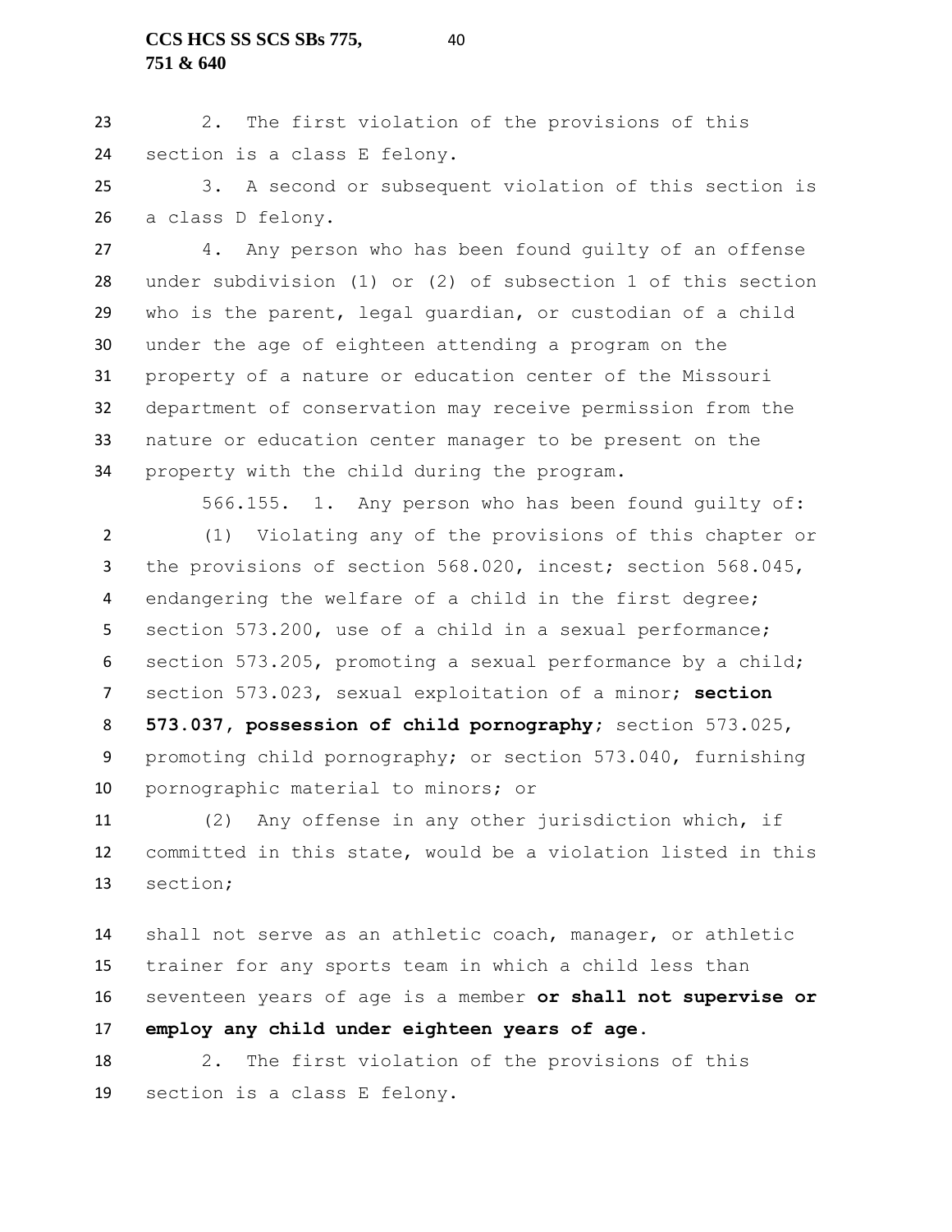2. The first violation of the provisions of this section is a class E felony.

3. A second or subsequent violation of this section is a class D felony.

4. Any person who has been found guilty of an offense under subdivision (1) or (2) of subsection 1 of this section who is the parent, legal guardian, or custodian of a child under the age of eighteen attending a program on the property of a nature or education center of the Missouri department of conservation may receive permission from the nature or education center manager to be present on the property with the child during the program.

566.155. 1. Any person who has been found guilty of:

(1) Violating any of the provisions of this chapter or the provisions of section 568.020, incest; section 568.045, endangering the welfare of a child in the first degree; section 573.200, use of a child in a sexual performance; section 573.205, promoting a sexual performance by a child; section 573.023, sexual exploitation of a minor; **section 573.037, possession of child pornography**; section 573.025, promoting child pornography; or section 573.040, furnishing pornographic material to minors; or

(2) Any offense in any other jurisdiction which, if committed in this state, would be a violation listed in this section;

shall not serve as an athletic coach, manager, or athletic trainer for any sports team in which a child less than seventeen years of age is a member **or shall not supervise or employ any child under eighteen years of age**.

2. The first violation of the provisions of this section is a class E felony.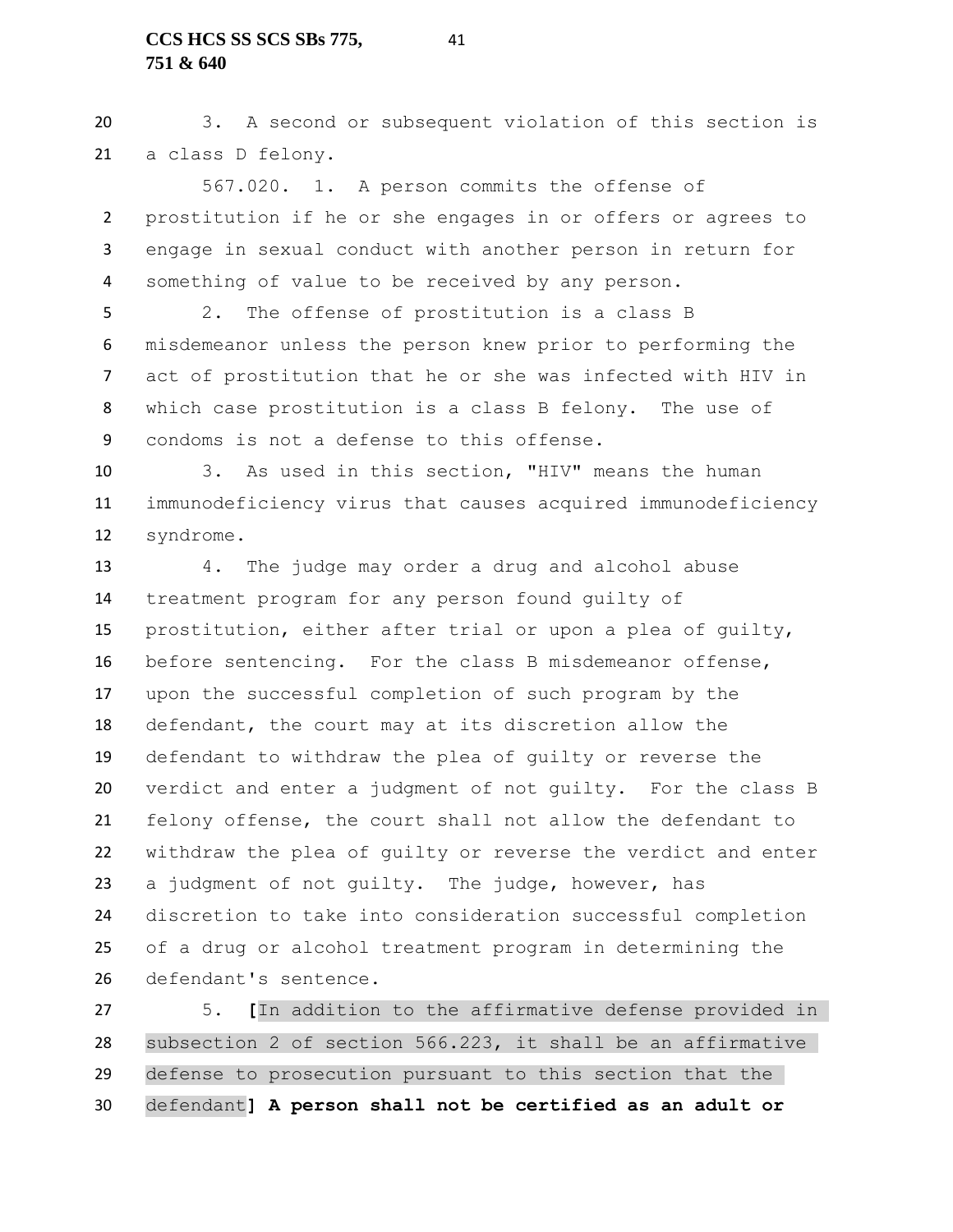3. A second or subsequent violation of this section is a class D felony.

567.020. 1. A person commits the offense of prostitution if he or she engages in or offers or agrees to engage in sexual conduct with another person in return for something of value to be received by any person.

2. The offense of prostitution is a class B misdemeanor unless the person knew prior to performing the act of prostitution that he or she was infected with HIV in which case prostitution is a class B felony. The use of condoms is not a defense to this offense.

3. As used in this section, "HIV" means the human immunodeficiency virus that causes acquired immunodeficiency syndrome.

4. The judge may order a drug and alcohol abuse treatment program for any person found guilty of prostitution, either after trial or upon a plea of guilty, before sentencing. For the class B misdemeanor offense, upon the successful completion of such program by the defendant, the court may at its discretion allow the defendant to withdraw the plea of guilty or reverse the verdict and enter a judgment of not guilty. For the class B felony offense, the court shall not allow the defendant to withdraw the plea of guilty or reverse the verdict and enter a judgment of not guilty. The judge, however, has discretion to take into consideration successful completion of a drug or alcohol treatment program in determining the defendant's sentence.

5. **[**In addition to the affirmative defense provided in subsection 2 of section 566.223, it shall be an affirmative defense to prosecution pursuant to this section that the defendant**] A person shall not be certified as an adult or**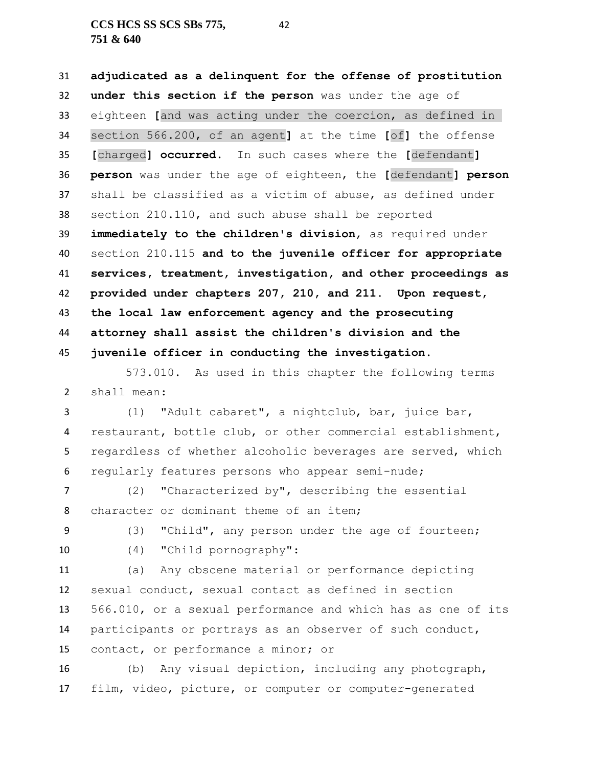**adjudicated as a delinquent for the offense of prostitution under this section if the person** was under the age of eighteen **[**and was acting under the coercion, as defined in section 566.200, of an agent**]** at the time **[**of**]** the offense **[**charged**] occurred**. In such cases where the **[**defendant**] person** was under the age of eighteen, the **[**defendant**] person** shall be classified as a victim of abuse, as defined under section 210.110, and such abuse shall be reported **immediately to the children's division**, as required under section 210.115 **and to the juvenile officer for appropriate services, treatment, investigation, and other proceedings as provided under chapters 207, 210, and 211. Upon request, the local law enforcement agency and the prosecuting attorney shall assist the children's division and the juvenile officer in conducting the investigation.**

573.010. As used in this chapter the following terms shall mean:

(1) "Adult cabaret", a nightclub, bar, juice bar, restaurant, bottle club, or other commercial establishment, regardless of whether alcoholic beverages are served, which regularly features persons who appear semi-nude;

(2) "Characterized by", describing the essential character or dominant theme of an item;

(3) "Child", any person under the age of fourteen;

(4) "Child pornography":

(a) Any obscene material or performance depicting sexual conduct, sexual contact as defined in section 566.010, or a sexual performance and which has as one of its participants or portrays as an observer of such conduct, contact, or performance a minor; or

(b) Any visual depiction, including any photograph, film, video, picture, or computer or computer-generated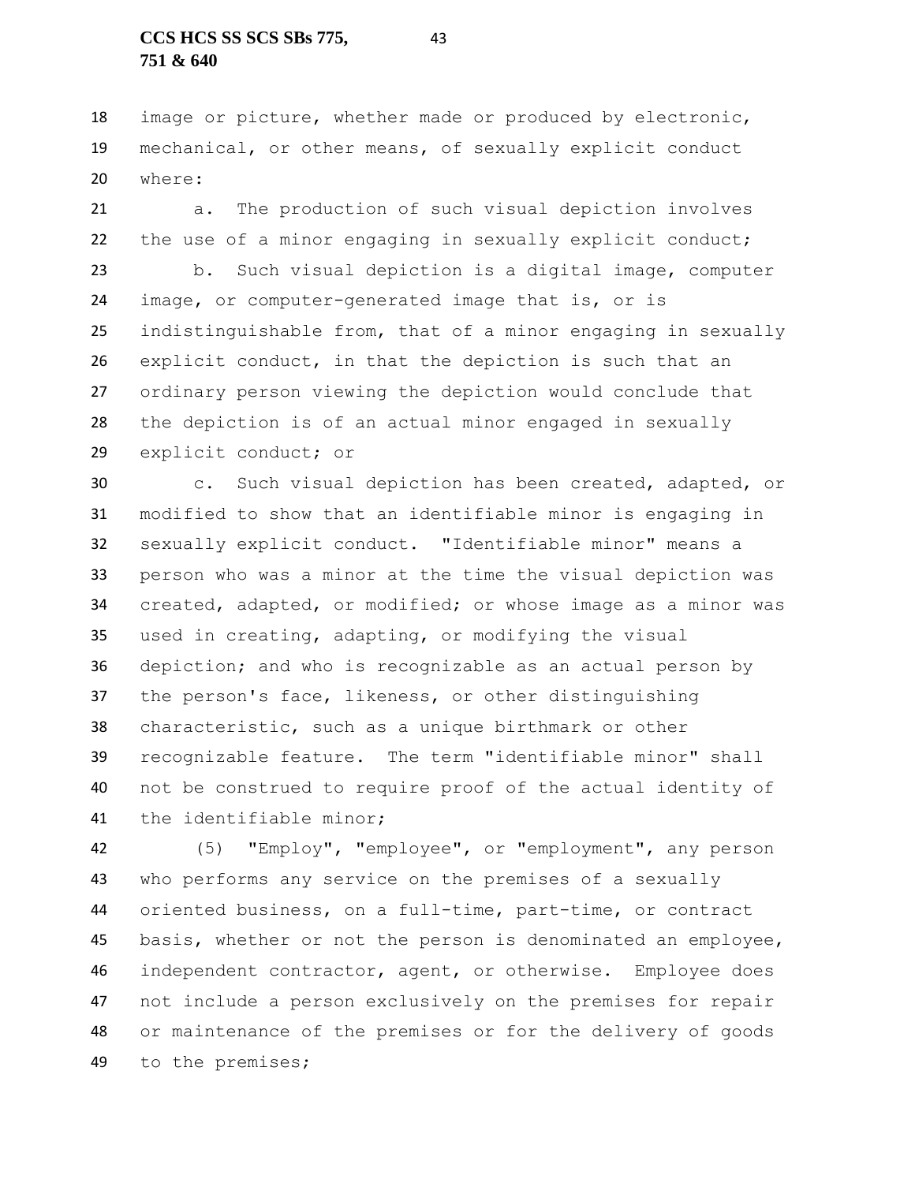image or picture, whether made or produced by electronic, mechanical, or other means, of sexually explicit conduct where:

a. The production of such visual depiction involves the use of a minor engaging in sexually explicit conduct;

b. Such visual depiction is a digital image, computer image, or computer-generated image that is, or is indistinguishable from, that of a minor engaging in sexually explicit conduct, in that the depiction is such that an ordinary person viewing the depiction would conclude that the depiction is of an actual minor engaged in sexually explicit conduct; or

c. Such visual depiction has been created, adapted, or modified to show that an identifiable minor is engaging in sexually explicit conduct. "Identifiable minor" means a person who was a minor at the time the visual depiction was created, adapted, or modified; or whose image as a minor was used in creating, adapting, or modifying the visual depiction; and who is recognizable as an actual person by the person's face, likeness, or other distinguishing characteristic, such as a unique birthmark or other recognizable feature. The term "identifiable minor" shall not be construed to require proof of the actual identity of the identifiable minor;

(5) "Employ", "employee", or "employment", any person who performs any service on the premises of a sexually oriented business, on a full-time, part-time, or contract basis, whether or not the person is denominated an employee, independent contractor, agent, or otherwise. Employee does not include a person exclusively on the premises for repair or maintenance of the premises or for the delivery of goods to the premises;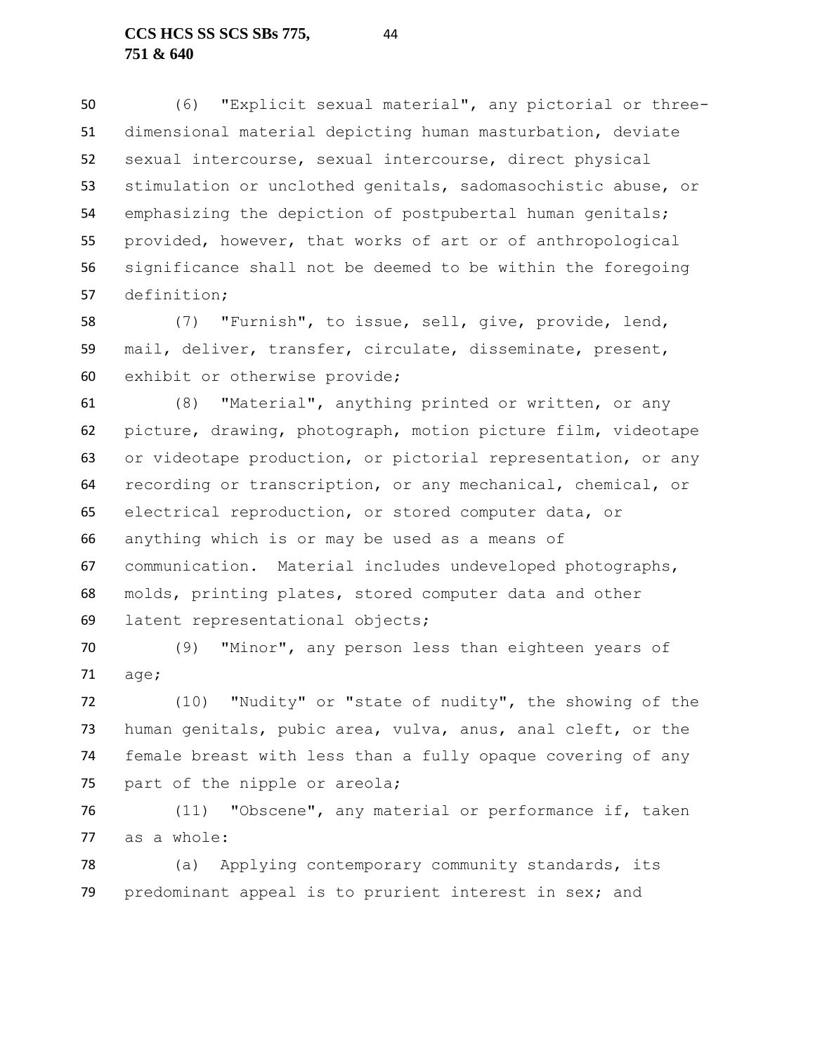(6) "Explicit sexual material", any pictorial or three-dimensional material depicting human masturbation, deviate sexual intercourse, sexual intercourse, direct physical stimulation or unclothed genitals, sadomasochistic abuse, or emphasizing the depiction of postpubertal human genitals; provided, however, that works of art or of anthropological significance shall not be deemed to be within the foregoing definition;

(7) "Furnish", to issue, sell, give, provide, lend, mail, deliver, transfer, circulate, disseminate, present, exhibit or otherwise provide;

(8) "Material", anything printed or written, or any picture, drawing, photograph, motion picture film, videotape or videotape production, or pictorial representation, or any recording or transcription, or any mechanical, chemical, or electrical reproduction, or stored computer data, or anything which is or may be used as a means of communication. Material includes undeveloped photographs, molds, printing plates, stored computer data and other latent representational objects;

(9) "Minor", any person less than eighteen years of age;

(10) "Nudity" or "state of nudity", the showing of the human genitals, pubic area, vulva, anus, anal cleft, or the female breast with less than a fully opaque covering of any part of the nipple or areola;

(11) "Obscene", any material or performance if, taken as a whole:

(a) Applying contemporary community standards, its predominant appeal is to prurient interest in sex; and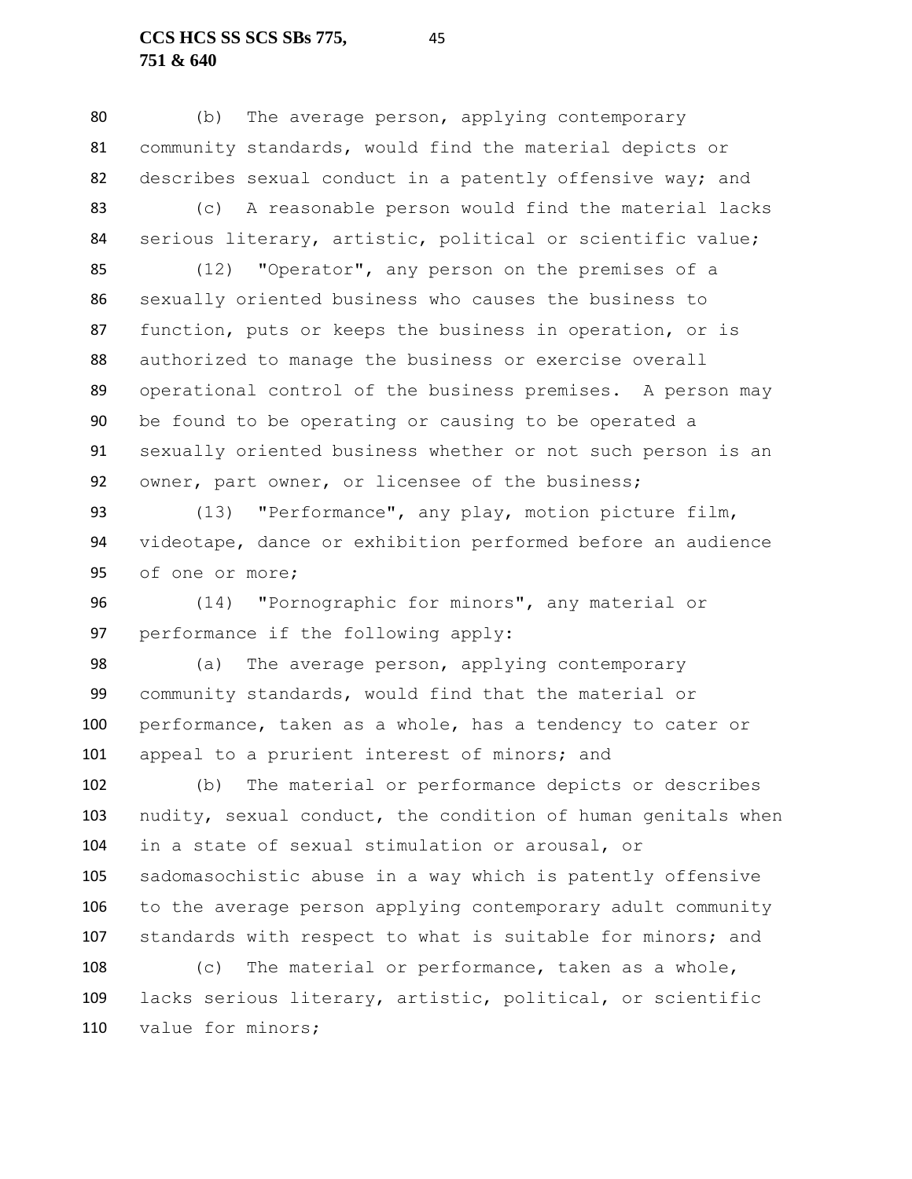(b) The average person, applying contemporary community standards, would find the material depicts or describes sexual conduct in a patently offensive way; and

(c) A reasonable person would find the material lacks serious literary, artistic, political or scientific value;

(12) "Operator", any person on the premises of a sexually oriented business who causes the business to function, puts or keeps the business in operation, or is authorized to manage the business or exercise overall operational control of the business premises. A person may be found to be operating or causing to be operated a sexually oriented business whether or not such person is an owner, part owner, or licensee of the business;

(13) "Performance", any play, motion picture film, videotape, dance or exhibition performed before an audience of one or more;

(14) "Pornographic for minors", any material or performance if the following apply:

(a) The average person, applying contemporary community standards, would find that the material or performance, taken as a whole, has a tendency to cater or appeal to a prurient interest of minors; and

(b) The material or performance depicts or describes nudity, sexual conduct, the condition of human genitals when in a state of sexual stimulation or arousal, or sadomasochistic abuse in a way which is patently offensive to the average person applying contemporary adult community standards with respect to what is suitable for minors; and

(c) The material or performance, taken as a whole, lacks serious literary, artistic, political, or scientific value for minors;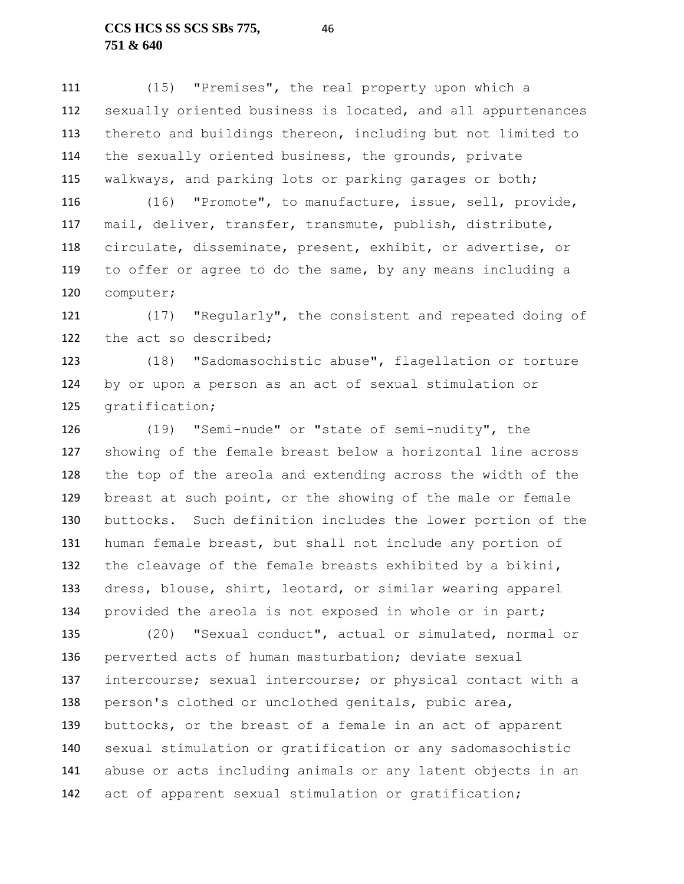(15) "Premises", the real property upon which a sexually oriented business is located, and all appurtenances thereto and buildings thereon, including but not limited to the sexually oriented business, the grounds, private walkways, and parking lots or parking garages or both;

(16) "Promote", to manufacture, issue, sell, provide, mail, deliver, transfer, transmute, publish, distribute, circulate, disseminate, present, exhibit, or advertise, or to offer or agree to do the same, by any means including a computer;

(17) "Regularly", the consistent and repeated doing of the act so described;

(18) "Sadomasochistic abuse", flagellation or torture by or upon a person as an act of sexual stimulation or gratification;

(19) "Semi-nude" or "state of semi-nudity", the showing of the female breast below a horizontal line across the top of the areola and extending across the width of the breast at such point, or the showing of the male or female buttocks. Such definition includes the lower portion of the human female breast, but shall not include any portion of the cleavage of the female breasts exhibited by a bikini, dress, blouse, shirt, leotard, or similar wearing apparel provided the areola is not exposed in whole or in part;

(20) "Sexual conduct", actual or simulated, normal or perverted acts of human masturbation; deviate sexual intercourse; sexual intercourse; or physical contact with a person's clothed or unclothed genitals, pubic area, buttocks, or the breast of a female in an act of apparent sexual stimulation or gratification or any sadomasochistic abuse or acts including animals or any latent objects in an act of apparent sexual stimulation or gratification;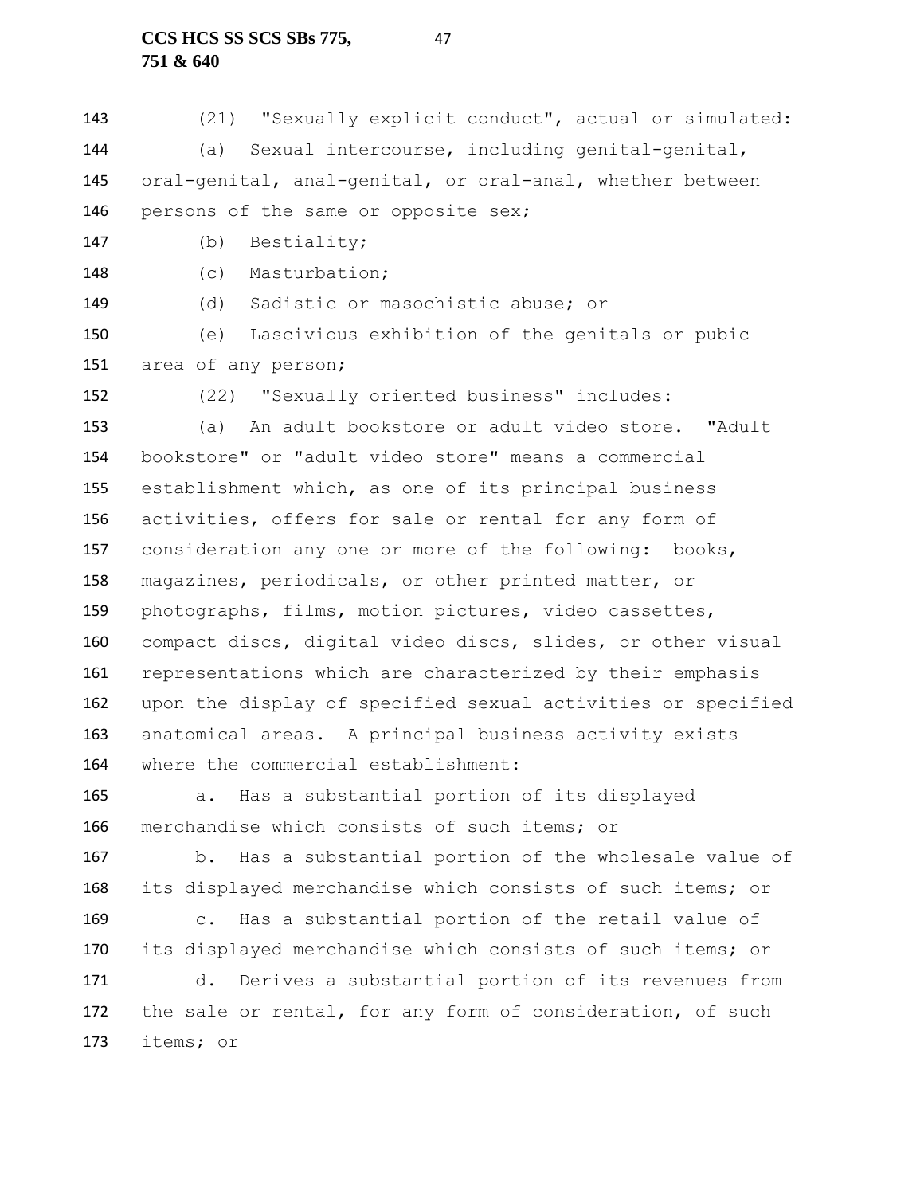(21) "Sexually explicit conduct", actual or simulated:

(a) Sexual intercourse, including genital-genital, oral-genital, anal-genital, or oral-anal, whether between persons of the same or opposite sex;

(b) Bestiality;

(c) Masturbation;

(d) Sadistic or masochistic abuse; or

(e) Lascivious exhibition of the genitals or pubic area of any person;

(22) "Sexually oriented business" includes:

(a) An adult bookstore or adult video store. "Adult bookstore" or "adult video store" means a commercial establishment which, as one of its principal business activities, offers for sale or rental for any form of consideration any one or more of the following: books, magazines, periodicals, or other printed matter, or photographs, films, motion pictures, video cassettes, compact discs, digital video discs, slides, or other visual representations which are characterized by their emphasis upon the display of specified sexual activities or specified anatomical areas. A principal business activity exists where the commercial establishment:

a. Has a substantial portion of its displayed merchandise which consists of such items; or

b. Has a substantial portion of the wholesale value of its displayed merchandise which consists of such items; or

c. Has a substantial portion of the retail value of its displayed merchandise which consists of such items; or

d. Derives a substantial portion of its revenues from the sale or rental, for any form of consideration, of such items; or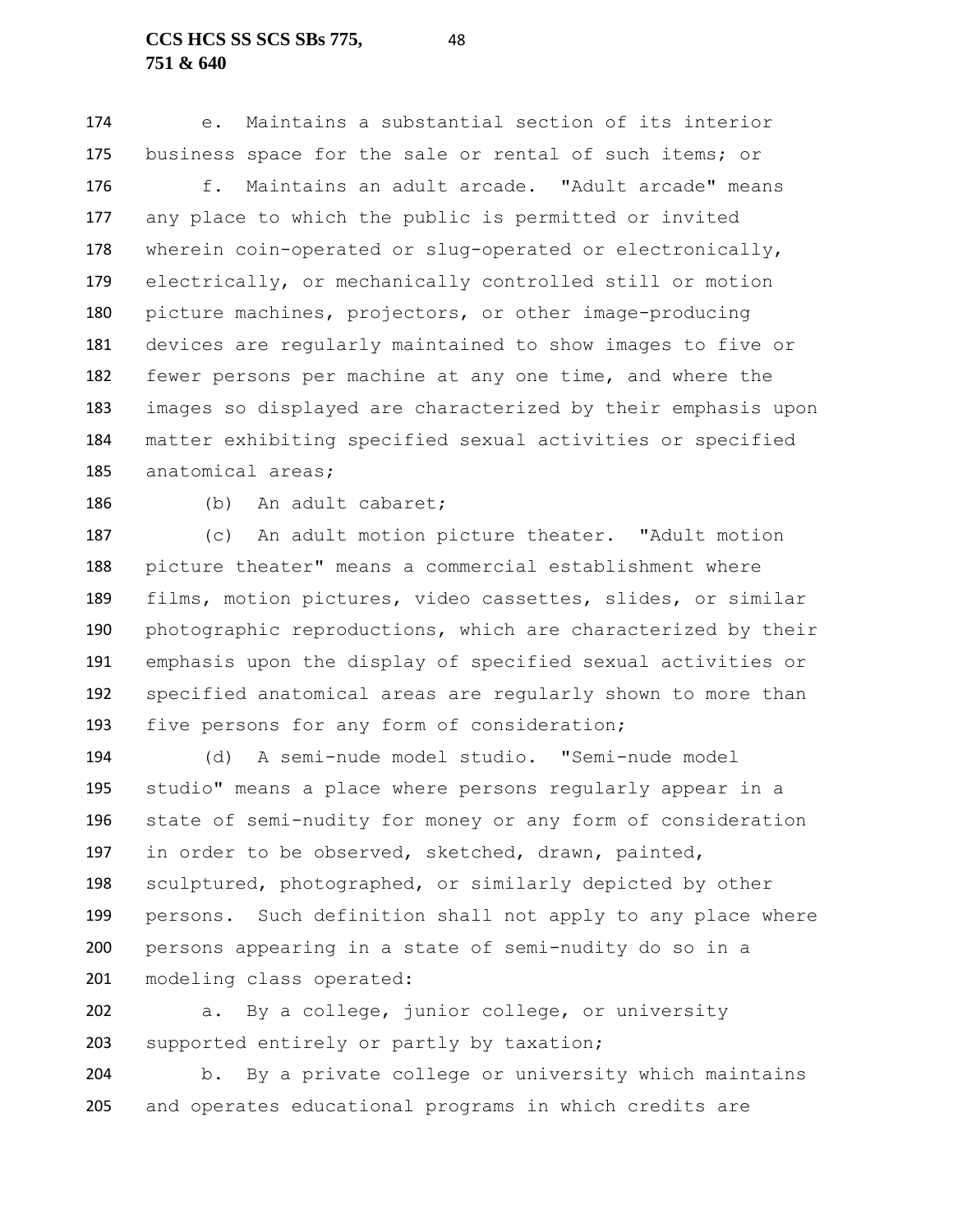e. Maintains a substantial section of its interior business space for the sale or rental of such items; or

f. Maintains an adult arcade. "Adult arcade" means any place to which the public is permitted or invited wherein coin-operated or slug-operated or electronically, electrically, or mechanically controlled still or motion picture machines, projectors, or other image-producing devices are regularly maintained to show images to five or fewer persons per machine at any one time, and where the images so displayed are characterized by their emphasis upon matter exhibiting specified sexual activities or specified anatomical areas;

(b) An adult cabaret;

(c) An adult motion picture theater. "Adult motion picture theater" means a commercial establishment where films, motion pictures, video cassettes, slides, or similar photographic reproductions, which are characterized by their emphasis upon the display of specified sexual activities or specified anatomical areas are regularly shown to more than five persons for any form of consideration;

(d) A semi-nude model studio. "Semi-nude model studio" means a place where persons regularly appear in a state of semi-nudity for money or any form of consideration in order to be observed, sketched, drawn, painted, sculptured, photographed, or similarly depicted by other persons. Such definition shall not apply to any place where persons appearing in a state of semi-nudity do so in a modeling class operated:

a. By a college, junior college, or university supported entirely or partly by taxation;

b. By a private college or university which maintains and operates educational programs in which credits are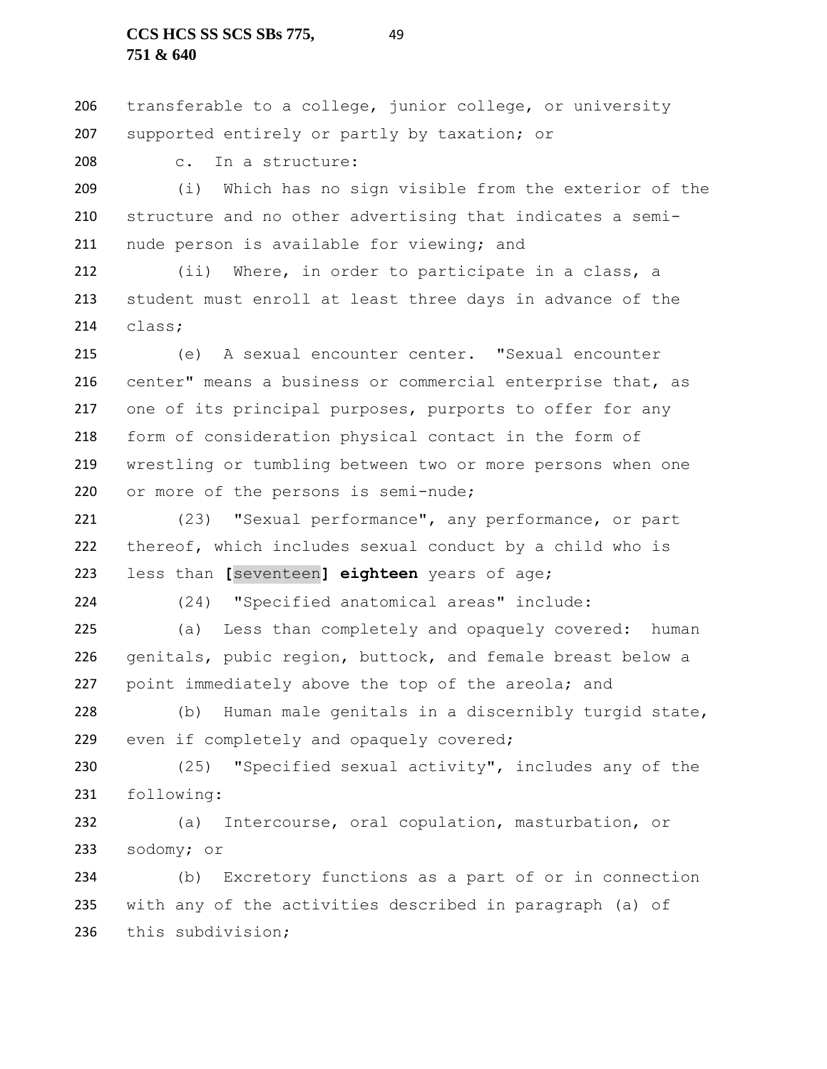transferable to a college, junior college, or university supported entirely or partly by taxation; or

c. In a structure:

(i) Which has no sign visible from the exterior of the structure and no other advertising that indicates a semi-nude person is available for viewing; and

(ii) Where, in order to participate in a class, a student must enroll at least three days in advance of the class;

(e) A sexual encounter center. "Sexual encounter center" means a business or commercial enterprise that, as one of its principal purposes, purports to offer for any form of consideration physical contact in the form of wrestling or tumbling between two or more persons when one or more of the persons is semi-nude;

(23) "Sexual performance", any performance, or part thereof, which includes sexual conduct by a child who is less than **[**seventeen**]** **eighteen** years of age;

(24) "Specified anatomical areas" include:

(a) Less than completely and opaquely covered: human genitals, pubic region, buttock, and female breast below a point immediately above the top of the areola; and

(b) Human male genitals in a discernibly turgid state, even if completely and opaquely covered;

(25) "Specified sexual activity", includes any of the following:

(a) Intercourse, oral copulation, masturbation, or sodomy; or

(b) Excretory functions as a part of or in connection with any of the activities described in paragraph (a) of this subdivision;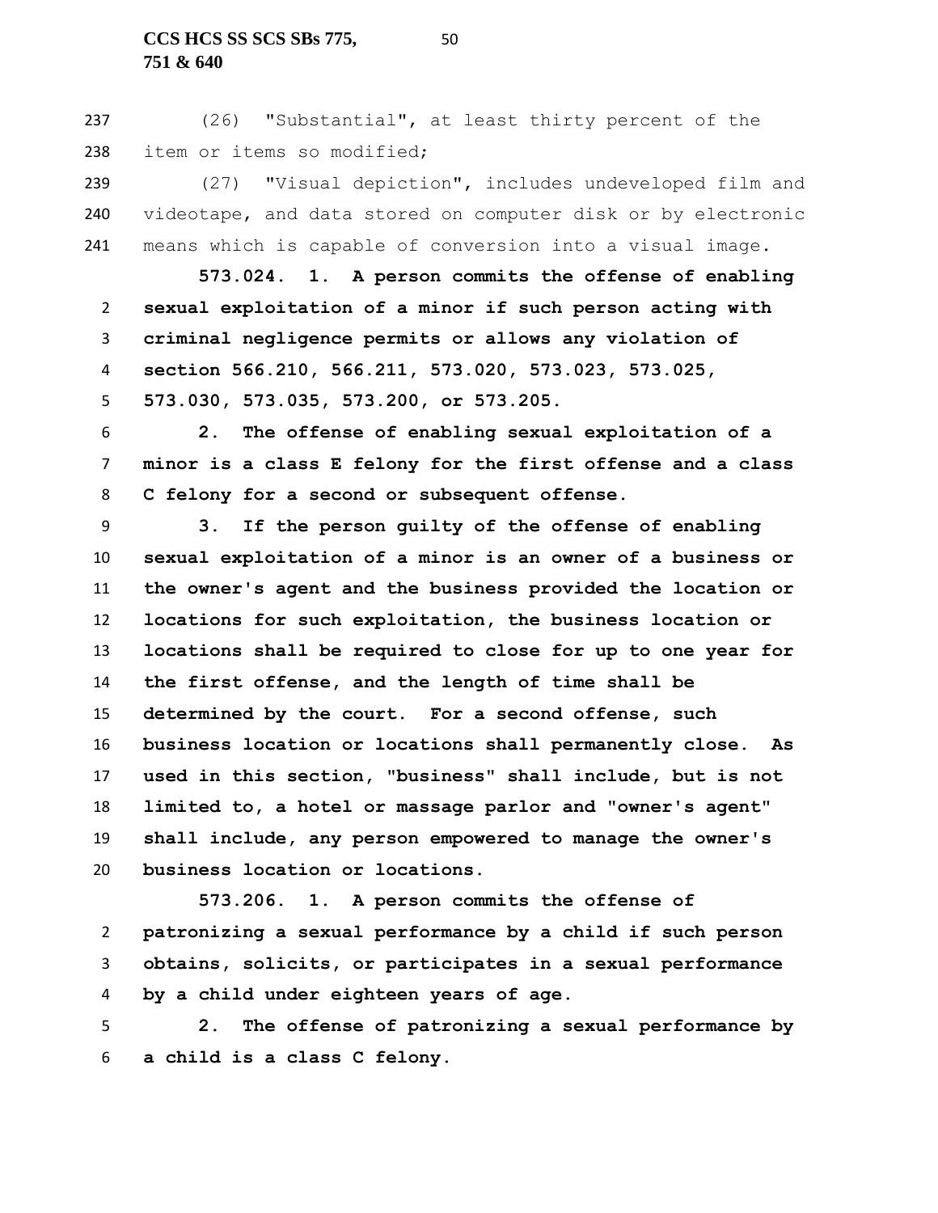(26) "Substantial", at least thirty percent of the item or items so modified;

(27) "Visual depiction", includes undeveloped film and videotape, and data stored on computer disk or by electronic means which is capable of conversion into a visual image.

**573.024. 1. A person commits the offense of enabling sexual exploitation of a minor if such person acting with criminal negligence permits or allows any violation of section 566.210, 566.211, 573.020, 573.023, 573.025, 573.030, 573.035, 573.200, or 573.205.**

**2. The offense of enabling sexual exploitation of a minor is a class E felony for the first offense and a class C felony for a second or subsequent offense.**

**3. If the person guilty of the offense of enabling sexual exploitation of a minor is an owner of a business or the owner's agent and the business provided the location or locations for such exploitation, the business location or locations shall be required to close for up to one year for the first offense, and the length of time shall be determined by the court. For a second offense, such business location or locations shall permanently close. As used in this section, "business" shall include, but is not limited to, a hotel or massage parlor and "owner's agent" shall include, any person empowered to manage the owner's business location or locations.**

**573.206. 1. A person commits the offense of patronizing a sexual performance by a child if such person obtains, solicits, or participates in a sexual performance by a child under eighteen years of age.**

**2. The offense of patronizing a sexual performance by a child is a class C felony.**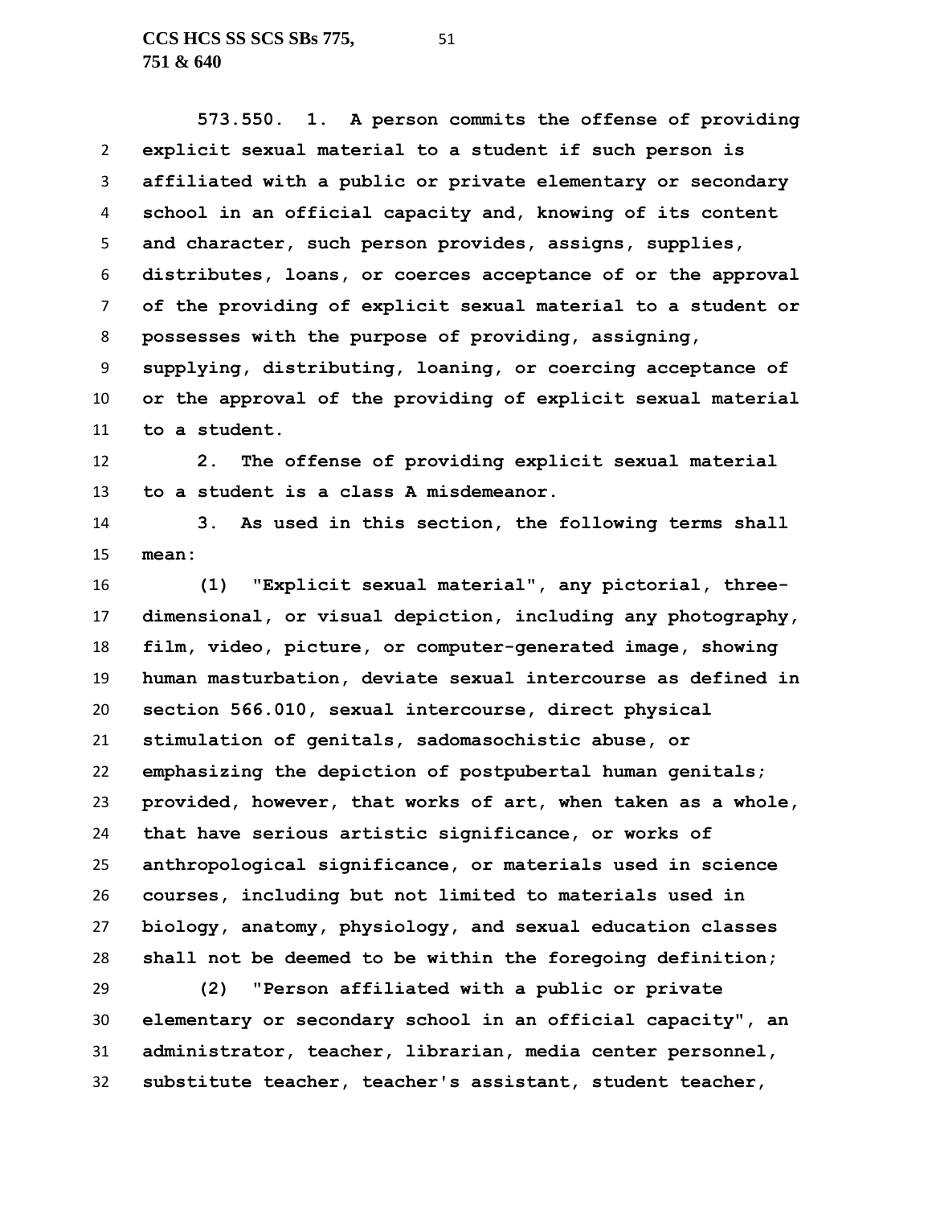**573.550. 1. A person commits the offense of providing explicit sexual material to a student if such person is affiliated with a public or private elementary or secondary school in an official capacity and, knowing of its content and character, such person provides, assigns, supplies, distributes, loans, or coerces acceptance of or the approval of the providing of explicit sexual material to a student or possesses with the purpose of providing, assigning, supplying, distributing, loaning, or coercing acceptance of or the approval of the providing of explicit sexual material to a student.**

**2. The offense of providing explicit sexual material to a student is a class A misdemeanor.**

**3. As used in this section, the following terms shall mean:**

**(1) "Explicit sexual material", any pictorial, three-dimensional, or visual depiction, including any photography, film, video, picture, or computer-generated image, showing human masturbation, deviate sexual intercourse as defined in section 566.010, sexual intercourse, direct physical stimulation of genitals, sadomasochistic abuse, or emphasizing the depiction of postpubertal human genitals; provided, however, that works of art, when taken as a whole, that have serious artistic significance, or works of anthropological significance, or materials used in science courses, including but not limited to materials used in biology, anatomy, physiology, and sexual education classes shall not be deemed to be within the foregoing definition;**

**(2) "Person affiliated with a public or private elementary or secondary school in an official capacity", an administrator, teacher, librarian, media center personnel, substitute teacher, teacher's assistant, student teacher,**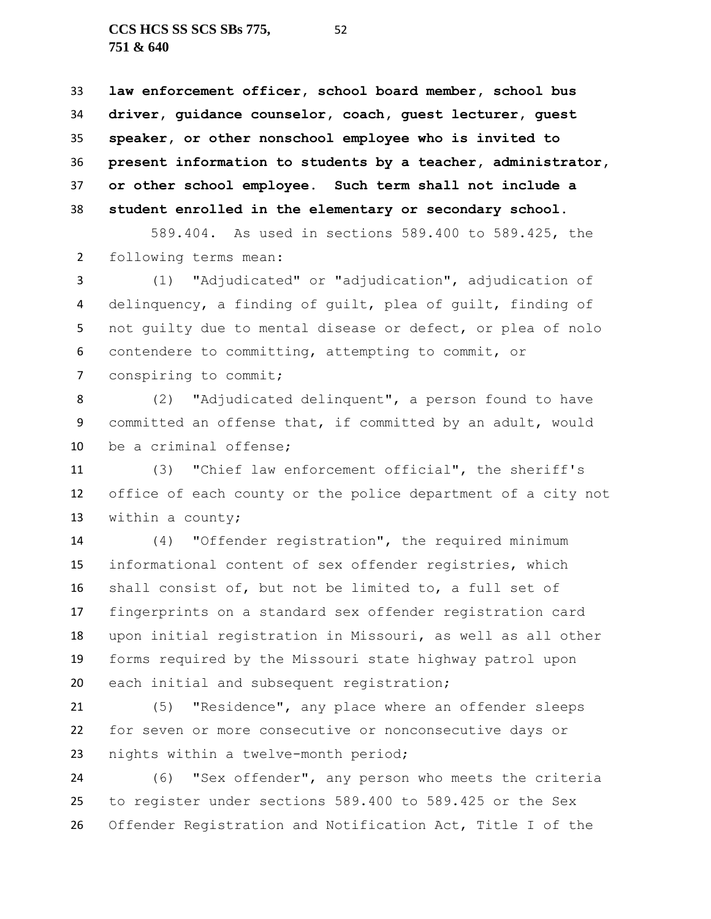**law enforcement officer, school board member, school bus driver, guidance counselor, coach, guest lecturer, guest speaker, or other nonschool employee who is invited to present information to students by a teacher, administrator, or other school employee. Such term shall not include a student enrolled in the elementary or secondary school.**

589.404. As used in sections 589.400 to 589.425, the following terms mean:

(1) "Adjudicated" or "adjudication", adjudication of delinquency, a finding of guilt, plea of guilt, finding of not guilty due to mental disease or defect, or plea of nolo contendere to committing, attempting to commit, or conspiring to commit;

(2) "Adjudicated delinquent", a person found to have committed an offense that, if committed by an adult, would be a criminal offense;

(3) "Chief law enforcement official", the sheriff's office of each county or the police department of a city not within a county;

(4) "Offender registration", the required minimum informational content of sex offender registries, which shall consist of, but not be limited to, a full set of fingerprints on a standard sex offender registration card upon initial registration in Missouri, as well as all other forms required by the Missouri state highway patrol upon each initial and subsequent registration;

(5) "Residence", any place where an offender sleeps for seven or more consecutive or nonconsecutive days or nights within a twelve-month period;

(6) "Sex offender", any person who meets the criteria to register under sections 589.400 to 589.425 or the Sex Offender Registration and Notification Act, Title I of the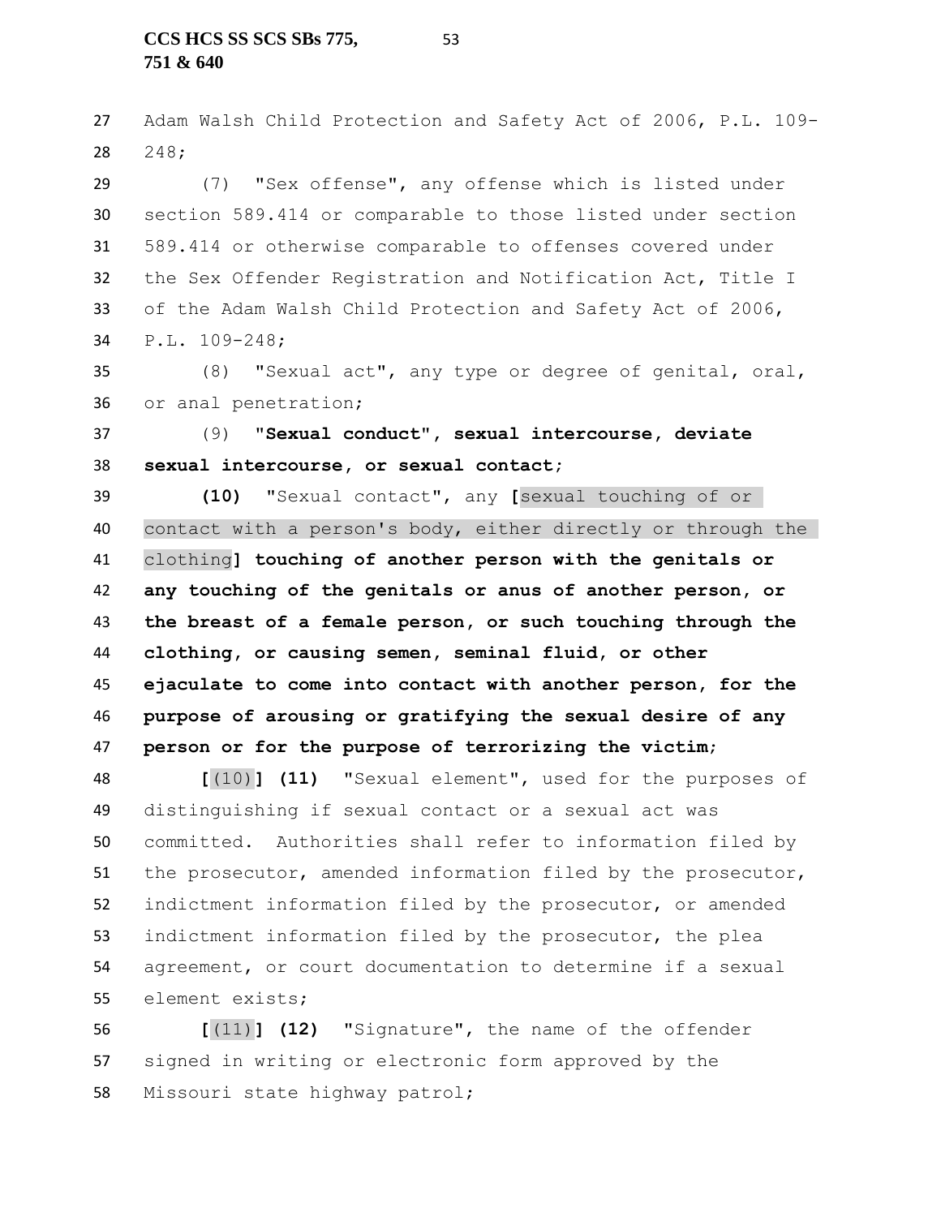Adam Walsh Child Protection and Safety Act of 2006, P.L. 109-248;

(7) "Sex offense", any offense which is listed under section 589.414 or comparable to those listed under section 589.414 or otherwise comparable to offenses covered under the Sex Offender Registration and Notification Act, Title I of the Adam Walsh Child Protection and Safety Act of 2006, P.L. 109-248;

(8) "Sexual act", any type or degree of genital, oral, or anal penetration;

(9) **"Sexual conduct", sexual intercourse, deviate sexual intercourse, or sexual contact;**

**(10)** "Sexual contact", any **[**sexual touching of or contact with a person's body, either directly or through the clothing**]** **touching of another person with the genitals or any touching of the genitals or anus of another person, or the breast of a female person, or such touching through the clothing, or causing semen, seminal fluid, or other ejaculate to come into contact with another person, for the purpose of arousing or gratifying the sexual desire of any person or for the purpose of terrorizing the victim;**

**[**(10)**]** **(11)** "Sexual element", used for the purposes of distinguishing if sexual contact or a sexual act was committed. Authorities shall refer to information filed by the prosecutor, amended information filed by the prosecutor, indictment information filed by the prosecutor, or amended indictment information filed by the prosecutor, the plea agreement, or court documentation to determine if a sexual element exists;

**[**(11)**]** **(12)** "Signature", the name of the offender signed in writing or electronic form approved by the Missouri state highway patrol;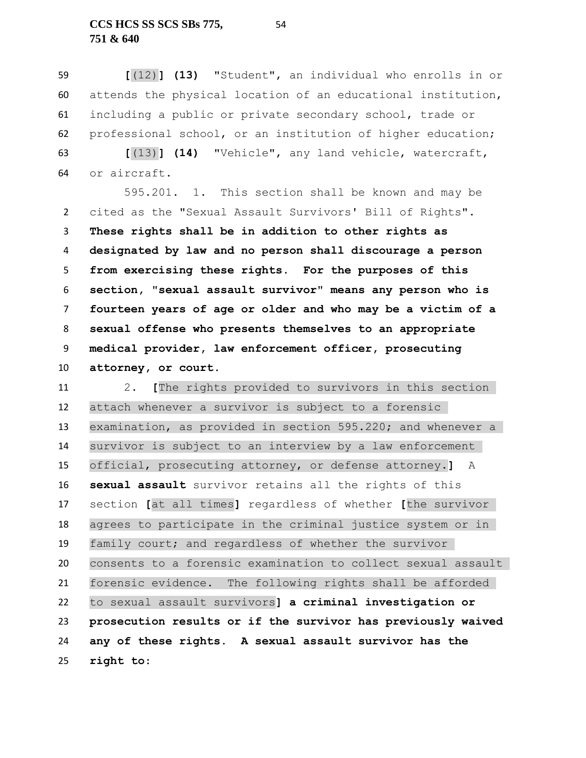59 **[**(12)**] (13)** "Student", an individual who enrolls in or
60 attends the physical location of an educational institution,
61 including a public or private secondary school, trade or
62 professional school, or an institution of higher education;

63 **[**(13)**] (14)** "Vehicle", any land vehicle, watercraft,
64 or aircraft.

595.201. 1. This section shall be known and may be
2 cited as the "Sexual Assault Survivors' Bill of Rights".
3 **These rights shall be in addition to other rights as**
4 **designated by law and no person shall discourage a person**
5 **from exercising these rights. For the purposes of this**
6 **section, "sexual assault survivor" means any person who is**
7 **fourteen years of age or older and who may be a victim of a**
8 **sexual offense who presents themselves to an appropriate**
9 **medical provider, law enforcement officer, prosecuting**
10 **attorney, or court.**

11 2. **[**The rights provided to survivors in this section
12 attach whenever a survivor is subject to a forensic
13 examination, as provided in section 595.220; and whenever a
14 survivor is subject to an interview by a law enforcement
15 official, prosecuting attorney, or defense attorney.**]** A
16 **sexual assault** survivor retains all the rights of this
17 section **[**at all times**]** regardless of whether **[**the survivor
18 agrees to participate in the criminal justice system or in
19 family court; and regardless of whether the survivor
20 consents to a forensic examination to collect sexual assault
21 forensic evidence. The following rights shall be afforded
22 to sexual assault survivors**] a criminal investigation or**
23 **prosecution results or if the survivor has previously waived**
24 **any of these rights. A sexual assault survivor has the**
25 **right to:**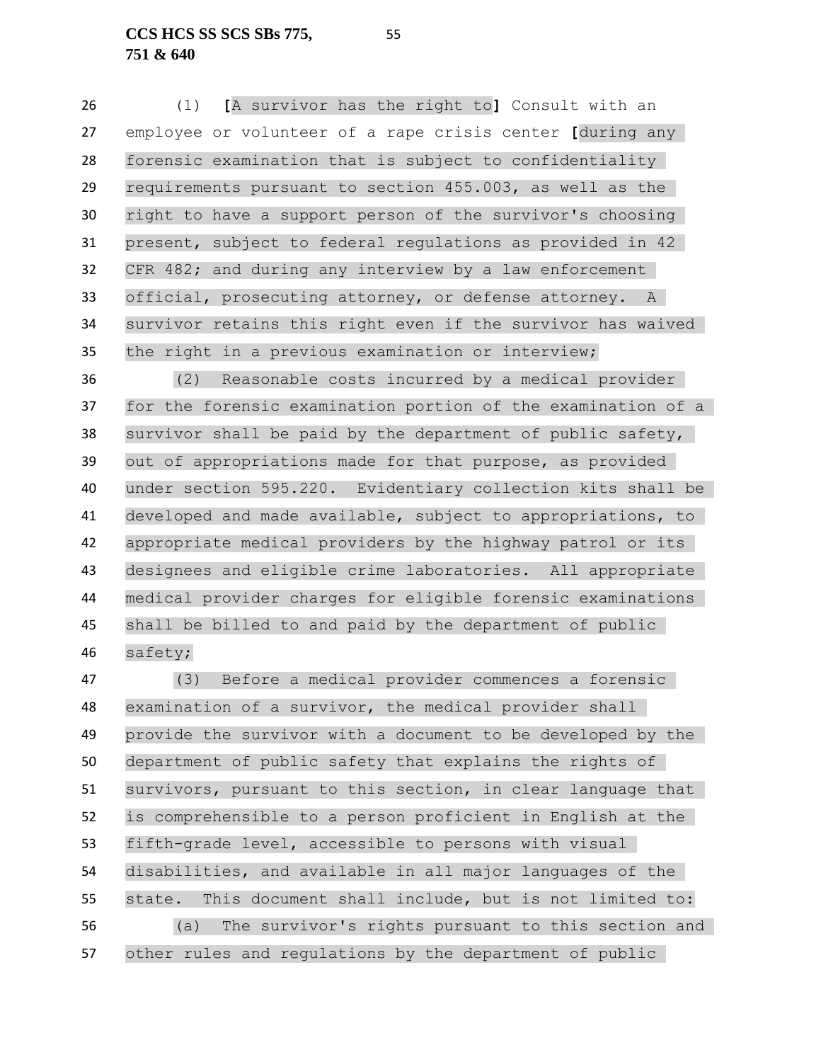(1) **[**A survivor has the right to**]** Consult with an employee or volunteer of a rape crisis center **[**during any forensic examination that is subject to confidentiality requirements pursuant to section 455.003, as well as the right to have a support person of the survivor's choosing present, subject to federal regulations as provided in 42 CFR 482; and during any interview by a law enforcement official, prosecuting attorney, or defense attorney. A survivor retains this right even if the survivor has waived the right in a previous examination or interview;

(2) Reasonable costs incurred by a medical provider for the forensic examination portion of the examination of a survivor shall be paid by the department of public safety, out of appropriations made for that purpose, as provided under section 595.220. Evidentiary collection kits shall be developed and made available, subject to appropriations, to appropriate medical providers by the highway patrol or its designees and eligible crime laboratories. All appropriate medical provider charges for eligible forensic examinations shall be billed to and paid by the department of public safety;

(3) Before a medical provider commences a forensic examination of a survivor, the medical provider shall provide the survivor with a document to be developed by the department of public safety that explains the rights of survivors, pursuant to this section, in clear language that is comprehensible to a person proficient in English at the fifth-grade level, accessible to persons with visual disabilities, and available in all major languages of the state. This document shall include, but is not limited to:

(a) The survivor's rights pursuant to this section and other rules and regulations by the department of public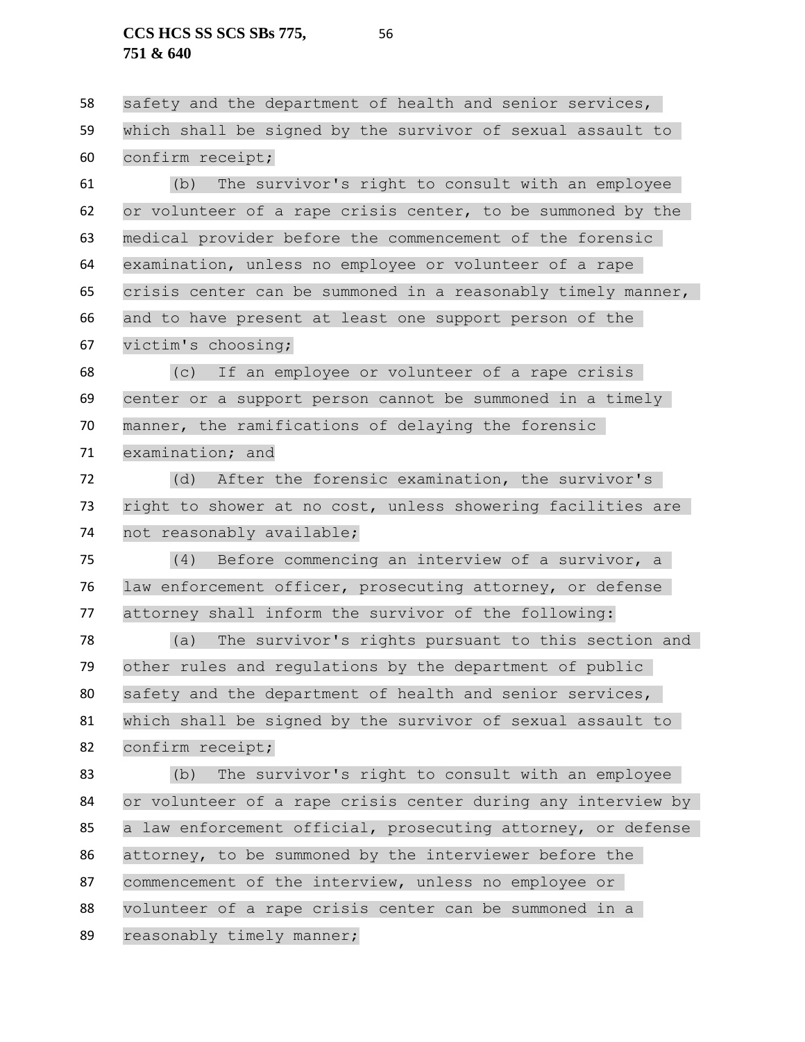safety and the department of health and senior services, which shall be signed by the survivor of sexual assault to confirm receipt;

(b) The survivor's right to consult with an employee or volunteer of a rape crisis center, to be summoned by the medical provider before the commencement of the forensic examination, unless no employee or volunteer of a rape crisis center can be summoned in a reasonably timely manner, and to have present at least one support person of the victim's choosing;

(c) If an employee or volunteer of a rape crisis center or a support person cannot be summoned in a timely manner, the ramifications of delaying the forensic examination; and

(d) After the forensic examination, the survivor's right to shower at no cost, unless showering facilities are not reasonably available;

(4) Before commencing an interview of a survivor, a law enforcement officer, prosecuting attorney, or defense attorney shall inform the survivor of the following:

(a) The survivor's rights pursuant to this section and other rules and regulations by the department of public safety and the department of health and senior services, which shall be signed by the survivor of sexual assault to confirm receipt;

(b) The survivor's right to consult with an employee or volunteer of a rape crisis center during any interview by a law enforcement official, prosecuting attorney, or defense attorney, to be summoned by the interviewer before the commencement of the interview, unless no employee or volunteer of a rape crisis center can be summoned in a reasonably timely manner;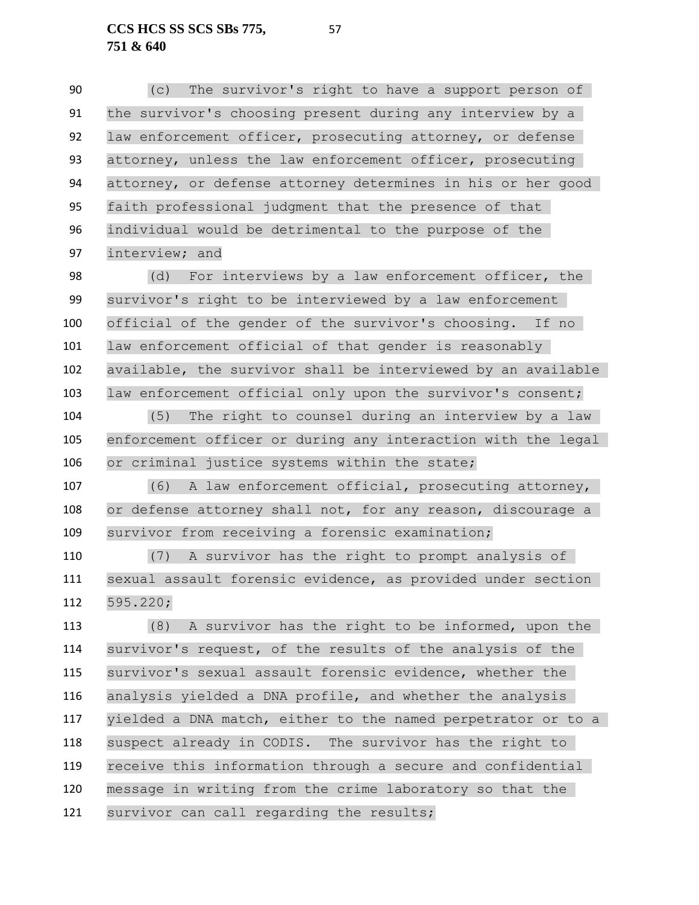(c) The survivor's right to have a support person of the survivor's choosing present during any interview by a law enforcement officer, prosecuting attorney, or defense attorney, unless the law enforcement officer, prosecuting attorney, or defense attorney determines in his or her good faith professional judgment that the presence of that individual would be detrimental to the purpose of the interview; and

(d) For interviews by a law enforcement officer, the survivor's right to be interviewed by a law enforcement official of the gender of the survivor's choosing. If no law enforcement official of that gender is reasonably available, the survivor shall be interviewed by an available law enforcement official only upon the survivor's consent;

(5) The right to counsel during an interview by a law enforcement officer or during any interaction with the legal or criminal justice systems within the state;

(6) A law enforcement official, prosecuting attorney, or defense attorney shall not, for any reason, discourage a survivor from receiving a forensic examination;

(7) A survivor has the right to prompt analysis of sexual assault forensic evidence, as provided under section 595.220;

(8) A survivor has the right to be informed, upon the survivor's request, of the results of the analysis of the survivor's sexual assault forensic evidence, whether the analysis yielded a DNA profile, and whether the analysis yielded a DNA match, either to the named perpetrator or to a suspect already in CODIS. The survivor has the right to receive this information through a secure and confidential message in writing from the crime laboratory so that the survivor can call regarding the results;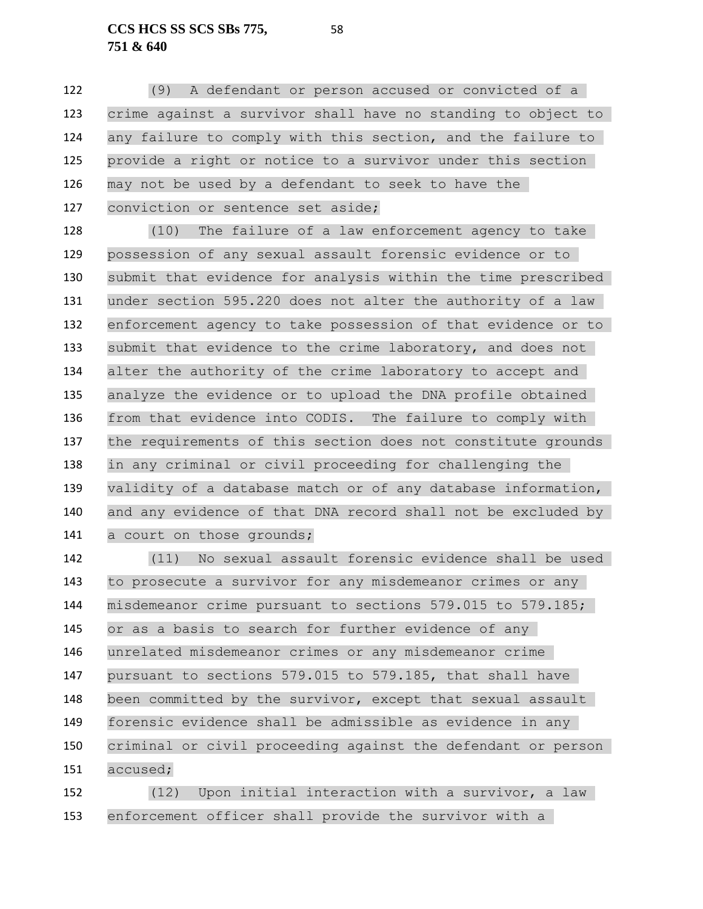(9) A defendant or person accused or convicted of a crime against a survivor shall have no standing to object to any failure to comply with this section, and the failure to provide a right or notice to a survivor under this section may not be used by a defendant to seek to have the conviction or sentence set aside;

(10) The failure of a law enforcement agency to take possession of any sexual assault forensic evidence or to submit that evidence for analysis within the time prescribed under section 595.220 does not alter the authority of a law enforcement agency to take possession of that evidence or to submit that evidence to the crime laboratory, and does not alter the authority of the crime laboratory to accept and analyze the evidence or to upload the DNA profile obtained from that evidence into CODIS. The failure to comply with the requirements of this section does not constitute grounds in any criminal or civil proceeding for challenging the validity of a database match or of any database information, and any evidence of that DNA record shall not be excluded by a court on those grounds;

(11) No sexual assault forensic evidence shall be used to prosecute a survivor for any misdemeanor crimes or any misdemeanor crime pursuant to sections 579.015 to 579.185; or as a basis to search for further evidence of any unrelated misdemeanor crimes or any misdemeanor crime pursuant to sections 579.015 to 579.185, that shall have been committed by the survivor, except that sexual assault forensic evidence shall be admissible as evidence in any criminal or civil proceeding against the defendant or person accused;

(12) Upon initial interaction with a survivor, a law enforcement officer shall provide the survivor with a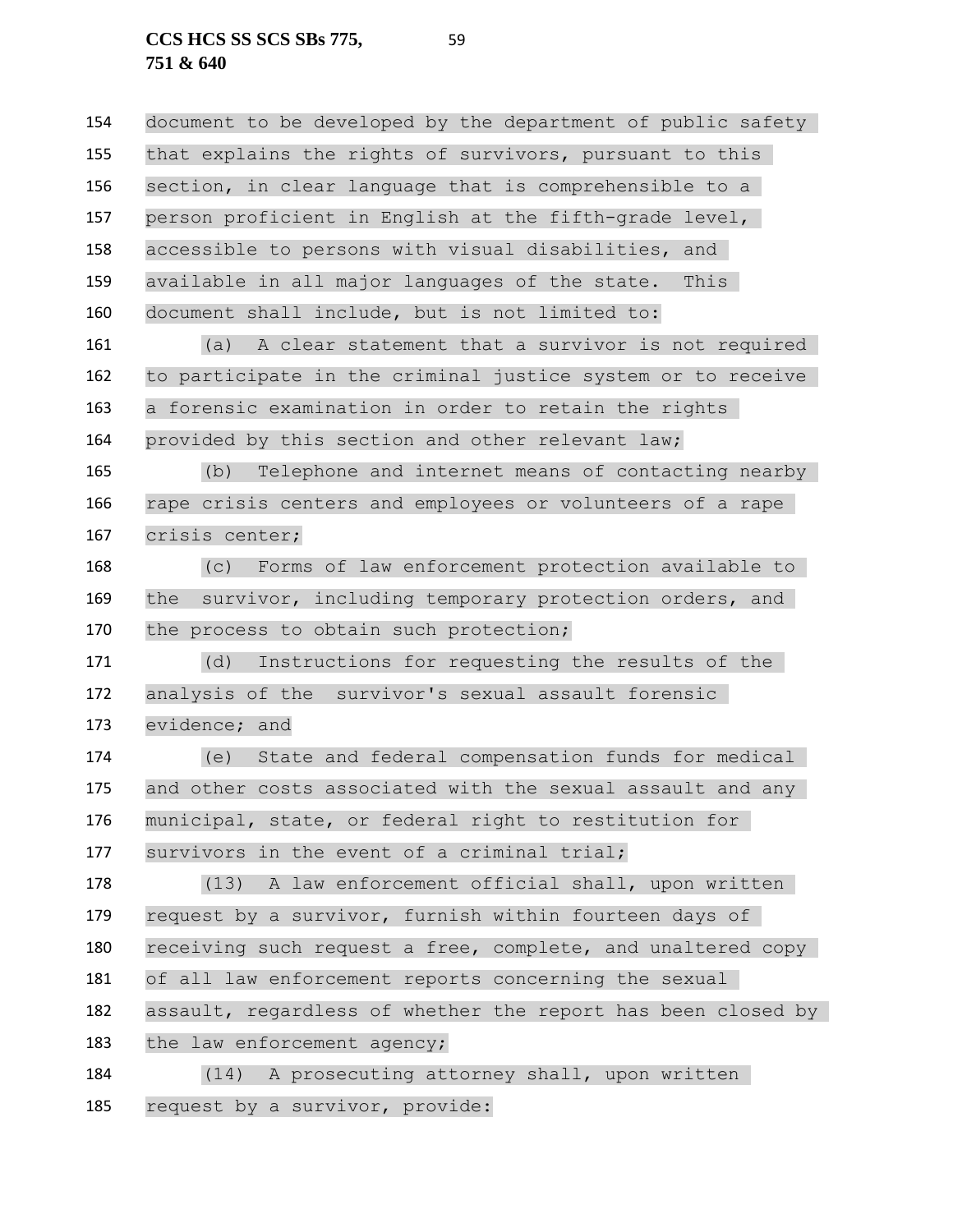document to be developed by the department of public safety that explains the rights of survivors, pursuant to this section, in clear language that is comprehensible to a person proficient in English at the fifth-grade level, accessible to persons with visual disabilities, and available in all major languages of the state. This document shall include, but is not limited to:

(a) A clear statement that a survivor is not required to participate in the criminal justice system or to receive a forensic examination in order to retain the rights provided by this section and other relevant law;

(b) Telephone and internet means of contacting nearby rape crisis centers and employees or volunteers of a rape crisis center;

(c) Forms of law enforcement protection available to the survivor, including temporary protection orders, and the process to obtain such protection;

(d) Instructions for requesting the results of the analysis of the survivor's sexual assault forensic evidence; and

(e) State and federal compensation funds for medical and other costs associated with the sexual assault and any municipal, state, or federal right to restitution for survivors in the event of a criminal trial;

(13) A law enforcement official shall, upon written request by a survivor, furnish within fourteen days of receiving such request a free, complete, and unaltered copy of all law enforcement reports concerning the sexual assault, regardless of whether the report has been closed by the law enforcement agency;

(14) A prosecuting attorney shall, upon written request by a survivor, provide: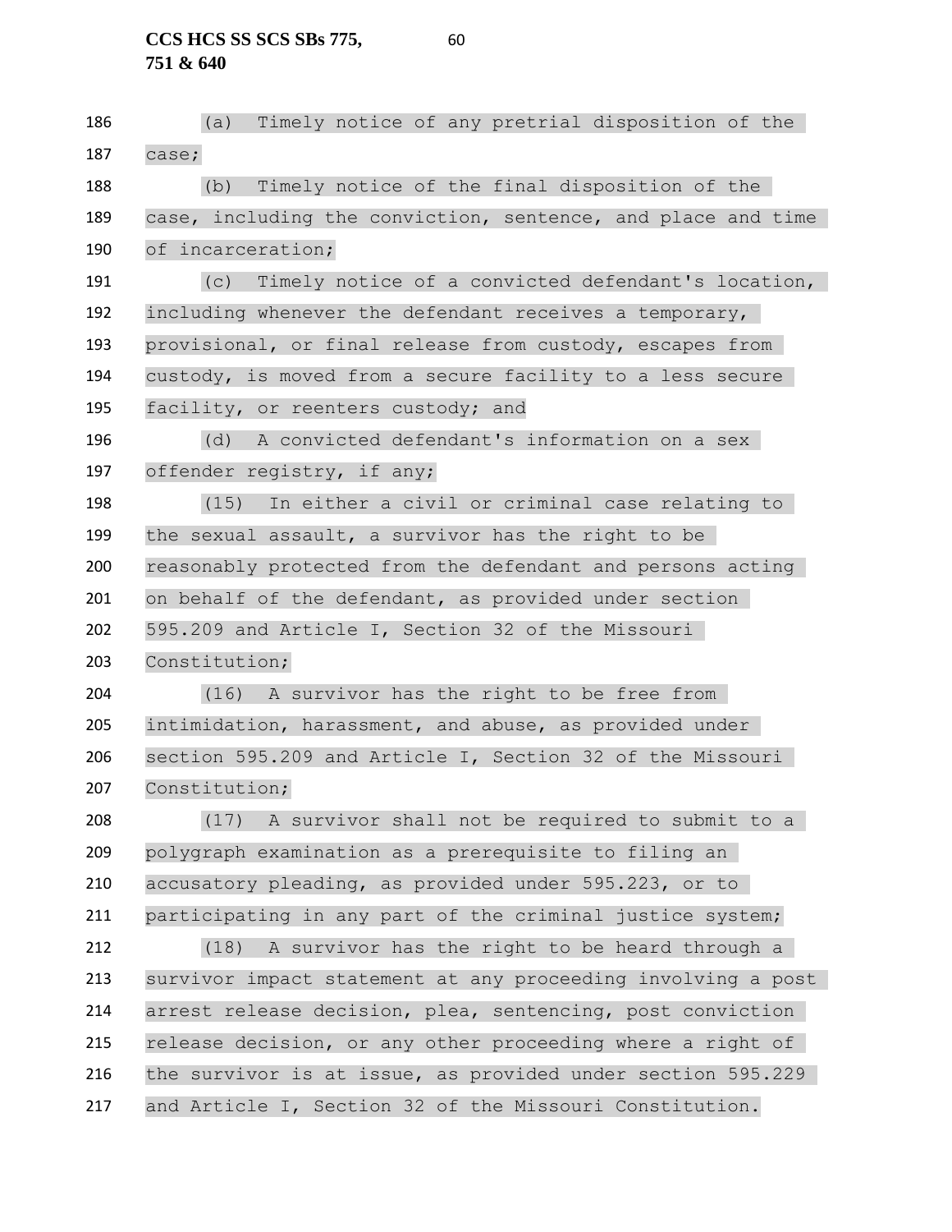(a) Timely notice of any pretrial disposition of the case;

(b) Timely notice of the final disposition of the case, including the conviction, sentence, and place and time of incarceration;

(c) Timely notice of a convicted defendant's location, including whenever the defendant receives a temporary, provisional, or final release from custody, escapes from custody, is moved from a secure facility to a less secure facility, or reenters custody; and

(d) A convicted defendant's information on a sex offender registry, if any;

(15) In either a civil or criminal case relating to the sexual assault, a survivor has the right to be reasonably protected from the defendant and persons acting on behalf of the defendant, as provided under section 595.209 and Article I, Section 32 of the Missouri Constitution;

(16) A survivor has the right to be free from intimidation, harassment, and abuse, as provided under section 595.209 and Article I, Section 32 of the Missouri Constitution;

(17) A survivor shall not be required to submit to a polygraph examination as a prerequisite to filing an accusatory pleading, as provided under 595.223, or to participating in any part of the criminal justice system;

(18) A survivor has the right to be heard through a survivor impact statement at any proceeding involving a post arrest release decision, plea, sentencing, post conviction release decision, or any other proceeding where a right of the survivor is at issue, as provided under section 595.229 and Article I, Section 32 of the Missouri Constitution.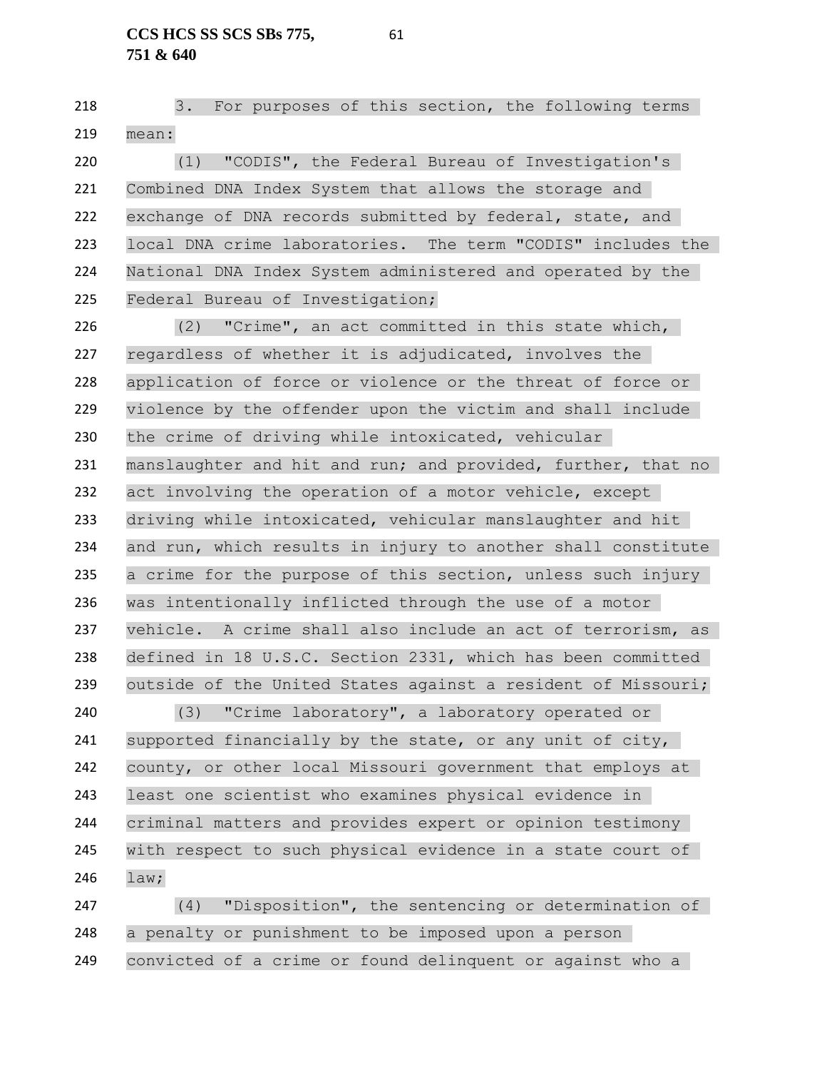3. For purposes of this section, the following terms mean:

(1) "CODIS", the Federal Bureau of Investigation's Combined DNA Index System that allows the storage and exchange of DNA records submitted by federal, state, and local DNA crime laboratories. The term "CODIS" includes the National DNA Index System administered and operated by the Federal Bureau of Investigation;

(2) "Crime", an act committed in this state which, regardless of whether it is adjudicated, involves the application of force or violence or the threat of force or violence by the offender upon the victim and shall include the crime of driving while intoxicated, vehicular manslaughter and hit and run; and provided, further, that no act involving the operation of a motor vehicle, except driving while intoxicated, vehicular manslaughter and hit and run, which results in injury to another shall constitute a crime for the purpose of this section, unless such injury was intentionally inflicted through the use of a motor vehicle. A crime shall also include an act of terrorism, as defined in 18 U.S.C. Section 2331, which has been committed outside of the United States against a resident of Missouri;

(3) "Crime laboratory", a laboratory operated or supported financially by the state, or any unit of city, county, or other local Missouri government that employs at least one scientist who examines physical evidence in criminal matters and provides expert or opinion testimony with respect to such physical evidence in a state court of law;

(4) "Disposition", the sentencing or determination of a penalty or punishment to be imposed upon a person convicted of a crime or found delinquent or against who a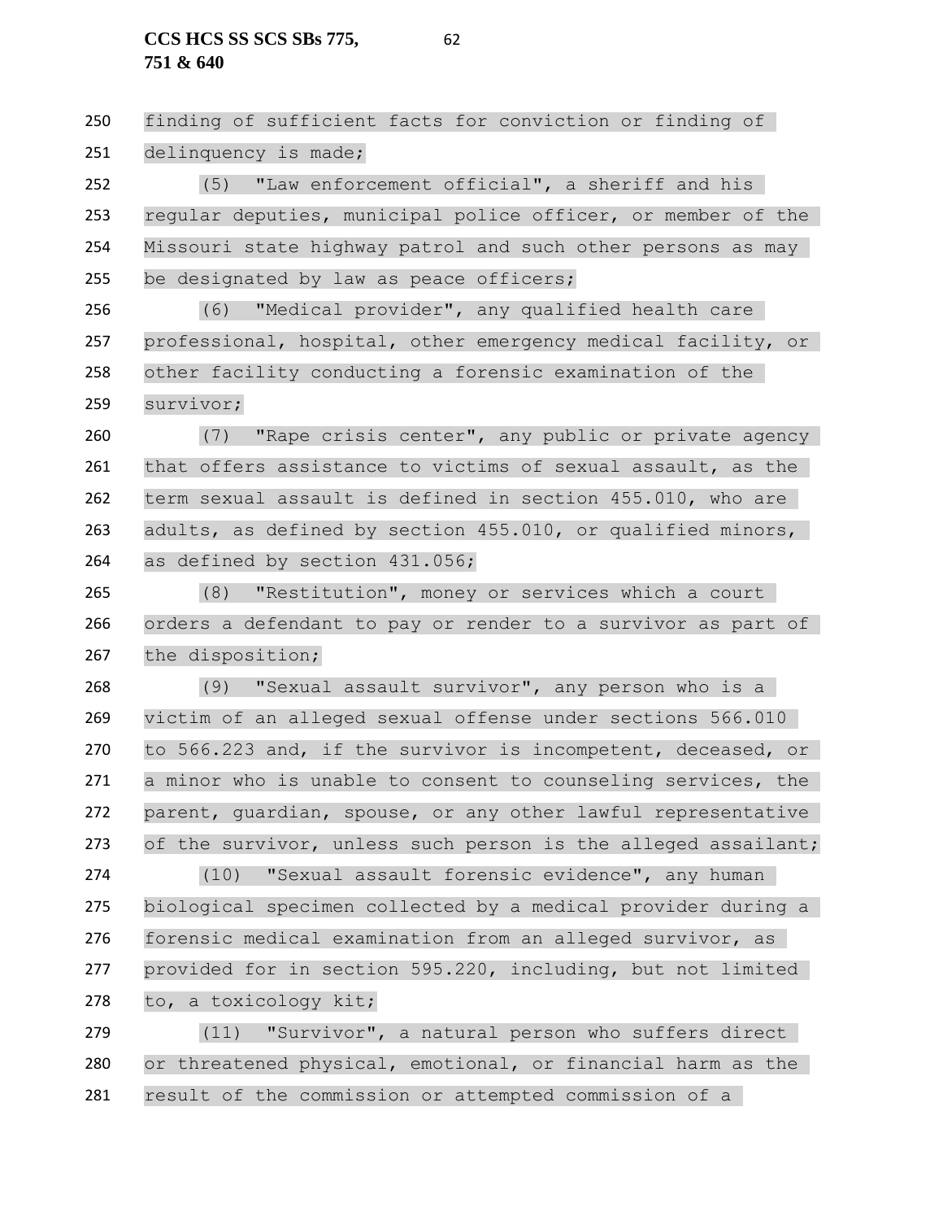finding of sufficient facts for conviction or finding of delinquency is made;

(5) "Law enforcement official", a sheriff and his regular deputies, municipal police officer, or member of the Missouri state highway patrol and such other persons as may be designated by law as peace officers;

(6) "Medical provider", any qualified health care professional, hospital, other emergency medical facility, or other facility conducting a forensic examination of the survivor;

(7) "Rape crisis center", any public or private agency that offers assistance to victims of sexual assault, as the term sexual assault is defined in section 455.010, who are adults, as defined by section 455.010, or qualified minors, as defined by section 431.056;

(8) "Restitution", money or services which a court orders a defendant to pay or render to a survivor as part of the disposition;

(9) "Sexual assault survivor", any person who is a victim of an alleged sexual offense under sections 566.010 to 566.223 and, if the survivor is incompetent, deceased, or a minor who is unable to consent to counseling services, the parent, guardian, spouse, or any other lawful representative of the survivor, unless such person is the alleged assailant;

(10) "Sexual assault forensic evidence", any human biological specimen collected by a medical provider during a forensic medical examination from an alleged survivor, as provided for in section 595.220, including, but not limited to, a toxicology kit;

(11) "Survivor", a natural person who suffers direct or threatened physical, emotional, or financial harm as the result of the commission or attempted commission of a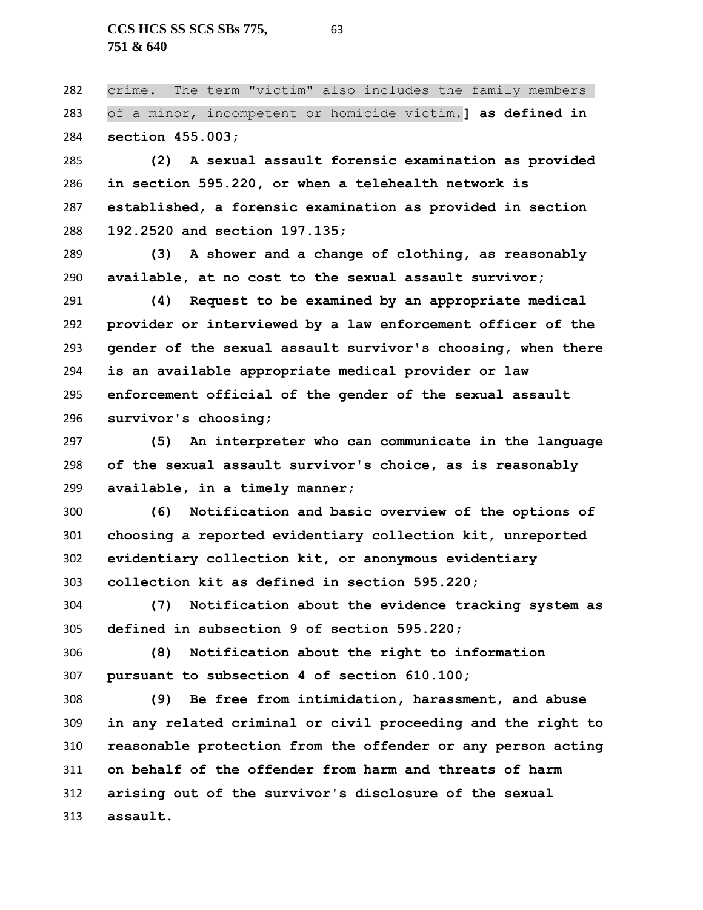crime. The term "victim" also includes the family members of a minor, incompetent or homicide victim.] **as defined in section 455.003;**

**(2) A sexual assault forensic examination as provided in section 595.220, or when a telehealth network is established, a forensic examination as provided in section 192.2520 and section 197.135;**

**(3) A shower and a change of clothing, as reasonably available, at no cost to the sexual assault survivor;**

**(4) Request to be examined by an appropriate medical provider or interviewed by a law enforcement officer of the gender of the sexual assault survivor's choosing, when there is an available appropriate medical provider or law enforcement official of the gender of the sexual assault survivor's choosing;**

**(5) An interpreter who can communicate in the language of the sexual assault survivor's choice, as is reasonably available, in a timely manner;**

**(6) Notification and basic overview of the options of choosing a reported evidentiary collection kit, unreported evidentiary collection kit, or anonymous evidentiary collection kit as defined in section 595.220;**

**(7) Notification about the evidence tracking system as defined in subsection 9 of section 595.220;**

**(8) Notification about the right to information pursuant to subsection 4 of section 610.100;**

**(9) Be free from intimidation, harassment, and abuse in any related criminal or civil proceeding and the right to reasonable protection from the offender or any person acting on behalf of the offender from harm and threats of harm arising out of the survivor's disclosure of the sexual assault.**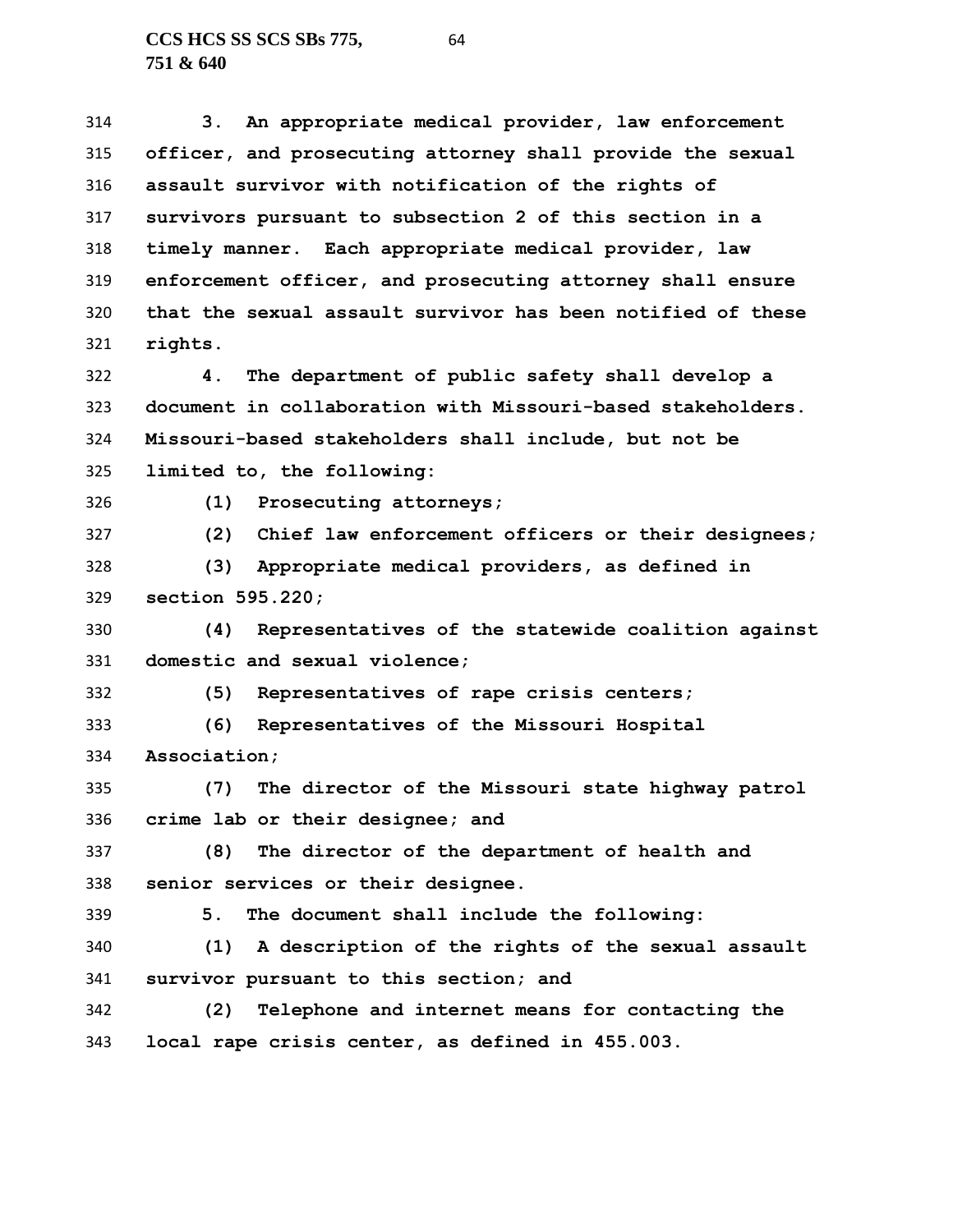**3. An appropriate medical provider, law enforcement officer, and prosecuting attorney shall provide the sexual assault survivor with notification of the rights of survivors pursuant to subsection 2 of this section in a timely manner. Each appropriate medical provider, law enforcement officer, and prosecuting attorney shall ensure that the sexual assault survivor has been notified of these rights.**

**4. The department of public safety shall develop a document in collaboration with Missouri-based stakeholders. Missouri-based stakeholders shall include, but not be limited to, the following:**

**(1) Prosecuting attorneys;**

**(2) Chief law enforcement officers or their designees;**

**(3) Appropriate medical providers, as defined in section 595.220;**

**(4) Representatives of the statewide coalition against domestic and sexual violence;**

**(5) Representatives of rape crisis centers;**

**(6) Representatives of the Missouri Hospital Association;**

**(7) The director of the Missouri state highway patrol crime lab or their designee; and**

**(8) The director of the department of health and senior services or their designee.**

**5. The document shall include the following:**

**(1) A description of the rights of the sexual assault survivor pursuant to this section; and**

**(2) Telephone and internet means for contacting the local rape crisis center, as defined in 455.003.**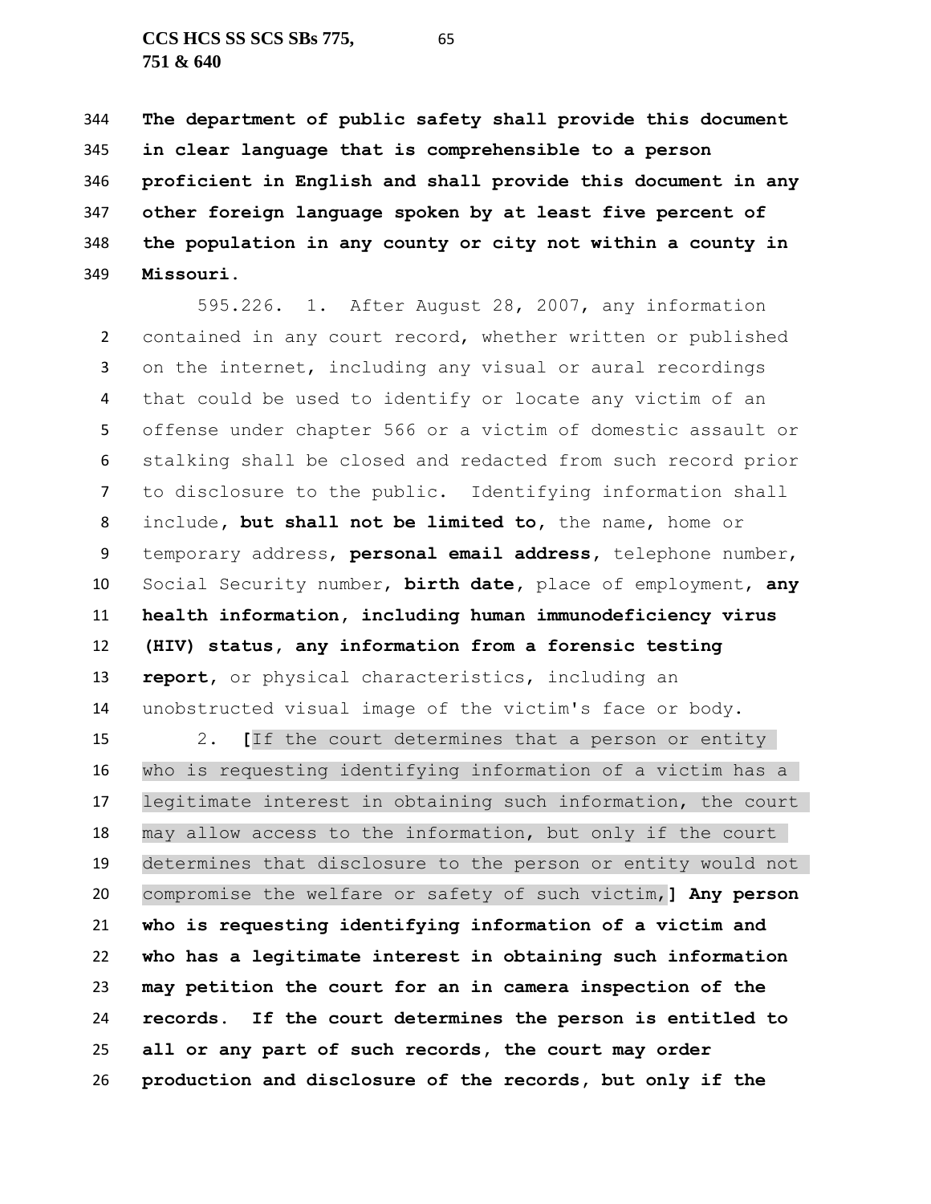**The department of public safety shall provide this document in clear language that is comprehensible to a person proficient in English and shall provide this document in any other foreign language spoken by at least five percent of the population in any county or city not within a county in Missouri.**

595.226. 1. After August 28, 2007, any information contained in any court record, whether written or published on the internet, including any visual or aural recordings that could be used to identify or locate any victim of an offense under chapter 566 or a victim of domestic assault or stalking shall be closed and redacted from such record prior to disclosure to the public. Identifying information shall include**, but shall not be limited to**, the name, home or temporary address, **personal email address**, telephone number, Social Security number, **birth date**, place of employment, **any health information, including human immunodeficiency virus (HIV) status, any information from a forensic testing report**, or physical characteristics, including an unobstructed visual image of the victim's face or body.

2. **[**If the court determines that a person or entity who is requesting identifying information of a victim has a legitimate interest in obtaining such information, the court may allow access to the information, but only if the court determines that disclosure to the person or entity would not compromise the welfare or safety of such victim,**] Any person who is requesting identifying information of a victim and who has a legitimate interest in obtaining such information may petition the court for an in camera inspection of the records. If the court determines the person is entitled to all or any part of such records, the court may order production and disclosure of the records, but only if the**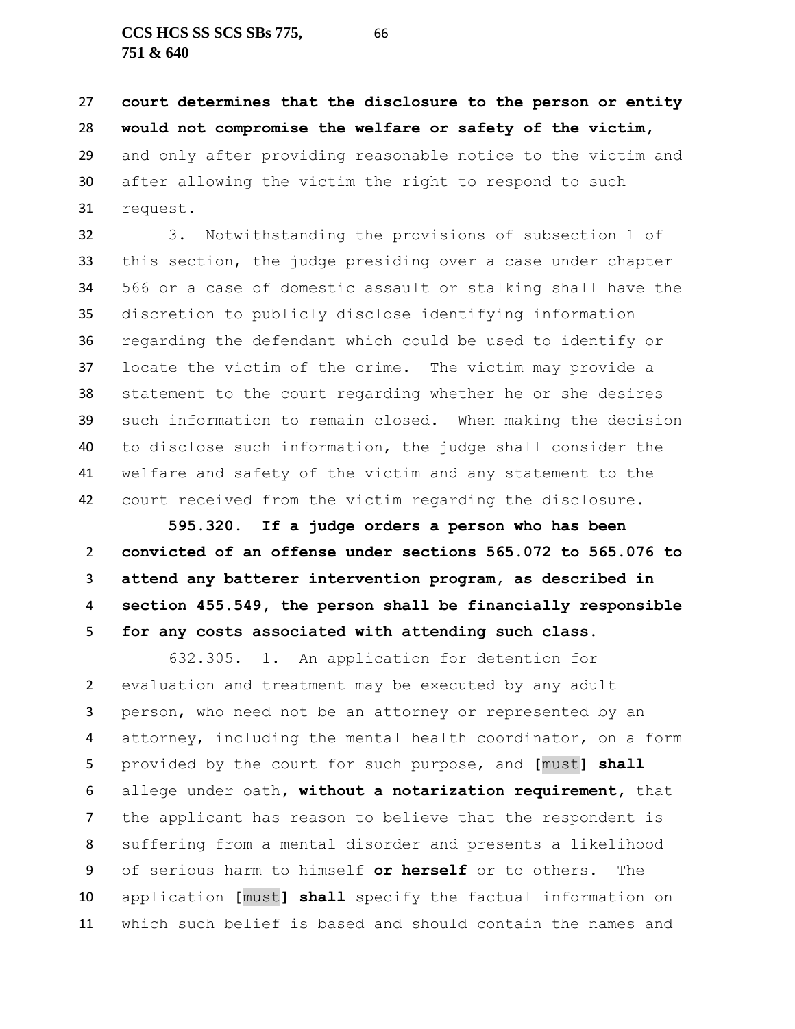**court determines that the disclosure to the person or entity would not compromise the welfare or safety of the victim**, and only after providing reasonable notice to the victim and after allowing the victim the right to respond to such request.

3. Notwithstanding the provisions of subsection 1 of this section, the judge presiding over a case under chapter 566 or a case of domestic assault or stalking shall have the discretion to publicly disclose identifying information regarding the defendant which could be used to identify or locate the victim of the crime. The victim may provide a statement to the court regarding whether he or she desires such information to remain closed. When making the decision to disclose such information, the judge shall consider the welfare and safety of the victim and any statement to the court received from the victim regarding the disclosure.

**595.320. If a judge orders a person who has been convicted of an offense under sections 565.072 to 565.076 to attend any batterer intervention program, as described in section 455.549, the person shall be financially responsible for any costs associated with attending such class.**

632.305. 1. An application for detention for evaluation and treatment may be executed by any adult person, who need not be an attorney or represented by an attorney, including the mental health coordinator, on a form provided by the court for such purpose, and [must] **shall** allege under oath**, without a notarization requirement,** that the applicant has reason to believe that the respondent is suffering from a mental disorder and presents a likelihood of serious harm to himself **or herself** or to others. The application [must] **shall** specify the factual information on which such belief is based and should contain the names and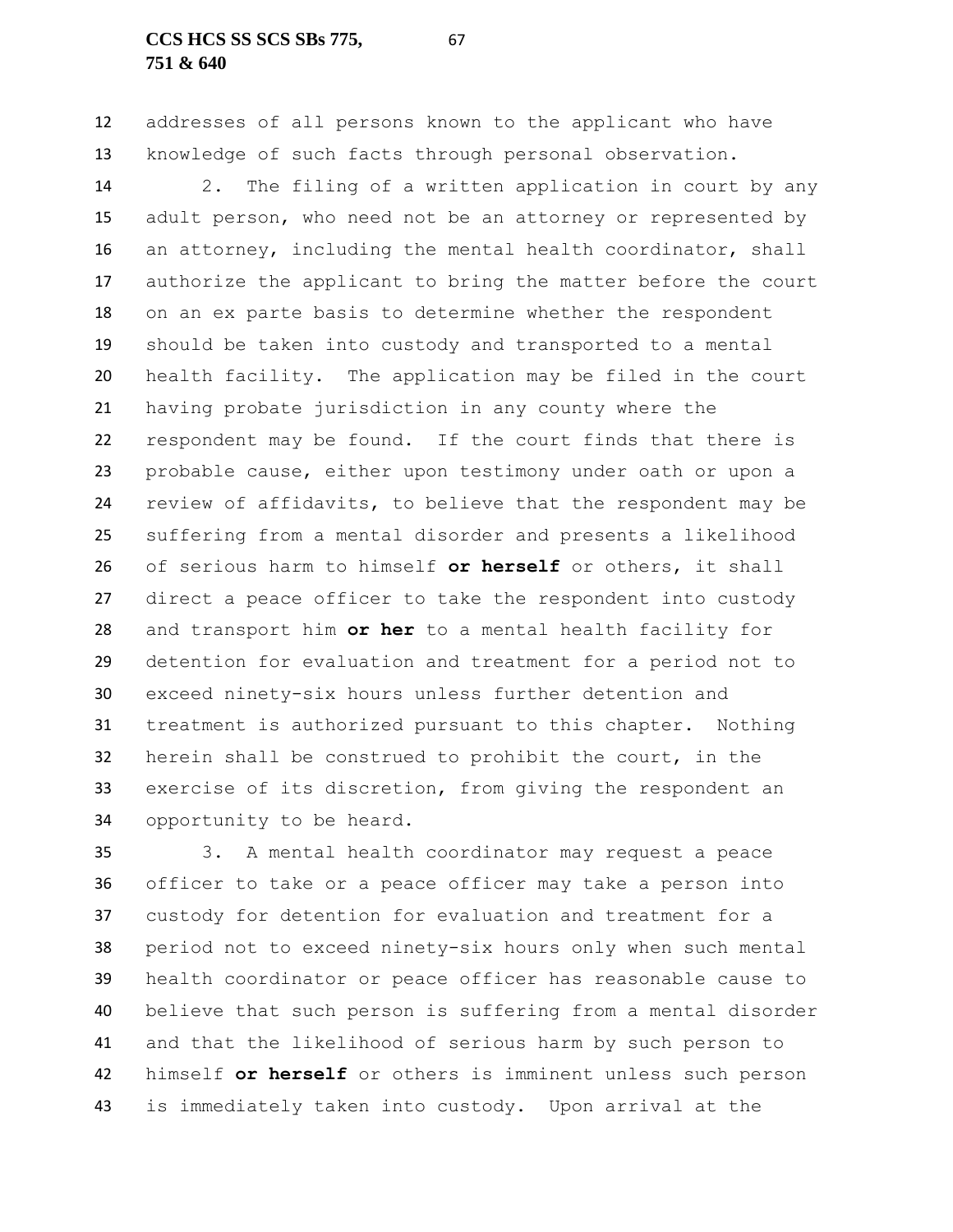addresses of all persons known to the applicant who have knowledge of such facts through personal observation.

2. The filing of a written application in court by any adult person, who need not be an attorney or represented by an attorney, including the mental health coordinator, shall authorize the applicant to bring the matter before the court on an ex parte basis to determine whether the respondent should be taken into custody and transported to a mental health facility. The application may be filed in the court having probate jurisdiction in any county where the respondent may be found. If the court finds that there is probable cause, either upon testimony under oath or upon a review of affidavits, to believe that the respondent may be suffering from a mental disorder and presents a likelihood of serious harm to himself **or herself** or others, it shall direct a peace officer to take the respondent into custody and transport him **or her** to a mental health facility for detention for evaluation and treatment for a period not to exceed ninety-six hours unless further detention and treatment is authorized pursuant to this chapter. Nothing herein shall be construed to prohibit the court, in the exercise of its discretion, from giving the respondent an opportunity to be heard.

3. A mental health coordinator may request a peace officer to take or a peace officer may take a person into custody for detention for evaluation and treatment for a period not to exceed ninety-six hours only when such mental health coordinator or peace officer has reasonable cause to believe that such person is suffering from a mental disorder and that the likelihood of serious harm by such person to himself **or herself** or others is imminent unless such person is immediately taken into custody. Upon arrival at the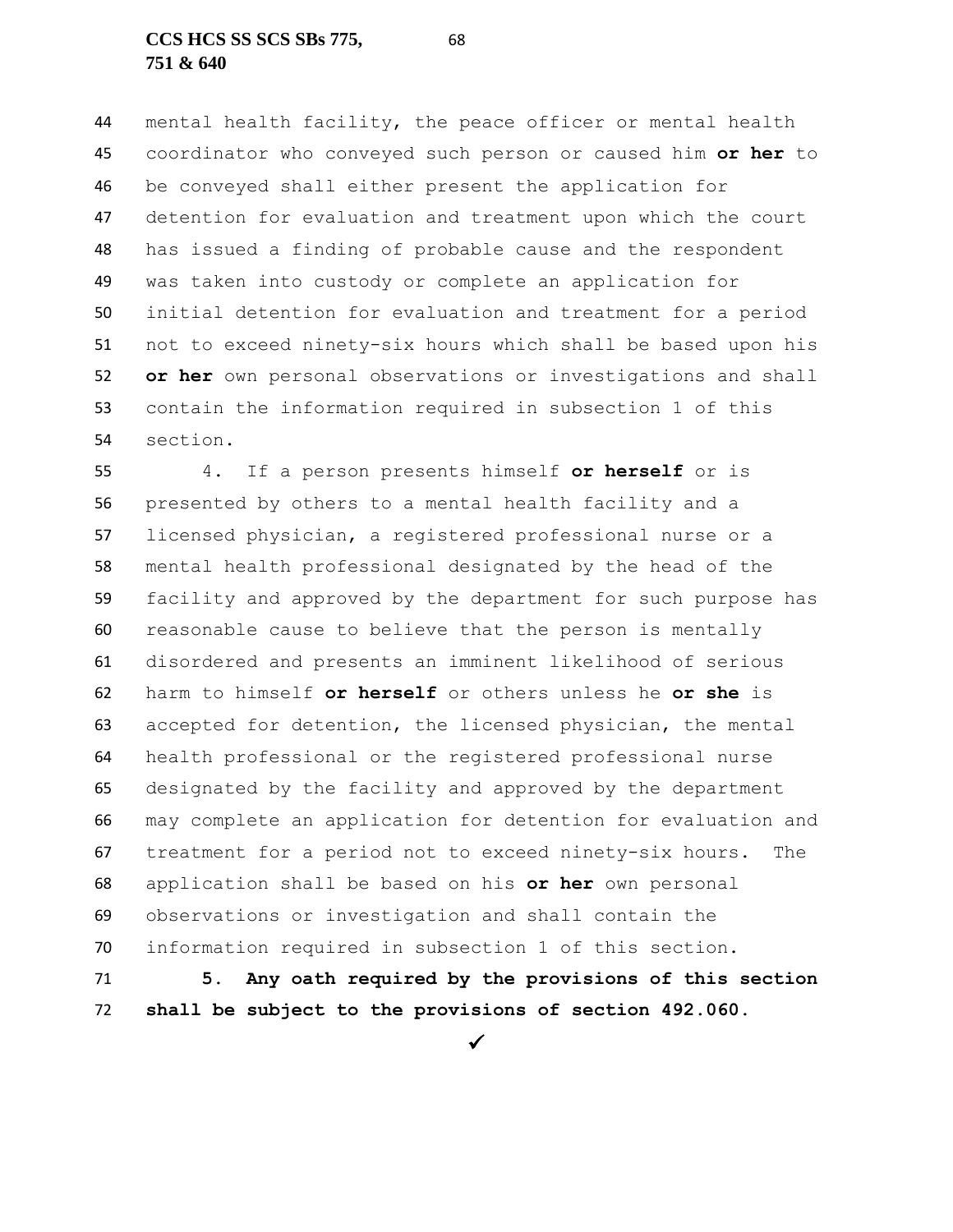mental health facility, the peace officer or mental health coordinator who conveyed such person or caused him **or her** to be conveyed shall either present the application for detention for evaluation and treatment upon which the court has issued a finding of probable cause and the respondent was taken into custody or complete an application for initial detention for evaluation and treatment for a period not to exceed ninety-six hours which shall be based upon his **or her** own personal observations or investigations and shall contain the information required in subsection 1 of this section.

4. If a person presents himself **or herself** or is presented by others to a mental health facility and a licensed physician, a registered professional nurse or a mental health professional designated by the head of the facility and approved by the department for such purpose has reasonable cause to believe that the person is mentally disordered and presents an imminent likelihood of serious harm to himself **or herself** or others unless he **or she** is accepted for detention, the licensed physician, the mental health professional or the registered professional nurse designated by the facility and approved by the department may complete an application for detention for evaluation and treatment for a period not to exceed ninety-six hours. The application shall be based on his **or her** own personal observations or investigation and shall contain the information required in subsection 1 of this section.

**5. Any oath required by the provisions of this section shall be subject to the provisions of section 492.060.**

✓